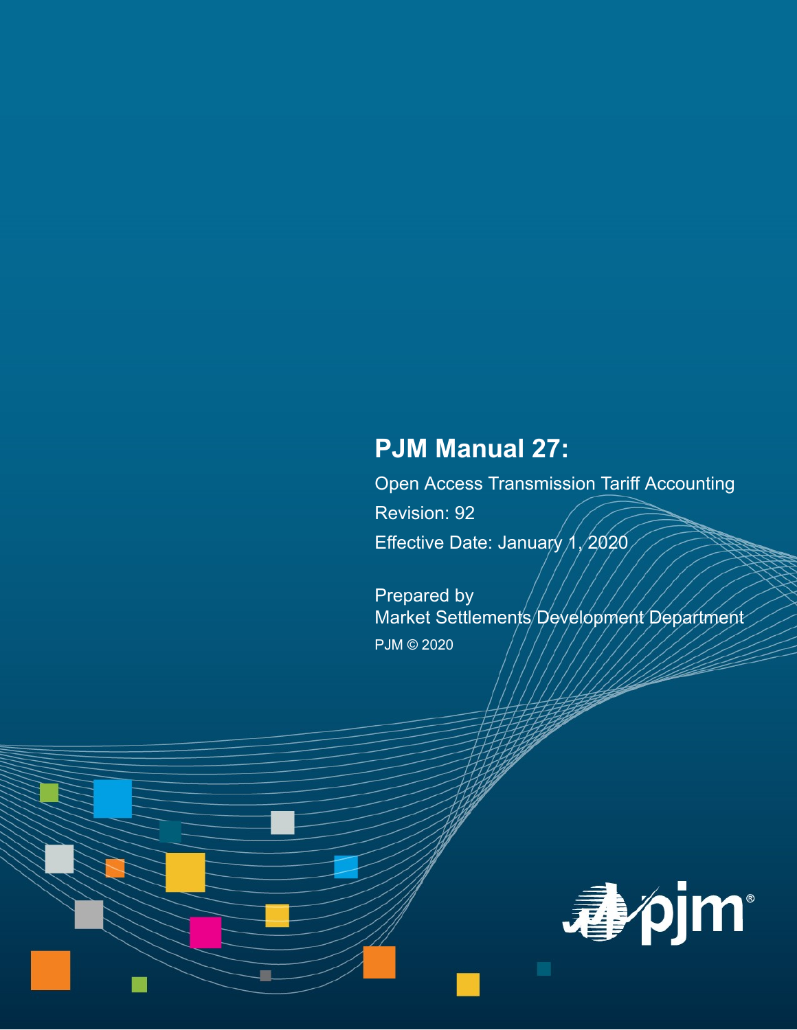# PJM Manual 27:

Open Access Transmission Tariff Accounting

Revision: 92

Effective Date: January 1, 2020

Prepared by
Market Settlements Development Department

PJM © 2020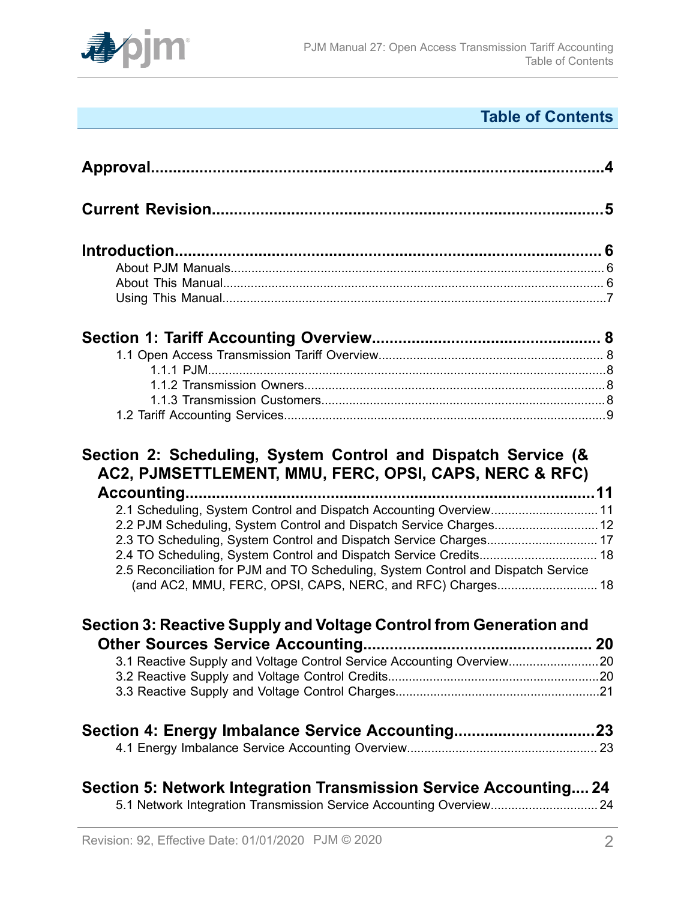## Table of Contents

**Approval**.........................................................................................................4

**Current Revision**.............................................................................................5

**Introduction**.....................................................................................................6

- About PJM Manuals.........................................................................................6
- About This Manual...........................................................................................6
- Using This Manual............................................................................................7

**Section 1: Tariff Accounting Overview**......................................................8

- 1.1 Open Access Transmission Tariff Overview..................................................8
  - 1.1.1 PJM.......................................................................................................8
  - 1.1.2 Transmission Owners.............................................................................8
  - 1.1.3 Transmission Customers........................................................................8
- 1.2 Tariff Accounting Services..............................................................................9

**Section 2: Scheduling, System Control and Dispatch Service (& AC2, PJMSETTLEMENT, MMU, FERC, OPSI, CAPS, NERC & RFC) Accounting**..............................................................................................11

- 2.1 Scheduling, System Control and Dispatch Accounting Overview...................11
- 2.2 PJM Scheduling, System Control and Dispatch Service Charges..................12
- 2.3 TO Scheduling, System Control and Dispatch Service Charges.....................17
- 2.4 TO Scheduling, System Control and Dispatch Service Credits......................18
- 2.5 Reconciliation for PJM and TO Scheduling, System Control and Dispatch Service (and AC2, MMU, FERC, OPSI, CAPS, NERC, and RFC) Charges..........................18

**Section 3: Reactive Supply and Voltage Control from Generation and Other Sources Service Accounting**..........................................................20

- 3.1 Reactive Supply and Voltage Control Service Accounting Overview.............20
- 3.2 Reactive Supply and Voltage Control Credits................................................20
- 3.3 Reactive Supply and Voltage Control Charges..............................................21

**Section 4: Energy Imbalance Service Accounting**...................................23

- 4.1 Energy Imbalance Service Accounting Overview...........................................23

**Section 5: Network Integration Transmission Service Accounting**....24

- 5.1 Network Integration Transmission Service Accounting Overview..................24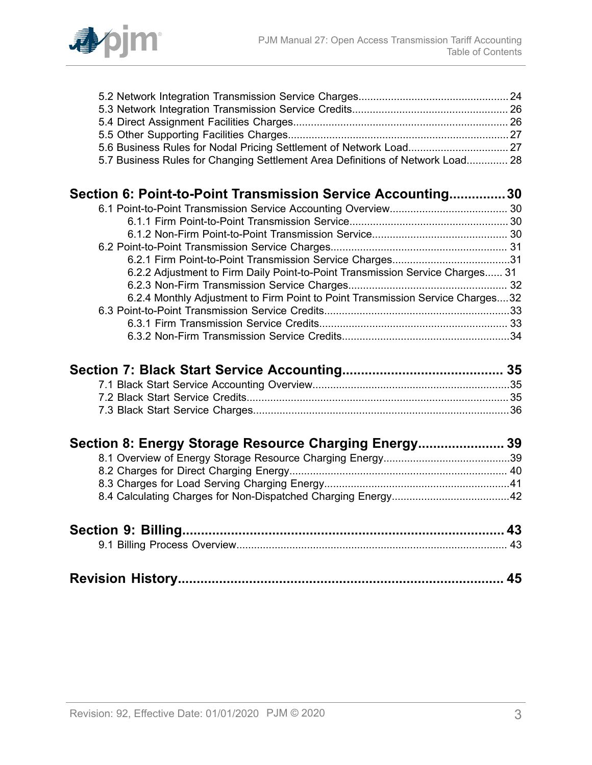5.2 Network Integration Transmission Service Charges....................................................24
5.3 Network Integration Transmission Service Credits.....................................................26
5.4 Direct Assignment Facilities Charges.........................................................................26
5.5 Other Supporting Facilities Charges...........................................................................27
5.6 Business Rules for Nodal Pricing Settlement of Network Load..................................27
5.7 Business Rules for Changing Settlement Area Definitions of Network Load..............28

**Section 6: Point-to-Point Transmission Service Accounting...............30**

6.1 Point-to-Point Transmission Service Accounting Overview........................................30
- 6.1.1 Firm Point-to-Point Transmission Service......................................................30
- 6.1.2 Non-Firm Point-to-Point Transmission Service..............................................30

6.2 Point-to-Point Transmission Service Charges.............................................................31
- 6.2.1 Firm Point-to-Point Transmission Service Charges........................................31
- 6.2.2 Adjustment to Firm Daily Point-to-Point Transmission Service Charges......31
- 6.2.3 Non-Firm Transmission Service Charges......................................................32
- 6.2.4 Monthly Adjustment to Firm Point to Point Transmission Service Charges....32

6.3 Point-to-Point Transmission Service Credits...............................................................33
- 6.3.1 Firm Transmission Service Credits................................................................33
- 6.3.2 Non-Firm Transmission Service Credits.........................................................34

**Section 7: Black Start Service Accounting........................................... 35**

7.1 Black Start Service Accounting Overview...................................................................35
7.2 Black Start Service Credits..........................................................................................35
7.3 Black Start Service Charges........................................................................................36

**Section 8: Energy Storage Resource Charging Energy...................... 39**

8.1 Overview of Energy Storage Resource Charging Energy...........................................39
8.2 Charges for Direct Charging Energy...........................................................................40
8.3 Charges for Load Serving Charging Energy...............................................................41
8.4 Calculating Charges for Non-Dispatched Charging Energy........................................42

**Section 9: Billing...................................................................................... 43**

9.1 Billing Process Overview.............................................................................................43

**Revision History........................................................................................ 45**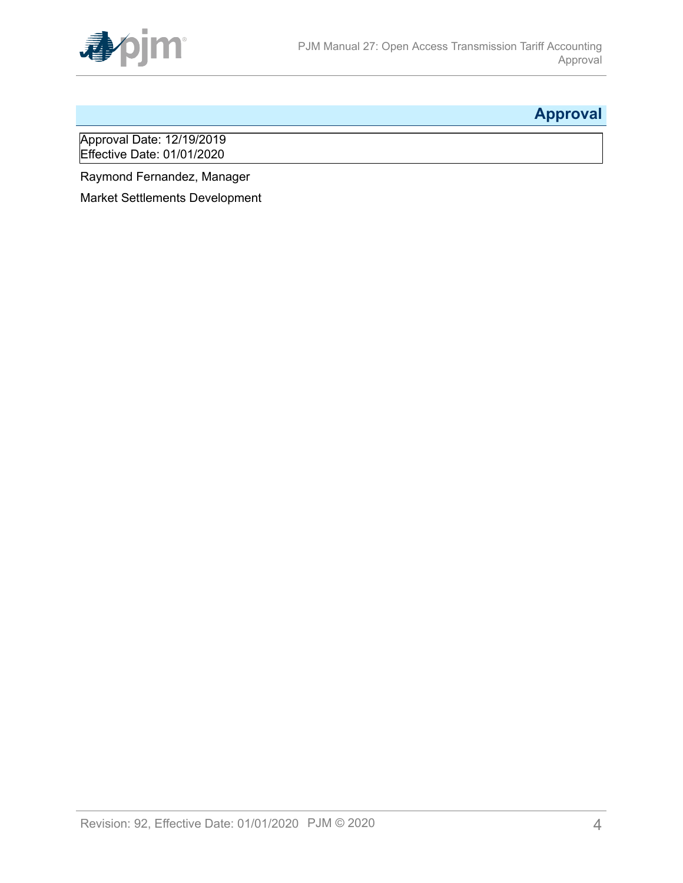# Approval

Approval Date: 12/19/2019
Effective Date: 01/01/2020

Raymond Fernandez, Manager

Market Settlements Development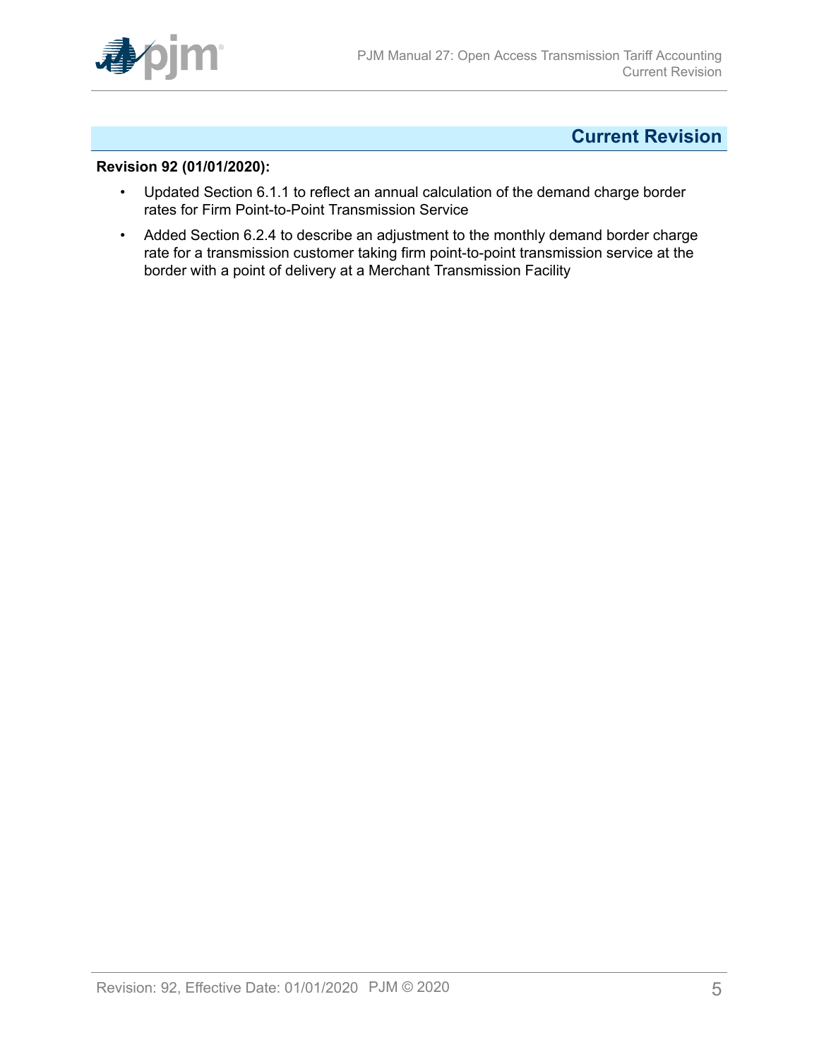# Current Revision

**Revision 92 (01/01/2020):**

- Updated Section 6.1.1 to reflect an annual calculation of the demand charge border rates for Firm Point-to-Point Transmission Service
- Added Section 6.2.4 to describe an adjustment to the monthly demand border charge rate for a transmission customer taking firm point-to-point transmission service at the border with a point of delivery at a Merchant Transmission Facility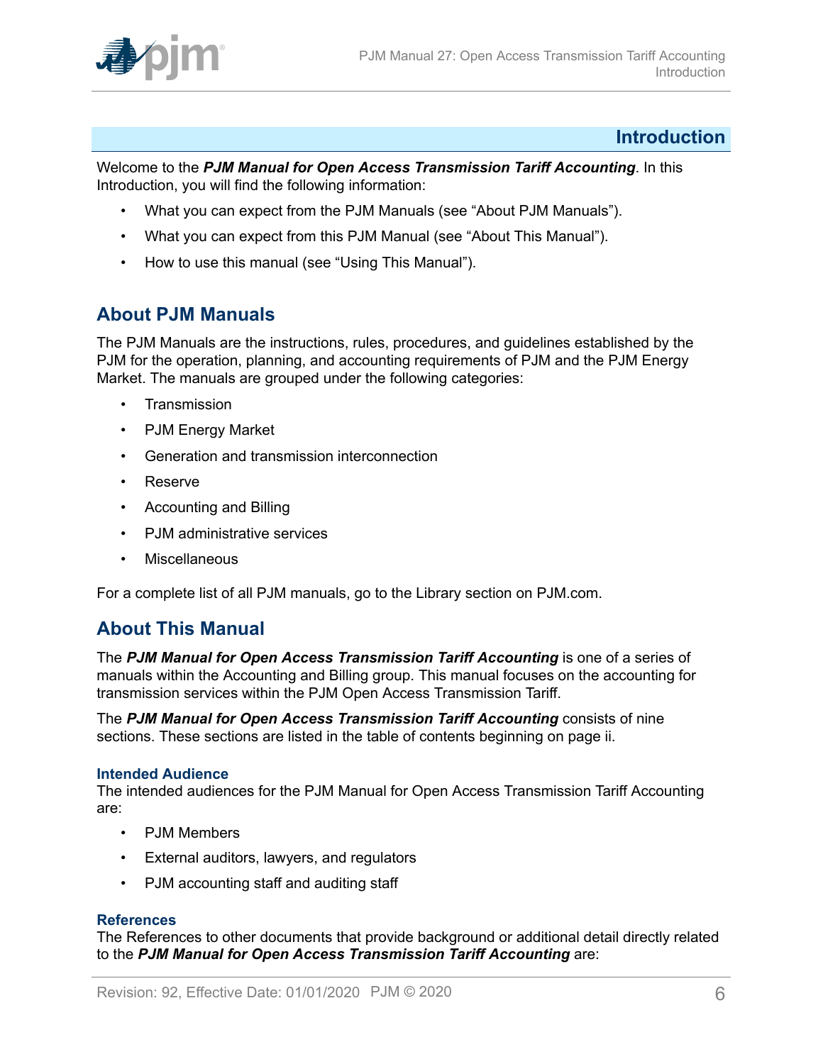# Introduction

Welcome to the ***PJM Manual for Open Access Transmission Tariff Accounting***. In this Introduction, you will find the following information:

- What you can expect from the PJM Manuals (see "About PJM Manuals").
- What you can expect from this PJM Manual (see "About This Manual").
- How to use this manual (see "Using This Manual").

## About PJM Manuals

The PJM Manuals are the instructions, rules, procedures, and guidelines established by the PJM for the operation, planning, and accounting requirements of PJM and the PJM Energy Market. The manuals are grouped under the following categories:

- Transmission
- PJM Energy Market
- Generation and transmission interconnection
- Reserve
- Accounting and Billing
- PJM administrative services
- Miscellaneous

For a complete list of all PJM manuals, go to the Library section on PJM.com.

## About This Manual

The ***PJM Manual for Open Access Transmission Tariff Accounting*** is one of a series of manuals within the Accounting and Billing group. This manual focuses on the accounting for transmission services within the PJM Open Access Transmission Tariff.

The ***PJM Manual for Open Access Transmission Tariff Accounting*** consists of nine sections. These sections are listed in the table of contents beginning on page ii.

### Intended Audience

The intended audiences for the PJM Manual for Open Access Transmission Tariff Accounting are:

- PJM Members
- External auditors, lawyers, and regulators
- PJM accounting staff and auditing staff

### References

The References to other documents that provide background or additional detail directly related to the ***PJM Manual for Open Access Transmission Tariff Accounting*** are: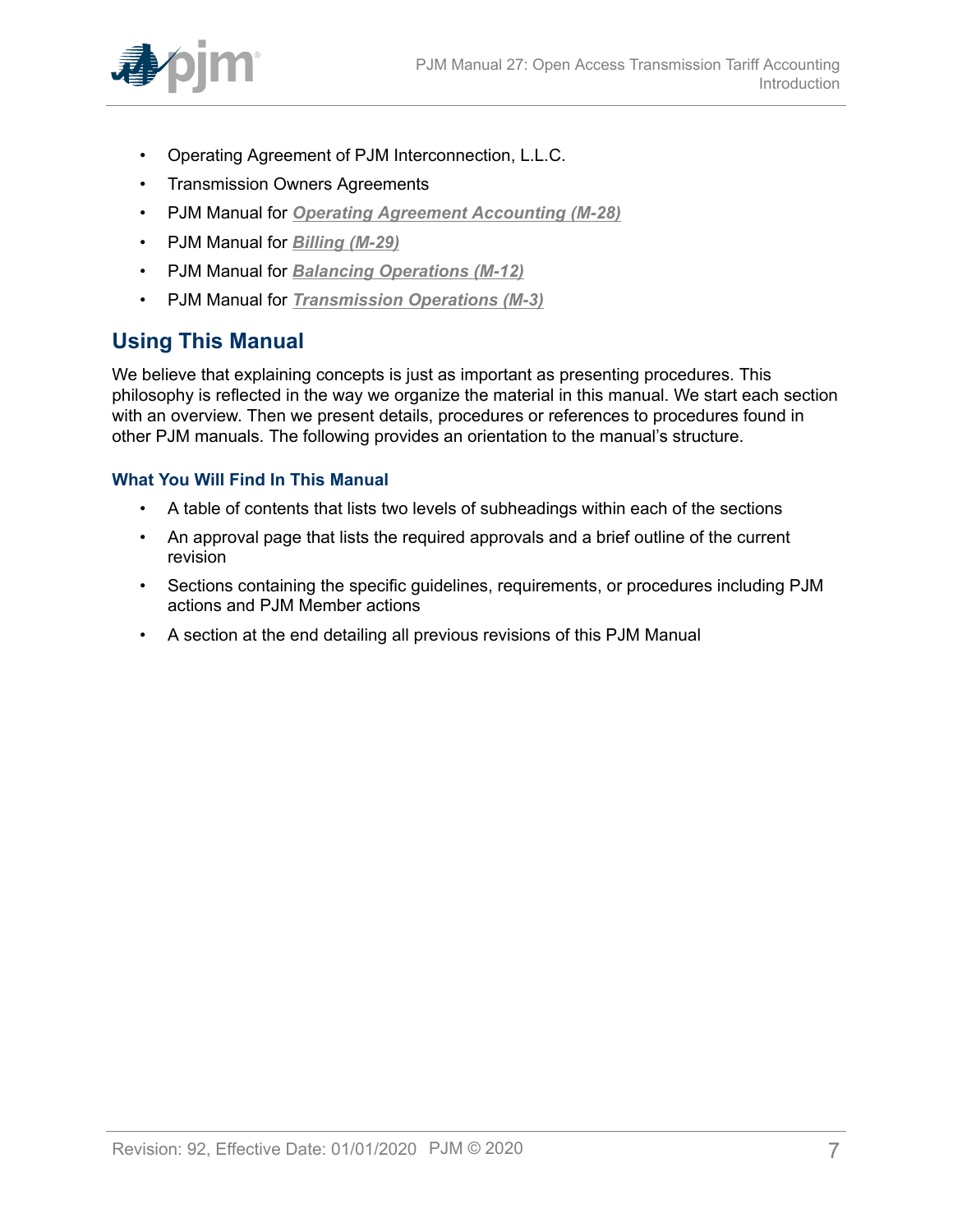- Operating Agreement of PJM Interconnection, L.L.C.
- Transmission Owners Agreements
- PJM Manual for ***Operating Agreement Accounting (M-28)***
- PJM Manual for ***Billing (M-29)***
- PJM Manual for ***Balancing Operations (M-12)***
- PJM Manual for ***Transmission Operations (M-3)***

## Using This Manual

We believe that explaining concepts is just as important as presenting procedures. This philosophy is reflected in the way we organize the material in this manual. We start each section with an overview. Then we present details, procedures or references to procedures found in other PJM manuals. The following provides an orientation to the manual's structure.

### What You Will Find In This Manual

- A table of contents that lists two levels of subheadings within each of the sections
- An approval page that lists the required approvals and a brief outline of the current revision
- Sections containing the specific guidelines, requirements, or procedures including PJM actions and PJM Member actions
- A section at the end detailing all previous revisions of this PJM Manual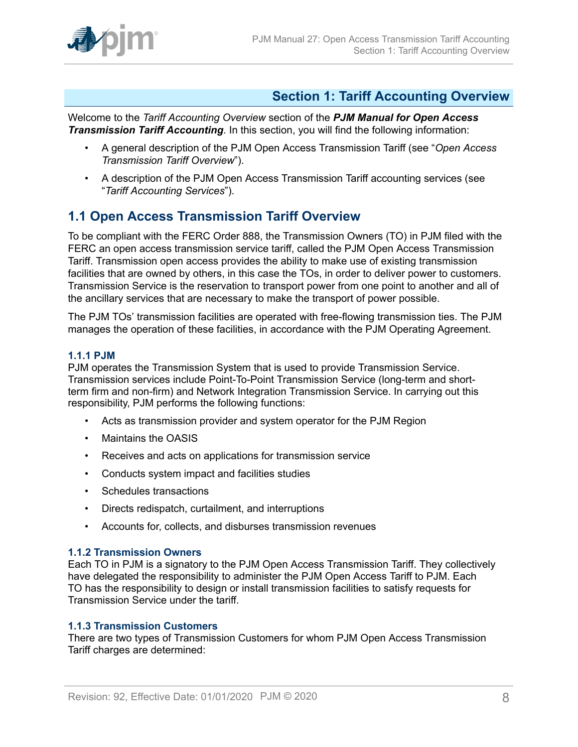# Section 1: Tariff Accounting Overview

Welcome to the *Tariff Accounting Overview* section of the ***PJM Manual for Open Access Transmission Tariff Accounting***. In this section, you will find the following information:

- A general description of the PJM Open Access Transmission Tariff (see "*Open Access Transmission Tariff Overview*").
- A description of the PJM Open Access Transmission Tariff accounting services (see "*Tariff Accounting Services*").

## 1.1 Open Access Transmission Tariff Overview

To be compliant with the FERC Order 888, the Transmission Owners (TO) in PJM filed with the FERC an open access transmission service tariff, called the PJM Open Access Transmission Tariff. Transmission open access provides the ability to make use of existing transmission facilities that are owned by others, in this case the TOs, in order to deliver power to customers. Transmission Service is the reservation to transport power from one point to another and all of the ancillary services that are necessary to make the transport of power possible.

The PJM TOs' transmission facilities are operated with free-flowing transmission ties. The PJM manages the operation of these facilities, in accordance with the PJM Operating Agreement.

### 1.1.1 PJM

PJM operates the Transmission System that is used to provide Transmission Service. Transmission services include Point-To-Point Transmission Service (long-term and short-term firm and non-firm) and Network Integration Transmission Service. In carrying out this responsibility, PJM performs the following functions:

- Acts as transmission provider and system operator for the PJM Region
- Maintains the OASIS
- Receives and acts on applications for transmission service
- Conducts system impact and facilities studies
- Schedules transactions
- Directs redispatch, curtailment, and interruptions
- Accounts for, collects, and disburses transmission revenues

### 1.1.2 Transmission Owners

Each TO in PJM is a signatory to the PJM Open Access Transmission Tariff. They collectively have delegated the responsibility to administer the PJM Open Access Tariff to PJM. Each TO has the responsibility to design or install transmission facilities to satisfy requests for Transmission Service under the tariff.

### 1.1.3 Transmission Customers

There are two types of Transmission Customers for whom PJM Open Access Transmission Tariff charges are determined: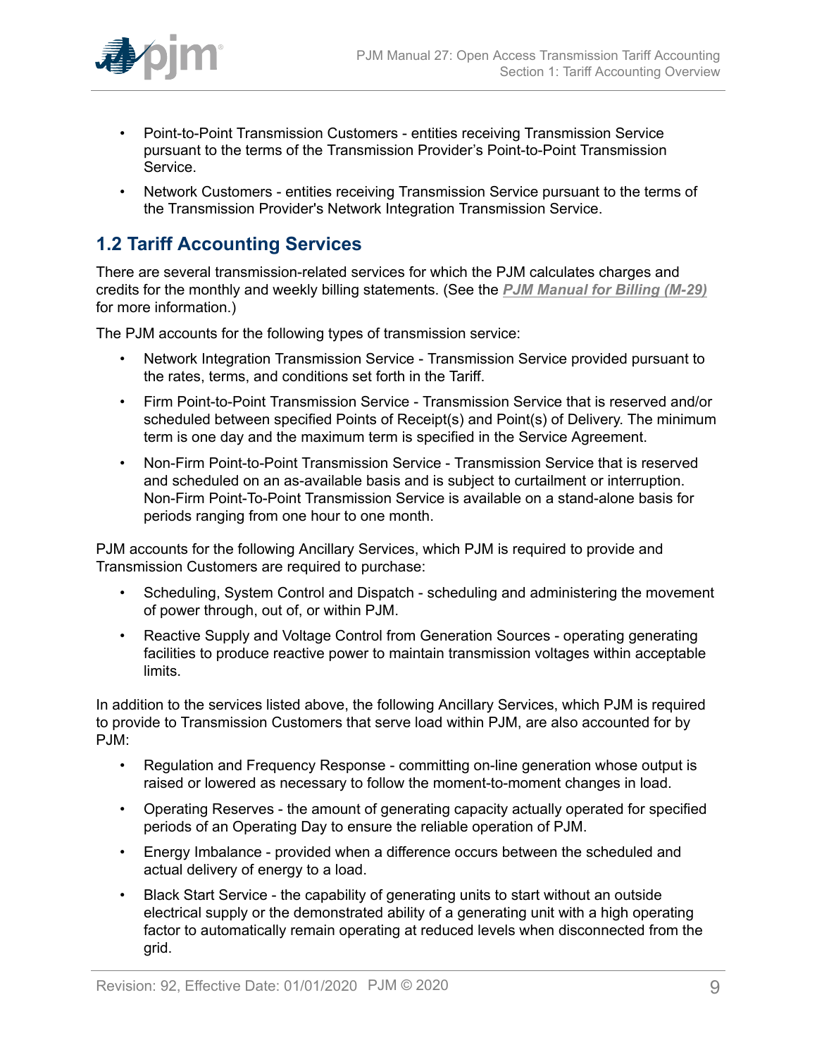- Point-to-Point Transmission Customers - entities receiving Transmission Service pursuant to the terms of the Transmission Provider's Point-to-Point Transmission Service.
- Network Customers - entities receiving Transmission Service pursuant to the terms of the Transmission Provider's Network Integration Transmission Service.

## 1.2 Tariff Accounting Services

There are several transmission-related services for which the PJM calculates charges and credits for the monthly and weekly billing statements. (See the ***PJM Manual for Billing (M-29)*** for more information.)

The PJM accounts for the following types of transmission service:

- Network Integration Transmission Service - Transmission Service provided pursuant to the rates, terms, and conditions set forth in the Tariff.
- Firm Point-to-Point Transmission Service - Transmission Service that is reserved and/or scheduled between specified Points of Receipt(s) and Point(s) of Delivery. The minimum term is one day and the maximum term is specified in the Service Agreement.
- Non-Firm Point-to-Point Transmission Service - Transmission Service that is reserved and scheduled on an as-available basis and is subject to curtailment or interruption. Non-Firm Point-To-Point Transmission Service is available on a stand-alone basis for periods ranging from one hour to one month.

PJM accounts for the following Ancillary Services, which PJM is required to provide and Transmission Customers are required to purchase:

- Scheduling, System Control and Dispatch - scheduling and administering the movement of power through, out of, or within PJM.
- Reactive Supply and Voltage Control from Generation Sources - operating generating facilities to produce reactive power to maintain transmission voltages within acceptable limits.

In addition to the services listed above, the following Ancillary Services, which PJM is required to provide to Transmission Customers that serve load within PJM, are also accounted for by PJM:

- Regulation and Frequency Response - committing on-line generation whose output is raised or lowered as necessary to follow the moment-to-moment changes in load.
- Operating Reserves - the amount of generating capacity actually operated for specified periods of an Operating Day to ensure the reliable operation of PJM.
- Energy Imbalance - provided when a difference occurs between the scheduled and actual delivery of energy to a load.
- Black Start Service - the capability of generating units to start without an outside electrical supply or the demonstrated ability of a generating unit with a high operating factor to automatically remain operating at reduced levels when disconnected from the grid.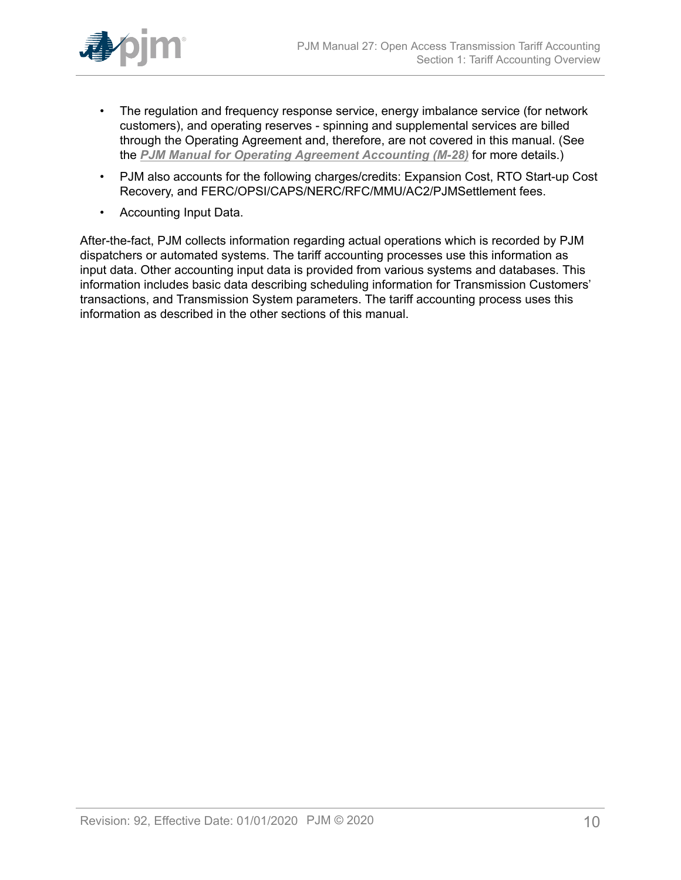- The regulation and frequency response service, energy imbalance service (for network customers), and operating reserves - spinning and supplemental services are billed through the Operating Agreement and, therefore, are not covered in this manual. (See the ***PJM Manual for Operating Agreement Accounting (M-28)*** for more details.)
- PJM also accounts for the following charges/credits: Expansion Cost, RTO Start-up Cost Recovery, and FERC/OPSI/CAPS/NERC/RFC/MMU/AC2/PJMSettlement fees.
- Accounting Input Data.

After-the-fact, PJM collects information regarding actual operations which is recorded by PJM dispatchers or automated systems. The tariff accounting processes use this information as input data. Other accounting input data is provided from various systems and databases. This information includes basic data describing scheduling information for Transmission Customers' transactions, and Transmission System parameters. The tariff accounting process uses this information as described in the other sections of this manual.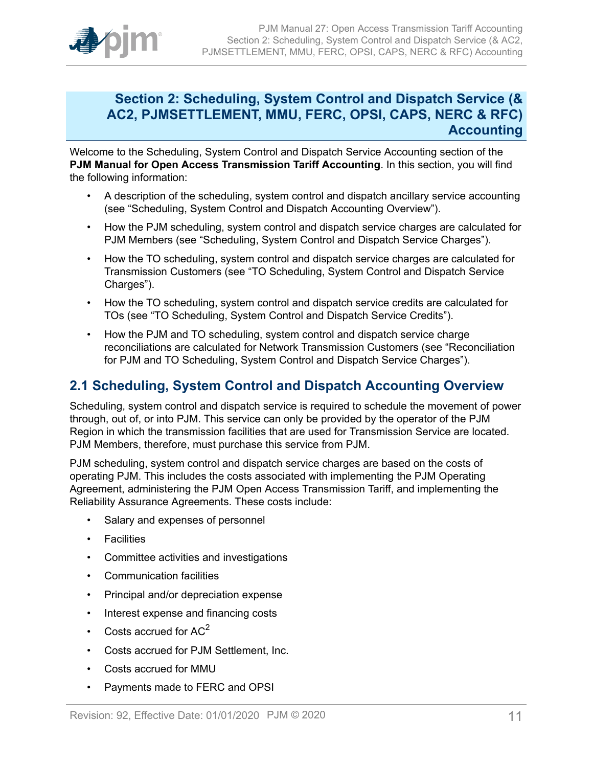# Section 2: Scheduling, System Control and Dispatch Service (& AC2, PJMSETTLEMENT, MMU, FERC, OPSI, CAPS, NERC & RFC) Accounting

Welcome to the Scheduling, System Control and Dispatch Service Accounting section of the **PJM Manual for Open Access Transmission Tariff Accounting**. In this section, you will find the following information:

- A description of the scheduling, system control and dispatch ancillary service accounting (see "Scheduling, System Control and Dispatch Accounting Overview").
- How the PJM scheduling, system control and dispatch service charges are calculated for PJM Members (see "Scheduling, System Control and Dispatch Service Charges").
- How the TO scheduling, system control and dispatch service charges are calculated for Transmission Customers (see "TO Scheduling, System Control and Dispatch Service Charges").
- How the TO scheduling, system control and dispatch service credits are calculated for TOs (see "TO Scheduling, System Control and Dispatch Service Credits").
- How the PJM and TO scheduling, system control and dispatch service charge reconciliations are calculated for Network Transmission Customers (see "Reconciliation for PJM and TO Scheduling, System Control and Dispatch Service Charges").

## 2.1 Scheduling, System Control and Dispatch Accounting Overview

Scheduling, system control and dispatch service is required to schedule the movement of power through, out of, or into PJM. This service can only be provided by the operator of the PJM Region in which the transmission facilities that are used for Transmission Service are located. PJM Members, therefore, must purchase this service from PJM.

PJM scheduling, system control and dispatch service charges are based on the costs of operating PJM. This includes the costs associated with implementing the PJM Operating Agreement, administering the PJM Open Access Transmission Tariff, and implementing the Reliability Assurance Agreements. These costs include:

- Salary and expenses of personnel
- Facilities
- Committee activities and investigations
- Communication facilities
- Principal and/or depreciation expense
- Interest expense and financing costs
- Costs accrued for $AC^2$
- Costs accrued for PJM Settlement, Inc.
- Costs accrued for MMU
- Payments made to FERC and OPSI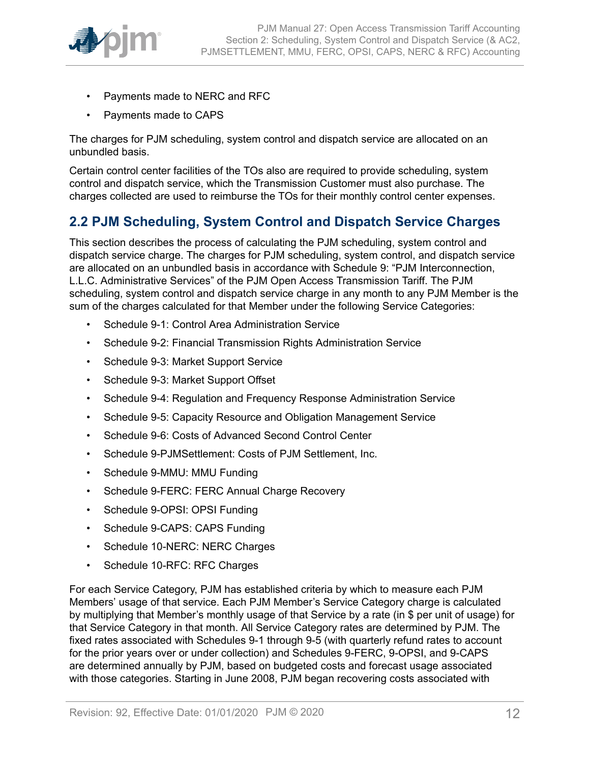- Payments made to NERC and RFC
- Payments made to CAPS

The charges for PJM scheduling, system control and dispatch service are allocated on an unbundled basis.

Certain control center facilities of the TOs also are required to provide scheduling, system control and dispatch service, which the Transmission Customer must also purchase. The charges collected are used to reimburse the TOs for their monthly control center expenses.

## 2.2 PJM Scheduling, System Control and Dispatch Service Charges

This section describes the process of calculating the PJM scheduling, system control and dispatch service charge. The charges for PJM scheduling, system control, and dispatch service are allocated on an unbundled basis in accordance with Schedule 9: "PJM Interconnection, L.L.C. Administrative Services" of the PJM Open Access Transmission Tariff. The PJM scheduling, system control and dispatch service charge in any month to any PJM Member is the sum of the charges calculated for that Member under the following Service Categories:

- Schedule 9-1: Control Area Administration Service
- Schedule 9-2: Financial Transmission Rights Administration Service
- Schedule 9-3: Market Support Service
- Schedule 9-3: Market Support Offset
- Schedule 9-4: Regulation and Frequency Response Administration Service
- Schedule 9-5: Capacity Resource and Obligation Management Service
- Schedule 9-6: Costs of Advanced Second Control Center
- Schedule 9-PJMSettlement: Costs of PJM Settlement, Inc.
- Schedule 9-MMU: MMU Funding
- Schedule 9-FERC: FERC Annual Charge Recovery
- Schedule 9-OPSI: OPSI Funding
- Schedule 9-CAPS: CAPS Funding
- Schedule 10-NERC: NERC Charges
- Schedule 10-RFC: RFC Charges

For each Service Category, PJM has established criteria by which to measure each PJM Members' usage of that service. Each PJM Member's Service Category charge is calculated by multiplying that Member's monthly usage of that Service by a rate (in $ per unit of usage) for that Service Category in that month. All Service Category rates are determined by PJM. The fixed rates associated with Schedules 9-1 through 9-5 (with quarterly refund rates to account for the prior years over or under collection) and Schedules 9-FERC, 9-OPSI, and 9-CAPS are determined annually by PJM, based on budgeted costs and forecast usage associated with those categories. Starting in June 2008, PJM began recovering costs associated with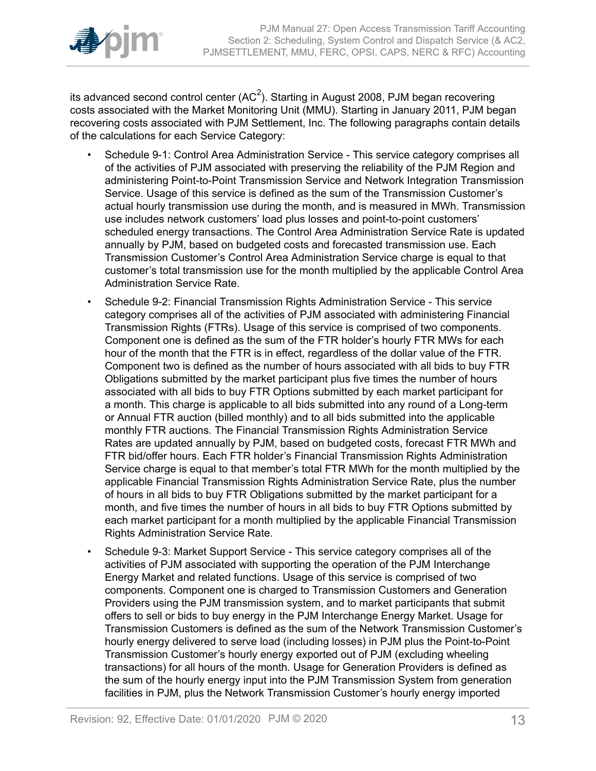its advanced second control center ($AC^2$). Starting in August 2008, PJM began recovering costs associated with the Market Monitoring Unit (MMU). Starting in January 2011, PJM began recovering costs associated with PJM Settlement, Inc. The following paragraphs contain details of the calculations for each Service Category:

- Schedule 9-1: Control Area Administration Service - This service category comprises all of the activities of PJM associated with preserving the reliability of the PJM Region and administering Point-to-Point Transmission Service and Network Integration Transmission Service. Usage of this service is defined as the sum of the Transmission Customer's actual hourly transmission use during the month, and is measured in MWh. Transmission use includes network customers' load plus losses and point-to-point customers' scheduled energy transactions. The Control Area Administration Service Rate is updated annually by PJM, based on budgeted costs and forecasted transmission use. Each Transmission Customer's Control Area Administration Service charge is equal to that customer's total transmission use for the month multiplied by the applicable Control Area Administration Service Rate.
- Schedule 9-2: Financial Transmission Rights Administration Service - This service category comprises all of the activities of PJM associated with administering Financial Transmission Rights (FTRs). Usage of this service is comprised of two components. Component one is defined as the sum of the FTR holder's hourly FTR MWs for each hour of the month that the FTR is in effect, regardless of the dollar value of the FTR. Component two is defined as the number of hours associated with all bids to buy FTR Obligations submitted by the market participant plus five times the number of hours associated with all bids to buy FTR Options submitted by each market participant for a month. This charge is applicable to all bids submitted into any round of a Long-term or Annual FTR auction (billed monthly) and to all bids submitted into the applicable monthly FTR auctions. The Financial Transmission Rights Administration Service Rates are updated annually by PJM, based on budgeted costs, forecast FTR MWh and FTR bid/offer hours. Each FTR holder's Financial Transmission Rights Administration Service charge is equal to that member's total FTR MWh for the month multiplied by the applicable Financial Transmission Rights Administration Service Rate, plus the number of hours in all bids to buy FTR Obligations submitted by the market participant for a month, and five times the number of hours in all bids to buy FTR Options submitted by each market participant for a month multiplied by the applicable Financial Transmission Rights Administration Service Rate.
- Schedule 9-3: Market Support Service - This service category comprises all of the activities of PJM associated with supporting the operation of the PJM Interchange Energy Market and related functions. Usage of this service is comprised of two components. Component one is charged to Transmission Customers and Generation Providers using the PJM transmission system, and to market participants that submit offers to sell or bids to buy energy in the PJM Interchange Energy Market. Usage for Transmission Customers is defined as the sum of the Network Transmission Customer's hourly energy delivered to serve load (including losses) in PJM plus the Point-to-Point Transmission Customer's hourly energy exported out of PJM (excluding wheeling transactions) for all hours of the month. Usage for Generation Providers is defined as the sum of the hourly energy input into the PJM Transmission System from generation facilities in PJM, plus the Network Transmission Customer's hourly energy imported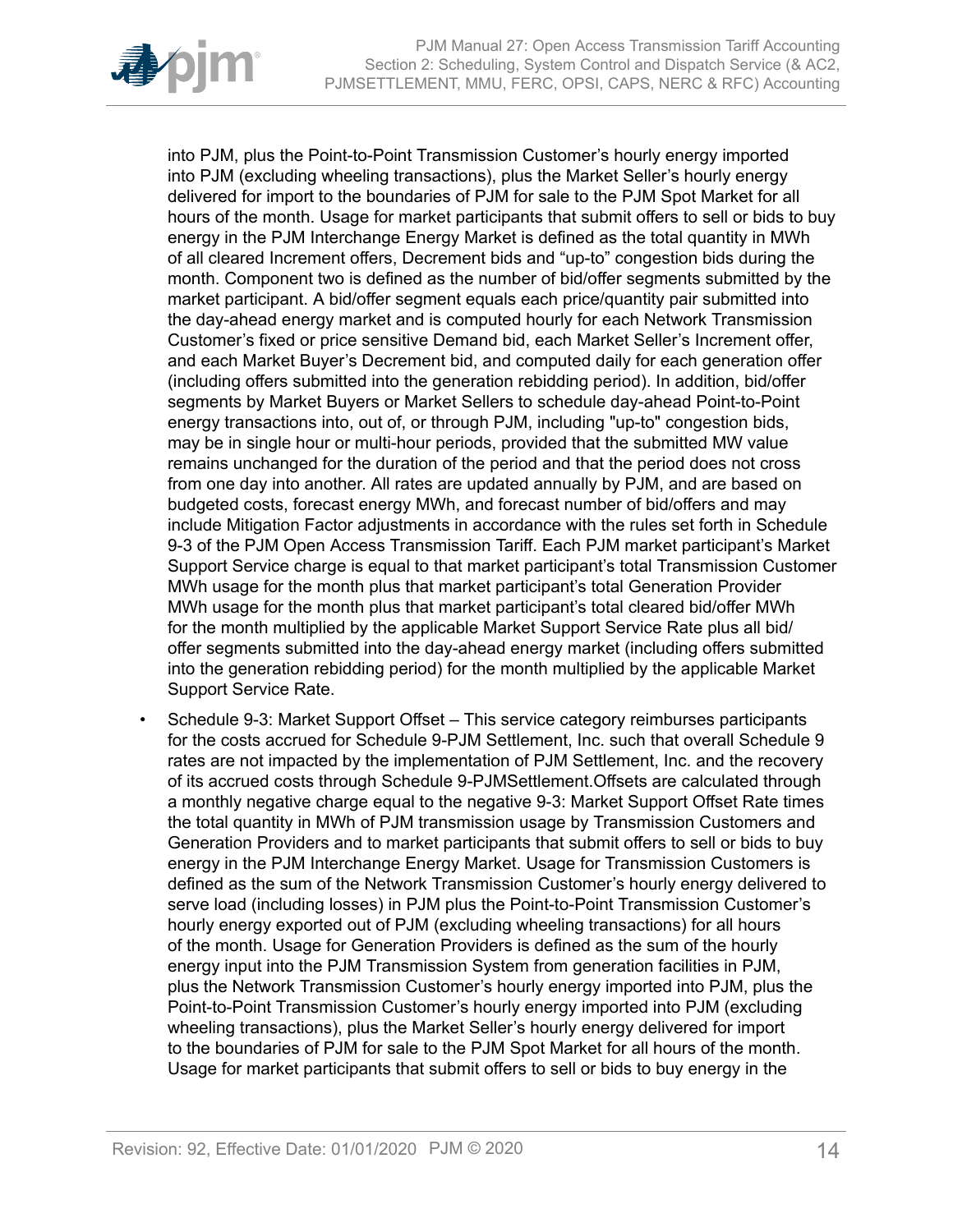into PJM, plus the Point-to-Point Transmission Customer's hourly energy imported into PJM (excluding wheeling transactions), plus the Market Seller's hourly energy delivered for import to the boundaries of PJM for sale to the PJM Spot Market for all hours of the month. Usage for market participants that submit offers to sell or bids to buy energy in the PJM Interchange Energy Market is defined as the total quantity in MWh of all cleared Increment offers, Decrement bids and "up-to" congestion bids during the month. Component two is defined as the number of bid/offer segments submitted by the market participant. A bid/offer segment equals each price/quantity pair submitted into the day-ahead energy market and is computed hourly for each Network Transmission Customer's fixed or price sensitive Demand bid, each Market Seller's Increment offer, and each Market Buyer's Decrement bid, and computed daily for each generation offer (including offers submitted into the generation rebidding period). In addition, bid/offer segments by Market Buyers or Market Sellers to schedule day-ahead Point-to-Point energy transactions into, out of, or through PJM, including "up-to" congestion bids, may be in single hour or multi-hour periods, provided that the submitted MW value remains unchanged for the duration of the period and that the period does not cross from one day into another. All rates are updated annually by PJM, and are based on budgeted costs, forecast energy MWh, and forecast number of bid/offers and may include Mitigation Factor adjustments in accordance with the rules set forth in Schedule 9-3 of the PJM Open Access Transmission Tariff. Each PJM market participant's Market Support Service charge is equal to that market participant's total Transmission Customer MWh usage for the month plus that market participant's total Generation Provider MWh usage for the month plus that market participant's total cleared bid/offer MWh for the month multiplied by the applicable Market Support Service Rate plus all bid/offer segments submitted into the day-ahead energy market (including offers submitted into the generation rebidding period) for the month multiplied by the applicable Market Support Service Rate.

- Schedule 9-3: Market Support Offset – This service category reimburses participants for the costs accrued for Schedule 9-PJM Settlement, Inc. such that overall Schedule 9 rates are not impacted by the implementation of PJM Settlement, Inc. and the recovery of its accrued costs through Schedule 9-PJMSettlement.Offsets are calculated through a monthly negative charge equal to the negative 9-3: Market Support Offset Rate times the total quantity in MWh of PJM transmission usage by Transmission Customers and Generation Providers and to market participants that submit offers to sell or bids to buy energy in the PJM Interchange Energy Market. Usage for Transmission Customers is defined as the sum of the Network Transmission Customer's hourly energy delivered to serve load (including losses) in PJM plus the Point-to-Point Transmission Customer's hourly energy exported out of PJM (excluding wheeling transactions) for all hours of the month. Usage for Generation Providers is defined as the sum of the hourly energy input into the PJM Transmission System from generation facilities in PJM, plus the Network Transmission Customer's hourly energy imported into PJM, plus the Point-to-Point Transmission Customer's hourly energy imported into PJM (excluding wheeling transactions), plus the Market Seller's hourly energy delivered for import to the boundaries of PJM for sale to the PJM Spot Market for all hours of the month. Usage for market participants that submit offers to sell or bids to buy energy in the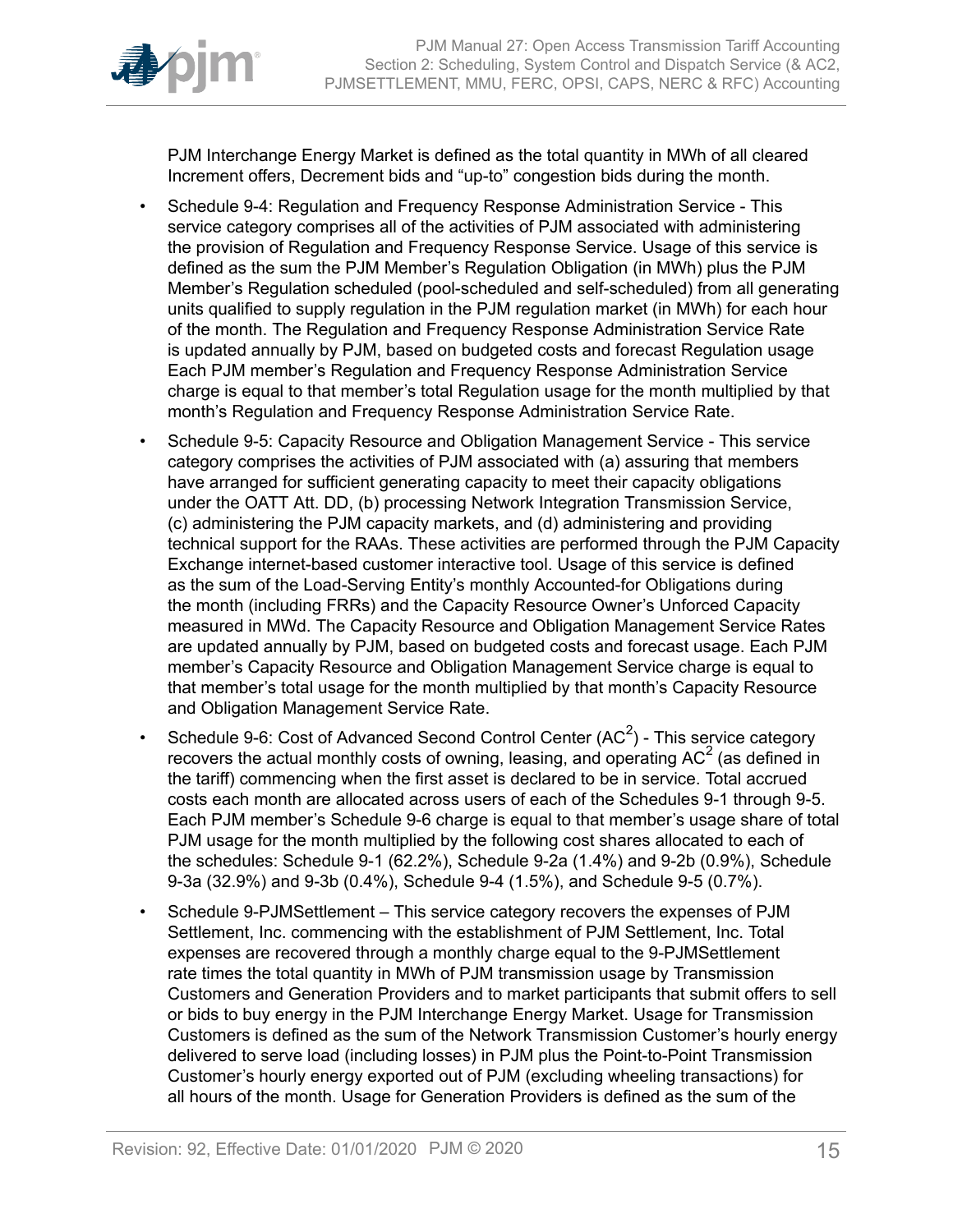PJM Interchange Energy Market is defined as the total quantity in MWh of all cleared Increment offers, Decrement bids and “up-to” congestion bids during the month.

- Schedule 9-4: Regulation and Frequency Response Administration Service - This service category comprises all of the activities of PJM associated with administering the provision of Regulation and Frequency Response Service. Usage of this service is defined as the sum the PJM Member’s Regulation Obligation (in MWh) plus the PJM Member’s Regulation scheduled (pool-scheduled and self-scheduled) from all generating units qualified to supply regulation in the PJM regulation market (in MWh) for each hour of the month. The Regulation and Frequency Response Administration Service Rate is updated annually by PJM, based on budgeted costs and forecast Regulation usage Each PJM member’s Regulation and Frequency Response Administration Service charge is equal to that member’s total Regulation usage for the month multiplied by that month’s Regulation and Frequency Response Administration Service Rate.
- Schedule 9-5: Capacity Resource and Obligation Management Service - This service category comprises the activities of PJM associated with (a) assuring that members have arranged for sufficient generating capacity to meet their capacity obligations under the OATT Att. DD, (b) processing Network Integration Transmission Service, (c) administering the PJM capacity markets, and (d) administering and providing technical support for the RAAs. These activities are performed through the PJM Capacity Exchange internet-based customer interactive tool. Usage of this service is defined as the sum of the Load-Serving Entity’s monthly Accounted-for Obligations during the month (including FRRs) and the Capacity Resource Owner’s Unforced Capacity measured in MWd. The Capacity Resource and Obligation Management Service Rates are updated annually by PJM, based on budgeted costs and forecast usage. Each PJM member’s Capacity Resource and Obligation Management Service charge is equal to that member’s total usage for the month multiplied by that month’s Capacity Resource and Obligation Management Service Rate.
- Schedule 9-6: Cost of Advanced Second Control Center ($AC^2$) - This service category recovers the actual monthly costs of owning, leasing, and operating $AC^2$ (as defined in the tariff) commencing when the first asset is declared to be in service. Total accrued costs each month are allocated across users of each of the Schedules 9-1 through 9-5. Each PJM member’s Schedule 9-6 charge is equal to that member’s usage share of total PJM usage for the month multiplied by the following cost shares allocated to each of the schedules: Schedule 9-1 (62.2%), Schedule 9-2a (1.4%) and 9-2b (0.9%), Schedule 9-3a (32.9%) and 9-3b (0.4%), Schedule 9-4 (1.5%), and Schedule 9-5 (0.7%).
- Schedule 9-PJMSettlement – This service category recovers the expenses of PJM Settlement, Inc. commencing with the establishment of PJM Settlement, Inc. Total expenses are recovered through a monthly charge equal to the 9-PJMSettlement rate times the total quantity in MWh of PJM transmission usage by Transmission Customers and Generation Providers and to market participants that submit offers to sell or bids to buy energy in the PJM Interchange Energy Market. Usage for Transmission Customers is defined as the sum of the Network Transmission Customer’s hourly energy delivered to serve load (including losses) in PJM plus the Point-to-Point Transmission Customer’s hourly energy exported out of PJM (excluding wheeling transactions) for all hours of the month. Usage for Generation Providers is defined as the sum of the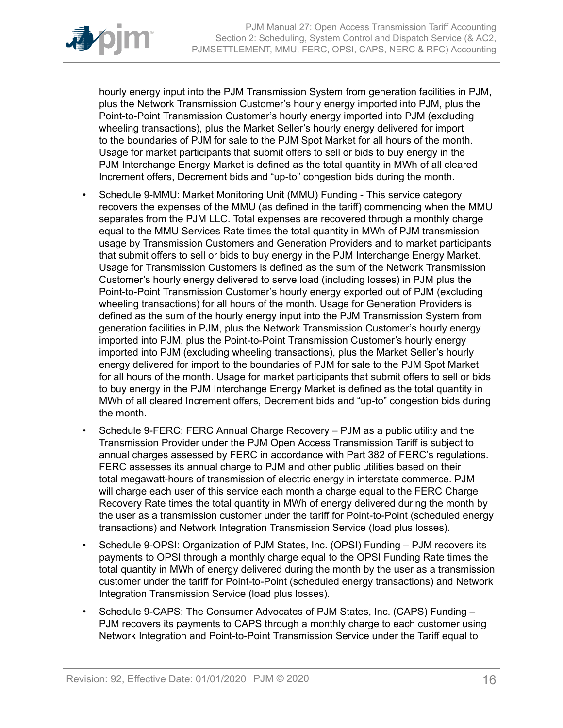hourly energy input into the PJM Transmission System from generation facilities in PJM, plus the Network Transmission Customer's hourly energy imported into PJM, plus the Point-to-Point Transmission Customer's hourly energy imported into PJM (excluding wheeling transactions), plus the Market Seller's hourly energy delivered for import to the boundaries of PJM for sale to the PJM Spot Market for all hours of the month. Usage for market participants that submit offers to sell or bids to buy energy in the PJM Interchange Energy Market is defined as the total quantity in MWh of all cleared Increment offers, Decrement bids and "up-to" congestion bids during the month.

- Schedule 9-MMU: Market Monitoring Unit (MMU) Funding - This service category recovers the expenses of the MMU (as defined in the tariff) commencing when the MMU separates from the PJM LLC. Total expenses are recovered through a monthly charge equal to the MMU Services Rate times the total quantity in MWh of PJM transmission usage by Transmission Customers and Generation Providers and to market participants that submit offers to sell or bids to buy energy in the PJM Interchange Energy Market. Usage for Transmission Customers is defined as the sum of the Network Transmission Customer's hourly energy delivered to serve load (including losses) in PJM plus the Point-to-Point Transmission Customer's hourly energy exported out of PJM (excluding wheeling transactions) for all hours of the month. Usage for Generation Providers is defined as the sum of the hourly energy input into the PJM Transmission System from generation facilities in PJM, plus the Network Transmission Customer's hourly energy imported into PJM, plus the Point-to-Point Transmission Customer's hourly energy imported into PJM (excluding wheeling transactions), plus the Market Seller's hourly energy delivered for import to the boundaries of PJM for sale to the PJM Spot Market for all hours of the month. Usage for market participants that submit offers to sell or bids to buy energy in the PJM Interchange Energy Market is defined as the total quantity in MWh of all cleared Increment offers, Decrement bids and "up-to" congestion bids during the month.
- Schedule 9-FERC: FERC Annual Charge Recovery – PJM as a public utility and the Transmission Provider under the PJM Open Access Transmission Tariff is subject to annual charges assessed by FERC in accordance with Part 382 of FERC's regulations. FERC assesses its annual charge to PJM and other public utilities based on their total megawatt-hours of transmission of electric energy in interstate commerce. PJM will charge each user of this service each month a charge equal to the FERC Charge Recovery Rate times the total quantity in MWh of energy delivered during the month by the user as a transmission customer under the tariff for Point-to-Point (scheduled energy transactions) and Network Integration Transmission Service (load plus losses).
- Schedule 9-OPSI: Organization of PJM States, Inc. (OPSI) Funding – PJM recovers its payments to OPSI through a monthly charge equal to the OPSI Funding Rate times the total quantity in MWh of energy delivered during the month by the user as a transmission customer under the tariff for Point-to-Point (scheduled energy transactions) and Network Integration Transmission Service (load plus losses).
- Schedule 9-CAPS: The Consumer Advocates of PJM States, Inc. (CAPS) Funding – PJM recovers its payments to CAPS through a monthly charge to each customer using Network Integration and Point-to-Point Transmission Service under the Tariff equal to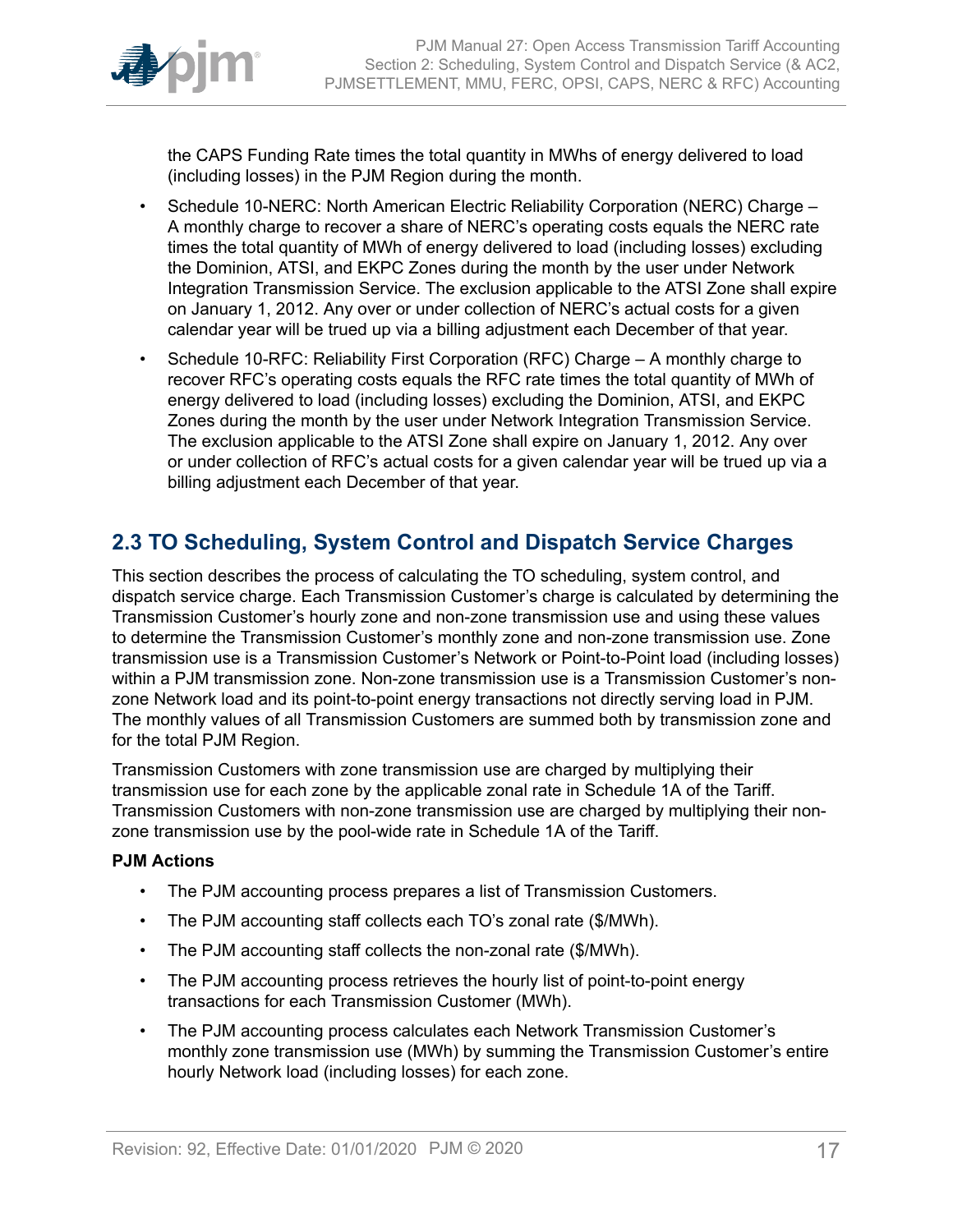the CAPS Funding Rate times the total quantity in MWhs of energy delivered to load (including losses) in the PJM Region during the month.

- Schedule 10-NERC: North American Electric Reliability Corporation (NERC) Charge – A monthly charge to recover a share of NERC's operating costs equals the NERC rate times the total quantity of MWh of energy delivered to load (including losses) excluding the Dominion, ATSI, and EKPC Zones during the month by the user under Network Integration Transmission Service. The exclusion applicable to the ATSI Zone shall expire on January 1, 2012. Any over or under collection of NERC's actual costs for a given calendar year will be trued up via a billing adjustment each December of that year.
- Schedule 10-RFC: Reliability First Corporation (RFC) Charge – A monthly charge to recover RFC's operating costs equals the RFC rate times the total quantity of MWh of energy delivered to load (including losses) excluding the Dominion, ATSI, and EKPC Zones during the month by the user under Network Integration Transmission Service. The exclusion applicable to the ATSI Zone shall expire on January 1, 2012. Any over or under collection of RFC's actual costs for a given calendar year will be trued up via a billing adjustment each December of that year.

## 2.3 TO Scheduling, System Control and Dispatch Service Charges

This section describes the process of calculating the TO scheduling, system control, and dispatch service charge. Each Transmission Customer's charge is calculated by determining the Transmission Customer's hourly zone and non-zone transmission use and using these values to determine the Transmission Customer's monthly zone and non-zone transmission use. Zone transmission use is a Transmission Customer's Network or Point-to-Point load (including losses) within a PJM transmission zone. Non-zone transmission use is a Transmission Customer's non-zone Network load and its point-to-point energy transactions not directly serving load in PJM. The monthly values of all Transmission Customers are summed both by transmission zone and for the total PJM Region.

Transmission Customers with zone transmission use are charged by multiplying their transmission use for each zone by the applicable zonal rate in Schedule 1A of the Tariff. Transmission Customers with non-zone transmission use are charged by multiplying their non-zone transmission use by the pool-wide rate in Schedule 1A of the Tariff.

**PJM Actions**

- The PJM accounting process prepares a list of Transmission Customers.
- The PJM accounting staff collects each TO's zonal rate ($/MWh).
- The PJM accounting staff collects the non-zonal rate ($/MWh).
- The PJM accounting process retrieves the hourly list of point-to-point energy transactions for each Transmission Customer (MWh).
- The PJM accounting process calculates each Network Transmission Customer's monthly zone transmission use (MWh) by summing the Transmission Customer's entire hourly Network load (including losses) for each zone.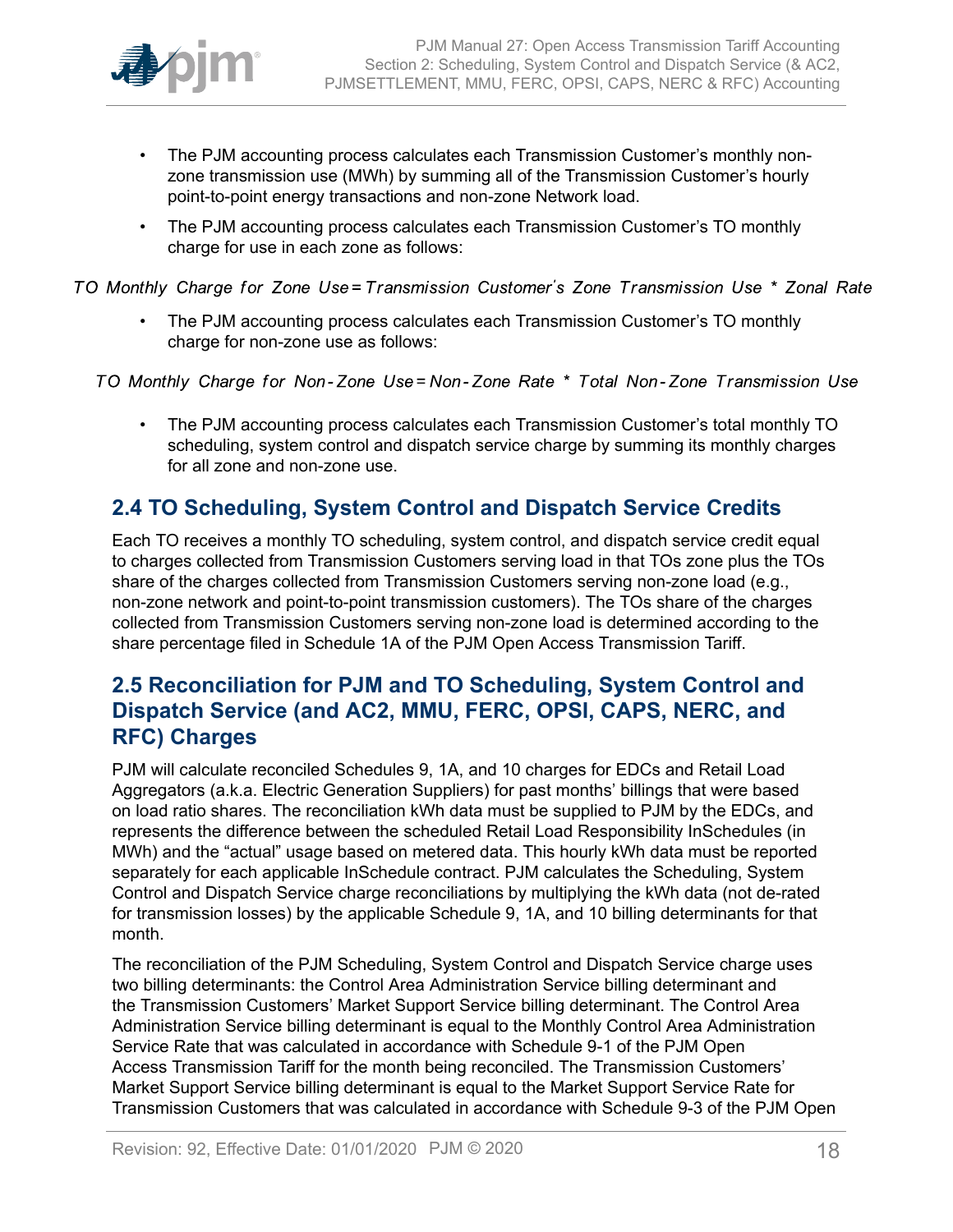- The PJM accounting process calculates each Transmission Customer's monthly non-zone transmission use (MWh) by summing all of the Transmission Customer's hourly point-to-point energy transactions and non-zone Network load.
- The PJM accounting process calculates each Transmission Customer's TO monthly charge for use in each zone as follows:

$$TO\ Monthly\ Charge\ for\ Zone\ Use = Transmission\ Customer's\ Zone\ Transmission\ Use\ *\ Zonal\ Rate$$

- The PJM accounting process calculates each Transmission Customer's TO monthly charge for non-zone use as follows:

$$TO\ Monthly\ Charge\ for\ Non\text{-}Zone\ Use = Non\text{-}Zone\ Rate\ *\ Total\ Non\text{-}Zone\ Transmission\ Use$$

- The PJM accounting process calculates each Transmission Customer's total monthly TO scheduling, system control and dispatch service charge by summing its monthly charges for all zone and non-zone use.

## 2.4 TO Scheduling, System Control and Dispatch Service Credits

Each TO receives a monthly TO scheduling, system control, and dispatch service credit equal to charges collected from Transmission Customers serving load in that TOs zone plus the TOs share of the charges collected from Transmission Customers serving non-zone load (e.g., non-zone network and point-to-point transmission customers). The TOs share of the charges collected from Transmission Customers serving non-zone load is determined according to the share percentage filed in Schedule 1A of the PJM Open Access Transmission Tariff.

## 2.5 Reconciliation for PJM and TO Scheduling, System Control and Dispatch Service (and AC2, MMU, FERC, OPSI, CAPS, NERC, and RFC) Charges

PJM will calculate reconciled Schedules 9, 1A, and 10 charges for EDCs and Retail Load Aggregators (a.k.a. Electric Generation Suppliers) for past months' billings that were based on load ratio shares. The reconciliation kWh data must be supplied to PJM by the EDCs, and represents the difference between the scheduled Retail Load Responsibility InSchedules (in MWh) and the "actual" usage based on metered data. This hourly kWh data must be reported separately for each applicable InSchedule contract. PJM calculates the Scheduling, System Control and Dispatch Service charge reconciliations by multiplying the kWh data (not de-rated for transmission losses) by the applicable Schedule 9, 1A, and 10 billing determinants for that month.

The reconciliation of the PJM Scheduling, System Control and Dispatch Service charge uses two billing determinants: the Control Area Administration Service billing determinant and the Transmission Customers' Market Support Service billing determinant. The Control Area Administration Service billing determinant is equal to the Monthly Control Area Administration Service Rate that was calculated in accordance with Schedule 9-1 of the PJM Open Access Transmission Tariff for the month being reconciled. The Transmission Customers' Market Support Service billing determinant is equal to the Market Support Service Rate for Transmission Customers that was calculated in accordance with Schedule 9-3 of the PJM Open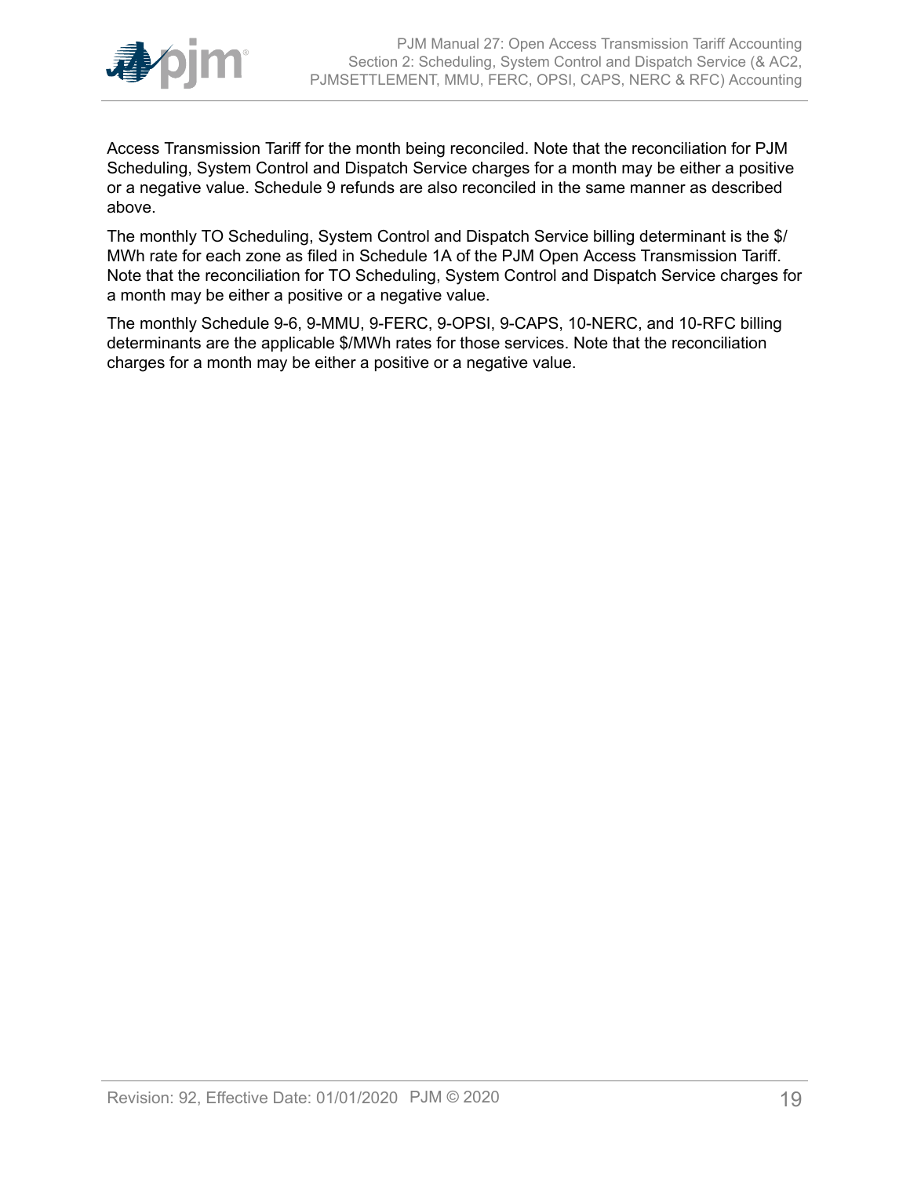Access Transmission Tariff for the month being reconciled. Note that the reconciliation for PJM Scheduling, System Control and Dispatch Service charges for a month may be either a positive or a negative value. Schedule 9 refunds are also reconciled in the same manner as described above.

The monthly TO Scheduling, System Control and Dispatch Service billing determinant is the $/MWh rate for each zone as filed in Schedule 1A of the PJM Open Access Transmission Tariff. Note that the reconciliation for TO Scheduling, System Control and Dispatch Service charges for a month may be either a positive or a negative value.

The monthly Schedule 9-6, 9-MMU, 9-FERC, 9-OPSI, 9-CAPS, 10-NERC, and 10-RFC billing determinants are the applicable $/MWh rates for those services. Note that the reconciliation charges for a month may be either a positive or a negative value.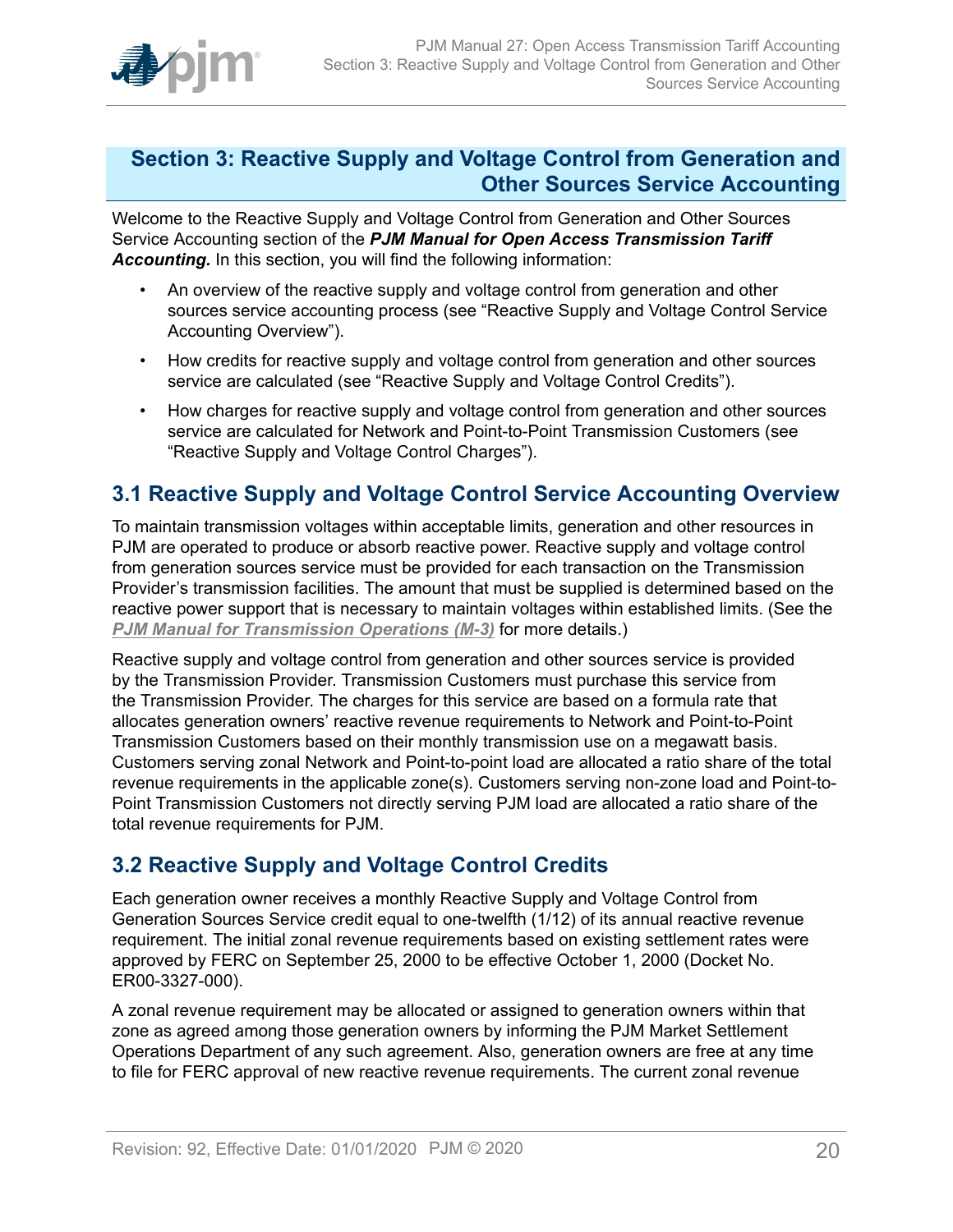## Section 3: Reactive Supply and Voltage Control from Generation and Other Sources Service Accounting

Welcome to the Reactive Supply and Voltage Control from Generation and Other Sources Service Accounting section of the ***PJM Manual for Open Access Transmission Tariff Accounting.*** In this section, you will find the following information:

- An overview of the reactive supply and voltage control from generation and other sources service accounting process (see "Reactive Supply and Voltage Control Service Accounting Overview").
- How credits for reactive supply and voltage control from generation and other sources service are calculated (see "Reactive Supply and Voltage Control Credits").
- How charges for reactive supply and voltage control from generation and other sources service are calculated for Network and Point-to-Point Transmission Customers (see "Reactive Supply and Voltage Control Charges").

### 3.1 Reactive Supply and Voltage Control Service Accounting Overview

To maintain transmission voltages within acceptable limits, generation and other resources in PJM are operated to produce or absorb reactive power. Reactive supply and voltage control from generation sources service must be provided for each transaction on the Transmission Provider's transmission facilities. The amount that must be supplied is determined based on the reactive power support that is necessary to maintain voltages within established limits. (See the ***PJM Manual for Transmission Operations (M-3)*** for more details.)

Reactive supply and voltage control from generation and other sources service is provided by the Transmission Provider. Transmission Customers must purchase this service from the Transmission Provider. The charges for this service are based on a formula rate that allocates generation owners' reactive revenue requirements to Network and Point-to-Point Transmission Customers based on their monthly transmission use on a megawatt basis. Customers serving zonal Network and Point-to-point load are allocated a ratio share of the total revenue requirements in the applicable zone(s). Customers serving non-zone load and Point-to-Point Transmission Customers not directly serving PJM load are allocated a ratio share of the total revenue requirements for PJM.

### 3.2 Reactive Supply and Voltage Control Credits

Each generation owner receives a monthly Reactive Supply and Voltage Control from Generation Sources Service credit equal to one-twelfth (1/12) of its annual reactive revenue requirement. The initial zonal revenue requirements based on existing settlement rates were approved by FERC on September 25, 2000 to be effective October 1, 2000 (Docket No. ER00-3327-000).

A zonal revenue requirement may be allocated or assigned to generation owners within that zone as agreed among those generation owners by informing the PJM Market Settlement Operations Department of any such agreement. Also, generation owners are free at any time to file for FERC approval of new reactive revenue requirements. The current zonal revenue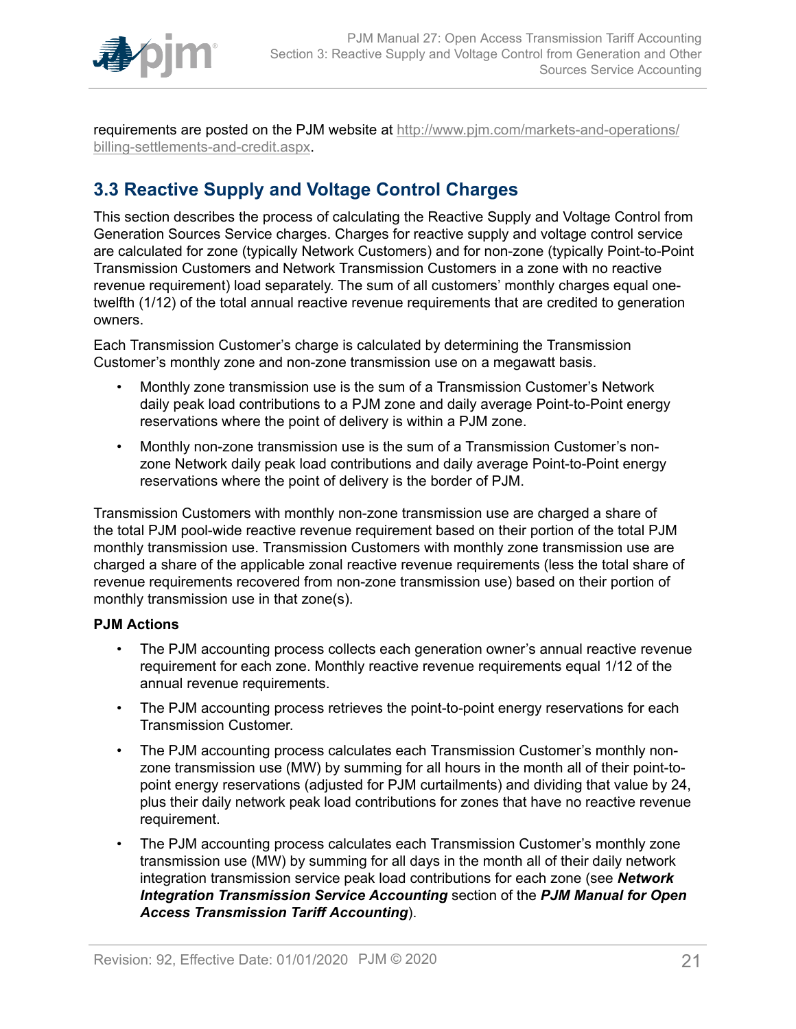requirements are posted on the PJM website at [http://www.pjm.com/markets-and-operations/billing-settlements-and-credit.aspx](http://www.pjm.com/markets-and-operations/billing-settlements-and-credit.aspx).

## 3.3 Reactive Supply and Voltage Control Charges

This section describes the process of calculating the Reactive Supply and Voltage Control from Generation Sources Service charges. Charges for reactive supply and voltage control service are calculated for zone (typically Network Customers) and for non-zone (typically Point-to-Point Transmission Customers and Network Transmission Customers in a zone with no reactive revenue requirement) load separately. The sum of all customers' monthly charges equal one-twelfth (1/12) of the total annual reactive revenue requirements that are credited to generation owners.

Each Transmission Customer's charge is calculated by determining the Transmission Customer's monthly zone and non-zone transmission use on a megawatt basis.

- Monthly zone transmission use is the sum of a Transmission Customer's Network daily peak load contributions to a PJM zone and daily average Point-to-Point energy reservations where the point of delivery is within a PJM zone.
- Monthly non-zone transmission use is the sum of a Transmission Customer's non-zone Network daily peak load contributions and daily average Point-to-Point energy reservations where the point of delivery is the border of PJM.

Transmission Customers with monthly non-zone transmission use are charged a share of the total PJM pool-wide reactive revenue requirement based on their portion of the total PJM monthly transmission use. Transmission Customers with monthly zone transmission use are charged a share of the applicable zonal reactive revenue requirements (less the total share of revenue requirements recovered from non-zone transmission use) based on their portion of monthly transmission use in that zone(s).

**PJM Actions**

- The PJM accounting process collects each generation owner's annual reactive revenue requirement for each zone. Monthly reactive revenue requirements equal 1/12 of the annual revenue requirements.
- The PJM accounting process retrieves the point-to-point energy reservations for each Transmission Customer.
- The PJM accounting process calculates each Transmission Customer's monthly non-zone transmission use (MW) by summing for all hours in the month all of their point-to-point energy reservations (adjusted for PJM curtailments) and dividing that value by 24, plus their daily network peak load contributions for zones that have no reactive revenue requirement.
- The PJM accounting process calculates each Transmission Customer's monthly zone transmission use (MW) by summing for all days in the month all of their daily network integration transmission service peak load contributions for each zone (see ***Network Integration Transmission Service Accounting*** section of the ***PJM Manual for Open Access Transmission Tariff Accounting***).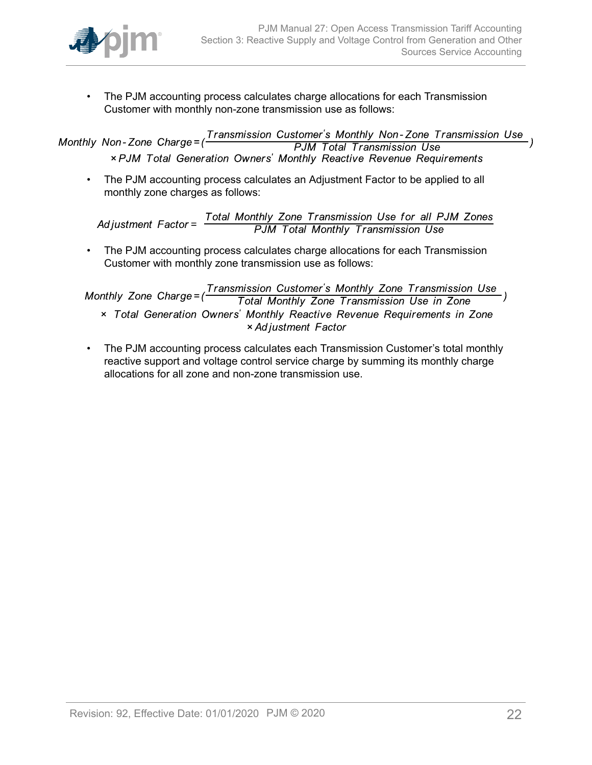- The PJM accounting process calculates charge allocations for each Transmission Customer with monthly non-zone transmission use as follows:

$$\text{Monthly Non-Zone Charge} = \left(\frac{\text{Transmission Customer's Monthly Non-Zone Transmission Use}}{\text{PJM Total Transmission Use}}\right) \times \text{PJM Total Generation Owners' Monthly Reactive Revenue Requirements}$$

- The PJM accounting process calculates an Adjustment Factor to be applied to all monthly zone charges as follows:

$$\text{Adjustment Factor} = \frac{\text{Total Monthly Zone Transmission Use for all PJM Zones}}{\text{PJM Total Monthly Transmission Use}}$$

- The PJM accounting process calculates charge allocations for each Transmission Customer with monthly zone transmission use as follows:

$$\text{Monthly Zone Charge} = \left(\frac{\text{Transmission Customer's Monthly Zone Transmission Use}}{\text{Total Monthly Zone Transmission Use in Zone}}\right) \times \text{Total Generation Owners' Monthly Reactive Revenue Requirements in Zone} \times \text{Adjustment Factor}$$

- The PJM accounting process calculates each Transmission Customer's total monthly reactive support and voltage control service charge by summing its monthly charge allocations for all zone and non-zone transmission use.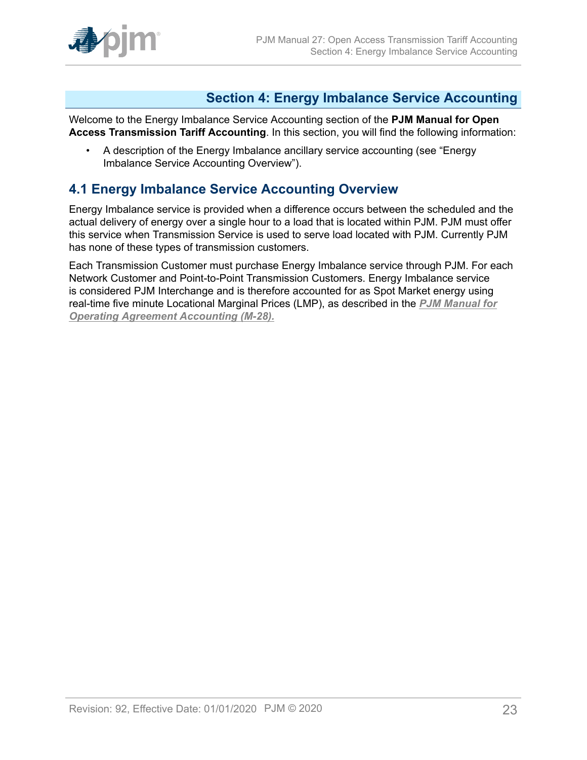# Section 4: Energy Imbalance Service Accounting

Welcome to the Energy Imbalance Service Accounting section of the **PJM Manual for Open Access Transmission Tariff Accounting**. In this section, you will find the following information:

- A description of the Energy Imbalance ancillary service accounting (see "Energy Imbalance Service Accounting Overview").

## 4.1 Energy Imbalance Service Accounting Overview

Energy Imbalance service is provided when a difference occurs between the scheduled and the actual delivery of energy over a single hour to a load that is located within PJM. PJM must offer this service when Transmission Service is used to serve load located with PJM. Currently PJM has none of these types of transmission customers.

Each Transmission Customer must purchase Energy Imbalance service through PJM. For each Network Customer and Point-to-Point Transmission Customers. Energy Imbalance service is considered PJM Interchange and is therefore accounted for as Spot Market energy using real-time five minute Locational Marginal Prices (LMP), as described in the ***PJM Manual for Operating Agreement Accounting (M-28).***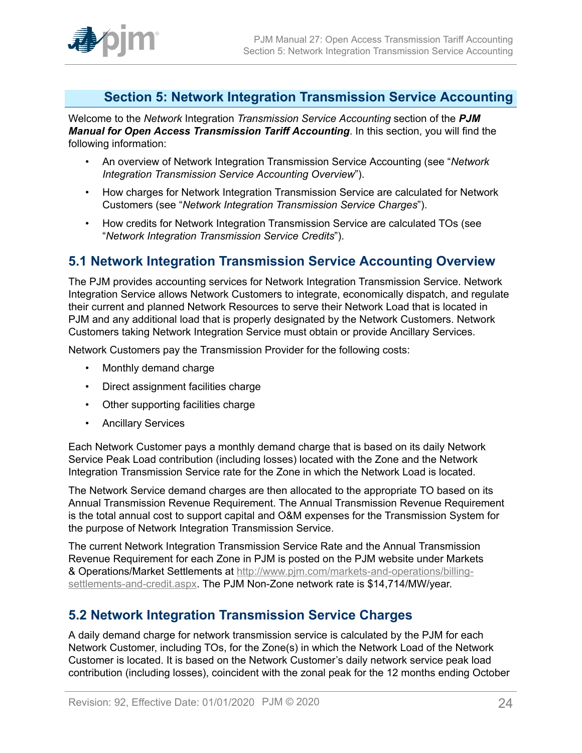# Section 5: Network Integration Transmission Service Accounting

Welcome to the *Network* Integration *Transmission Service Accounting* section of the ***PJM Manual for Open Access Transmission Tariff Accounting***. In this section, you will find the following information:

- An overview of Network Integration Transmission Service Accounting (see "*Network Integration Transmission Service Accounting Overview*").
- How charges for Network Integration Transmission Service are calculated for Network Customers (see "*Network Integration Transmission Service Charges*").
- How credits for Network Integration Transmission Service are calculated TOs (see "*Network Integration Transmission Service Credits*").

## 5.1 Network Integration Transmission Service Accounting Overview

The PJM provides accounting services for Network Integration Transmission Service. Network Integration Service allows Network Customers to integrate, economically dispatch, and regulate their current and planned Network Resources to serve their Network Load that is located in PJM and any additional load that is properly designated by the Network Customers. Network Customers taking Network Integration Service must obtain or provide Ancillary Services.

Network Customers pay the Transmission Provider for the following costs:

- Monthly demand charge
- Direct assignment facilities charge
- Other supporting facilities charge
- Ancillary Services

Each Network Customer pays a monthly demand charge that is based on its daily Network Service Peak Load contribution (including losses) located with the Zone and the Network Integration Transmission Service rate for the Zone in which the Network Load is located.

The Network Service demand charges are then allocated to the appropriate TO based on its Annual Transmission Revenue Requirement. The Annual Transmission Revenue Requirement is the total annual cost to support capital and O&M expenses for the Transmission System for the purpose of Network Integration Transmission Service.

The current Network Integration Transmission Service Rate and the Annual Transmission Revenue Requirement for each Zone in PJM is posted on the PJM website under Markets & Operations/Market Settlements at http://www.pjm.com/markets-and-operations/billing-settlements-and-credit.aspx. The PJM Non-Zone network rate is $14,714/MW/year.

## 5.2 Network Integration Transmission Service Charges

A daily demand charge for network transmission service is calculated by the PJM for each Network Customer, including TOs, for the Zone(s) in which the Network Load of the Network Customer is located. It is based on the Network Customer's daily network service peak load contribution (including losses), coincident with the zonal peak for the 12 months ending October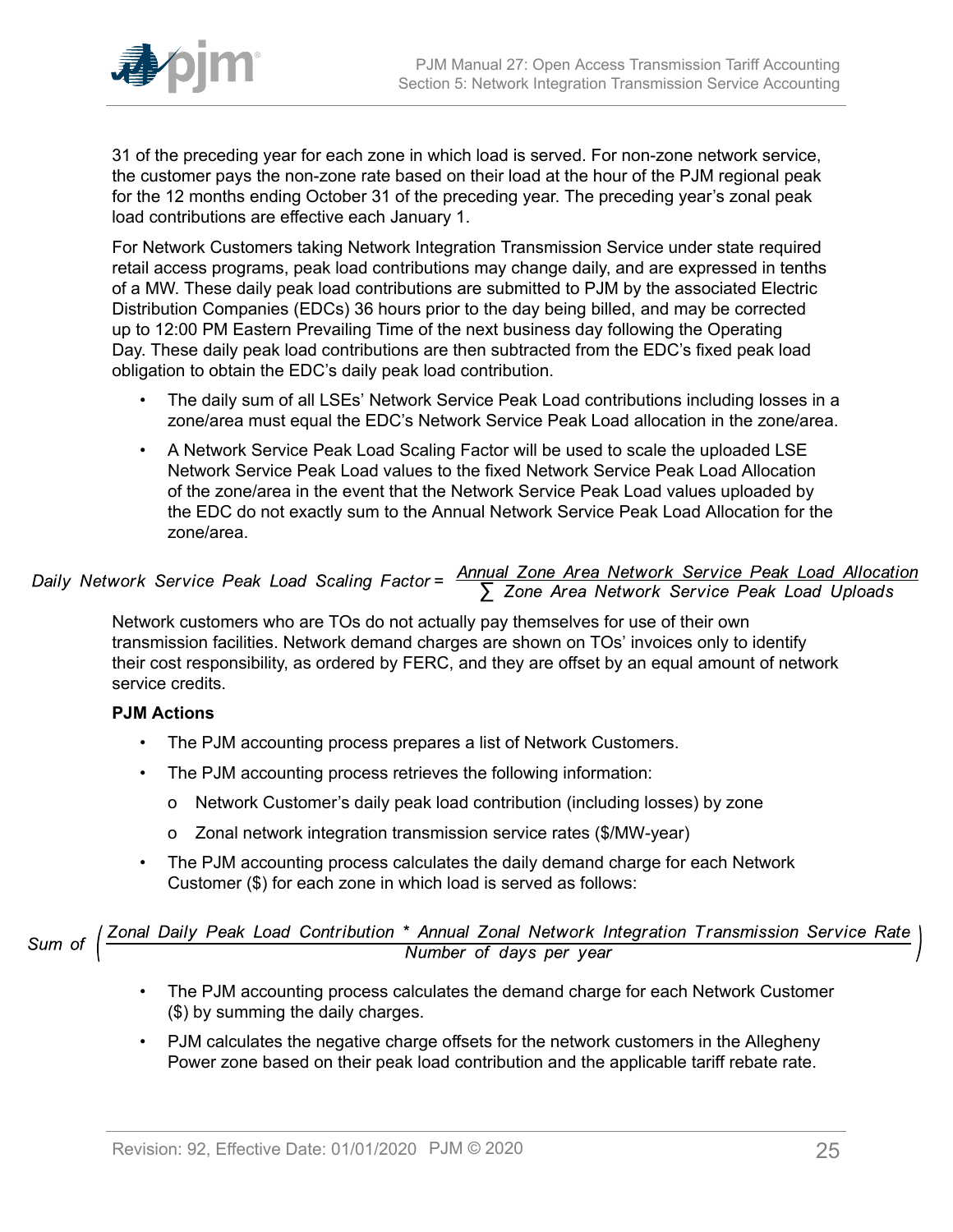31 of the preceding year for each zone in which load is served. For non-zone network service, the customer pays the non-zone rate based on their load at the hour of the PJM regional peak for the 12 months ending October 31 of the preceding year. The preceding year's zonal peak load contributions are effective each January 1.

For Network Customers taking Network Integration Transmission Service under state required retail access programs, peak load contributions may change daily, and are expressed in tenths of a MW. These daily peak load contributions are submitted to PJM by the associated Electric Distribution Companies (EDCs) 36 hours prior to the day being billed, and may be corrected up to 12:00 PM Eastern Prevailing Time of the next business day following the Operating Day. These daily peak load contributions are then subtracted from the EDC's fixed peak load obligation to obtain the EDC's daily peak load contribution.

- The daily sum of all LSEs' Network Service Peak Load contributions including losses in a zone/area must equal the EDC's Network Service Peak Load allocation in the zone/area.
- A Network Service Peak Load Scaling Factor will be used to scale the uploaded LSE Network Service Peak Load values to the fixed Network Service Peak Load Allocation of the zone/area in the event that the Network Service Peak Load values uploaded by the EDC do not exactly sum to the Annual Network Service Peak Load Allocation for the zone/area.

$$\text{Daily Network Service Peak Load Scaling Factor} = \frac{\text{Annual Zone Area Network Service Peak Load Allocation}}{\sum \text{Zone Area Network Service Peak Load Uploads}}$$

Network customers who are TOs do not actually pay themselves for use of their own transmission facilities. Network demand charges are shown on TOs' invoices only to identify their cost responsibility, as ordered by FERC, and they are offset by an equal amount of network service credits.

**PJM Actions**

- The PJM accounting process prepares a list of Network Customers.
- The PJM accounting process retrieves the following information:
  - o Network Customer's daily peak load contribution (including losses) by zone
  - o Zonal network integration transmission service rates ($/MW-year)
- The PJM accounting process calculates the daily demand charge for each Network Customer ($) for each zone in which load is served as follows:

$$\text{Sum of } \left( \frac{\text{Zonal Daily Peak Load Contribution} * \text{Annual Zonal Network Integration Transmission Service Rate}}{\text{Number of days per year}} \right)$$

- The PJM accounting process calculates the demand charge for each Network Customer ($) by summing the daily charges.
- PJM calculates the negative charge offsets for the network customers in the Allegheny Power zone based on their peak load contribution and the applicable tariff rebate rate.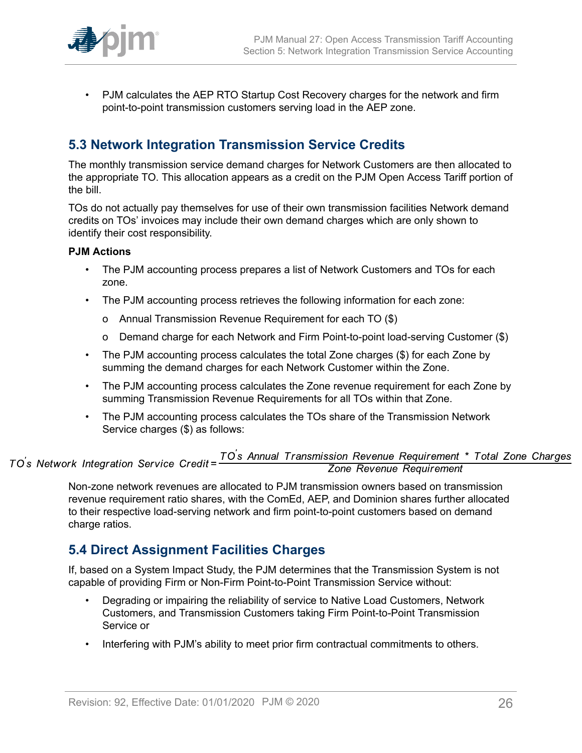- PJM calculates the AEP RTO Startup Cost Recovery charges for the network and firm point-to-point transmission customers serving load in the AEP zone.

## 5.3 Network Integration Transmission Service Credits

The monthly transmission service demand charges for Network Customers are then allocated to the appropriate TO. This allocation appears as a credit on the PJM Open Access Tariff portion of the bill.

TOs do not actually pay themselves for use of their own transmission facilities Network demand credits on TOs' invoices may include their own demand charges which are only shown to identify their cost responsibility.

**PJM Actions**

- The PJM accounting process prepares a list of Network Customers and TOs for each zone.
- The PJM accounting process retrieves the following information for each zone:
  - Annual Transmission Revenue Requirement for each TO ($)
  - Demand charge for each Network and Firm Point-to-point load-serving Customer ($)
- The PJM accounting process calculates the total Zone charges ($) for each Zone by summing the demand charges for each Network Customer within the Zone.
- The PJM accounting process calculates the Zone revenue requirement for each Zone by summing Transmission Revenue Requirements for all TOs within that Zone.
- The PJM accounting process calculates the TOs share of the Transmission Network Service charges ($) as follows:

$$TO's\ Network\ Integration\ Service\ Credit = \frac{TO's\ Annual\ Transmission\ Revenue\ Requirement\ *\ Total\ Zone\ Charges}{Zone\ Revenue\ Requirement}$$

Non-zone network revenues are allocated to PJM transmission owners based on transmission revenue requirement ratio shares, with the ComEd, AEP, and Dominion shares further allocated to their respective load-serving network and firm point-to-point customers based on demand charge ratios.

## 5.4 Direct Assignment Facilities Charges

If, based on a System Impact Study, the PJM determines that the Transmission System is not capable of providing Firm or Non-Firm Point-to-Point Transmission Service without:

- Degrading or impairing the reliability of service to Native Load Customers, Network Customers, and Transmission Customers taking Firm Point-to-Point Transmission Service or
- Interfering with PJM's ability to meet prior firm contractual commitments to others.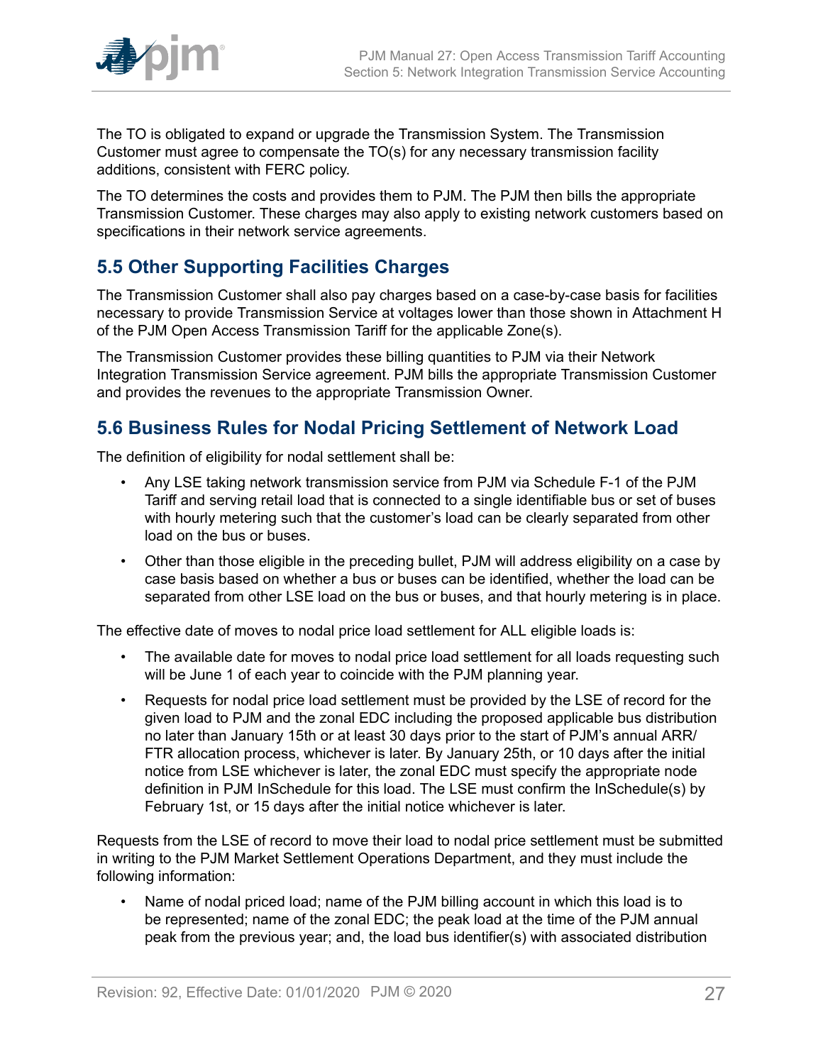The TO is obligated to expand or upgrade the Transmission System. The Transmission Customer must agree to compensate the TO(s) for any necessary transmission facility additions, consistent with FERC policy.

The TO determines the costs and provides them to PJM. The PJM then bills the appropriate Transmission Customer. These charges may also apply to existing network customers based on specifications in their network service agreements.

## 5.5 Other Supporting Facilities Charges

The Transmission Customer shall also pay charges based on a case-by-case basis for facilities necessary to provide Transmission Service at voltages lower than those shown in Attachment H of the PJM Open Access Transmission Tariff for the applicable Zone(s).

The Transmission Customer provides these billing quantities to PJM via their Network Integration Transmission Service agreement. PJM bills the appropriate Transmission Customer and provides the revenues to the appropriate Transmission Owner.

## 5.6 Business Rules for Nodal Pricing Settlement of Network Load

The definition of eligibility for nodal settlement shall be:

- Any LSE taking network transmission service from PJM via Schedule F-1 of the PJM Tariff and serving retail load that is connected to a single identifiable bus or set of buses with hourly metering such that the customer's load can be clearly separated from other load on the bus or buses.
- Other than those eligible in the preceding bullet, PJM will address eligibility on a case by case basis based on whether a bus or buses can be identified, whether the load can be separated from other LSE load on the bus or buses, and that hourly metering is in place.

The effective date of moves to nodal price load settlement for ALL eligible loads is:

- The available date for moves to nodal price load settlement for all loads requesting such will be June 1 of each year to coincide with the PJM planning year.
- Requests for nodal price load settlement must be provided by the LSE of record for the given load to PJM and the zonal EDC including the proposed applicable bus distribution no later than January 15th or at least 30 days prior to the start of PJM's annual ARR/FTR allocation process, whichever is later. By January 25th, or 10 days after the initial notice from LSE whichever is later, the zonal EDC must specify the appropriate node definition in PJM InSchedule for this load. The LSE must confirm the InSchedule(s) by February 1st, or 15 days after the initial notice whichever is later.

Requests from the LSE of record to move their load to nodal price settlement must be submitted in writing to the PJM Market Settlement Operations Department, and they must include the following information:

- Name of nodal priced load; name of the PJM billing account in which this load is to be represented; name of the zonal EDC; the peak load at the time of the PJM annual peak from the previous year; and, the load bus identifier(s) with associated distribution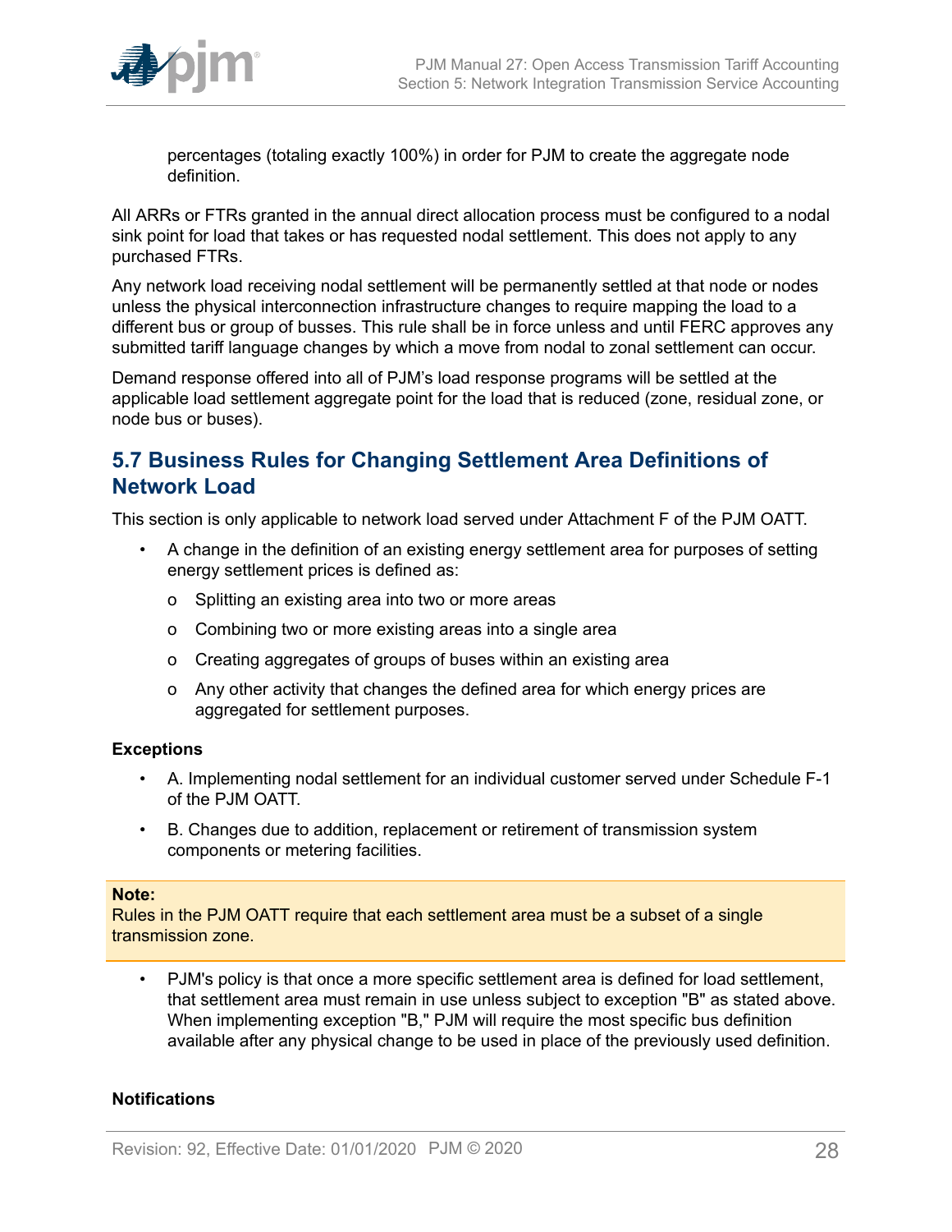percentages (totaling exactly 100%) in order for PJM to create the aggregate node definition.

All ARRs or FTRs granted in the annual direct allocation process must be configured to a nodal sink point for load that takes or has requested nodal settlement. This does not apply to any purchased FTRs.

Any network load receiving nodal settlement will be permanently settled at that node or nodes unless the physical interconnection infrastructure changes to require mapping the load to a different bus or group of busses. This rule shall be in force unless and until FERC approves any submitted tariff language changes by which a move from nodal to zonal settlement can occur.

Demand response offered into all of PJM's load response programs will be settled at the applicable load settlement aggregate point for the load that is reduced (zone, residual zone, or node bus or buses).

## 5.7 Business Rules for Changing Settlement Area Definitions of Network Load

This section is only applicable to network load served under Attachment F of the PJM OATT.

- A change in the definition of an existing energy settlement area for purposes of setting energy settlement prices is defined as:
  - Splitting an existing area into two or more areas
  - Combining two or more existing areas into a single area
  - Creating aggregates of groups of buses within an existing area
  - Any other activity that changes the defined area for which energy prices are aggregated for settlement purposes.

**Exceptions**

- A. Implementing nodal settlement for an individual customer served under Schedule F-1 of the PJM OATT.
- B. Changes due to addition, replacement or retirement of transmission system components or metering facilities.

**Note:**
Rules in the PJM OATT require that each settlement area must be a subset of a single transmission zone.

- PJM's policy is that once a more specific settlement area is defined for load settlement, that settlement area must remain in use unless subject to exception "B" as stated above. When implementing exception "B," PJM will require the most specific bus definition available after any physical change to be used in place of the previously used definition.

**Notifications**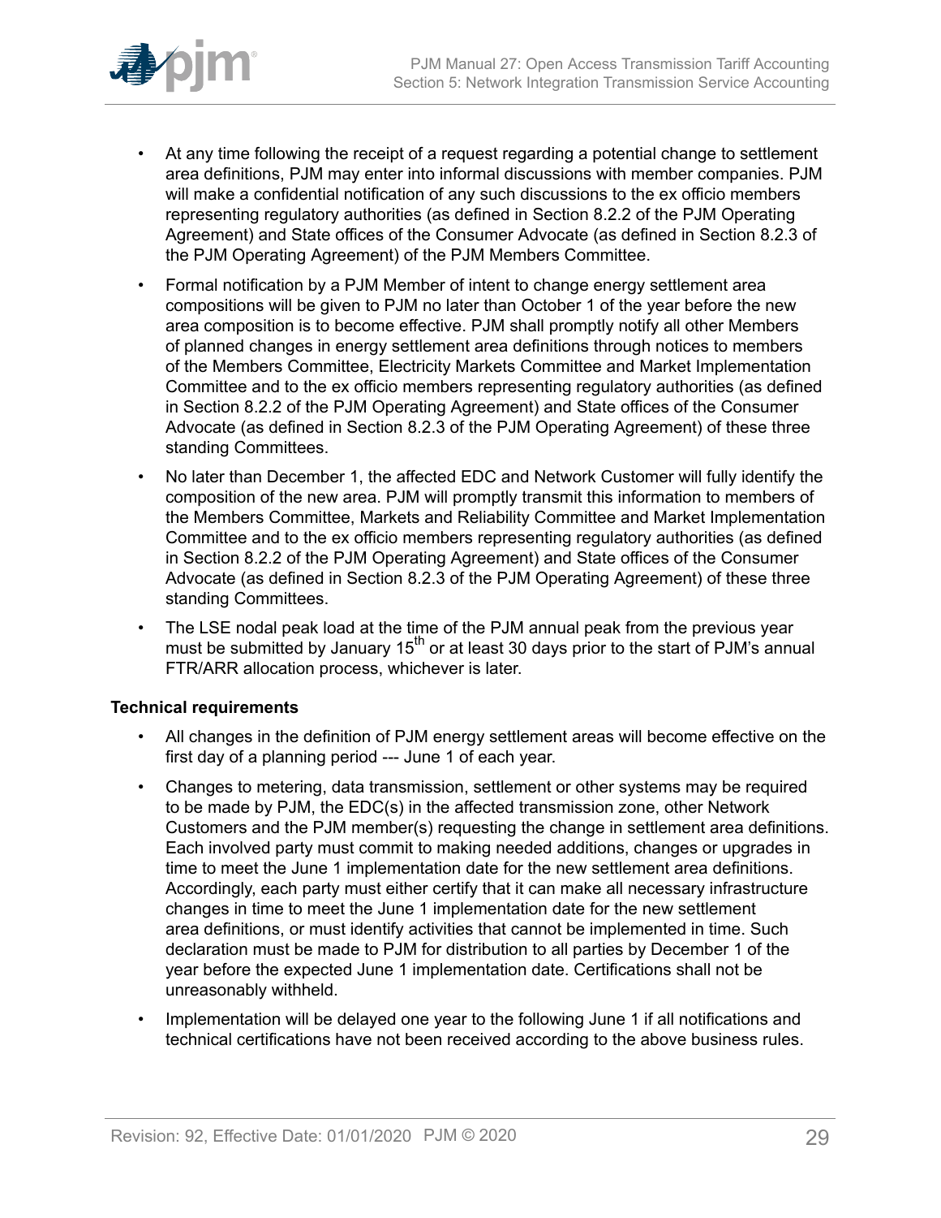- At any time following the receipt of a request regarding a potential change to settlement area definitions, PJM may enter into informal discussions with member companies. PJM will make a confidential notification of any such discussions to the ex officio members representing regulatory authorities (as defined in Section 8.2.2 of the PJM Operating Agreement) and State offices of the Consumer Advocate (as defined in Section 8.2.3 of the PJM Operating Agreement) of the PJM Members Committee.
- Formal notification by a PJM Member of intent to change energy settlement area compositions will be given to PJM no later than October 1 of the year before the new area composition is to become effective. PJM shall promptly notify all other Members of planned changes in energy settlement area definitions through notices to members of the Members Committee, Electricity Markets Committee and Market Implementation Committee and to the ex officio members representing regulatory authorities (as defined in Section 8.2.2 of the PJM Operating Agreement) and State offices of the Consumer Advocate (as defined in Section 8.2.3 of the PJM Operating Agreement) of these three standing Committees.
- No later than December 1, the affected EDC and Network Customer will fully identify the composition of the new area. PJM will promptly transmit this information to members of the Members Committee, Markets and Reliability Committee and Market Implementation Committee and to the ex officio members representing regulatory authorities (as defined in Section 8.2.2 of the PJM Operating Agreement) and State offices of the Consumer Advocate (as defined in Section 8.2.3 of the PJM Operating Agreement) of these three standing Committees.
- The LSE nodal peak load at the time of the PJM annual peak from the previous year must be submitted by January 15th or at least 30 days prior to the start of PJM's annual FTR/ARR allocation process, whichever is later.

**Technical requirements**

- All changes in the definition of PJM energy settlement areas will become effective on the first day of a planning period --- June 1 of each year.
- Changes to metering, data transmission, settlement or other systems may be required to be made by PJM, the EDC(s) in the affected transmission zone, other Network Customers and the PJM member(s) requesting the change in settlement area definitions. Each involved party must commit to making needed additions, changes or upgrades in time to meet the June 1 implementation date for the new settlement area definitions. Accordingly, each party must either certify that it can make all necessary infrastructure changes in time to meet the June 1 implementation date for the new settlement area definitions, or must identify activities that cannot be implemented in time. Such declaration must be made to PJM for distribution to all parties by December 1 of the year before the expected June 1 implementation date. Certifications shall not be unreasonably withheld.
- Implementation will be delayed one year to the following June 1 if all notifications and technical certifications have not been received according to the above business rules.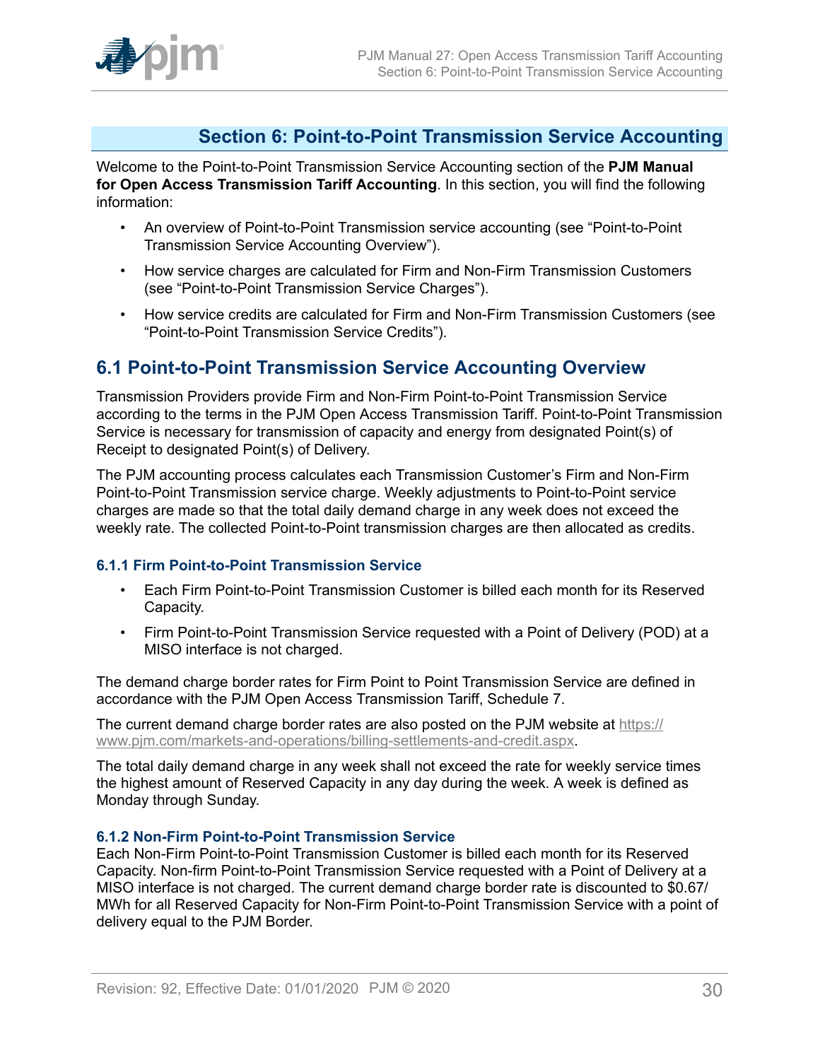# Section 6: Point-to-Point Transmission Service Accounting

Welcome to the Point-to-Point Transmission Service Accounting section of the **PJM Manual for Open Access Transmission Tariff Accounting**. In this section, you will find the following information:

- An overview of Point-to-Point Transmission service accounting (see "Point-to-Point Transmission Service Accounting Overview").
- How service charges are calculated for Firm and Non-Firm Transmission Customers (see "Point-to-Point Transmission Service Charges").
- How service credits are calculated for Firm and Non-Firm Transmission Customers (see "Point-to-Point Transmission Service Credits").

## 6.1 Point-to-Point Transmission Service Accounting Overview

Transmission Providers provide Firm and Non-Firm Point-to-Point Transmission Service according to the terms in the PJM Open Access Transmission Tariff. Point-to-Point Transmission Service is necessary for transmission of capacity and energy from designated Point(s) of Receipt to designated Point(s) of Delivery.

The PJM accounting process calculates each Transmission Customer's Firm and Non-Firm Point-to-Point Transmission service charge. Weekly adjustments to Point-to-Point service charges are made so that the total daily demand charge in any week does not exceed the weekly rate. The collected Point-to-Point transmission charges are then allocated as credits.

### 6.1.1 Firm Point-to-Point Transmission Service

- Each Firm Point-to-Point Transmission Customer is billed each month for its Reserved Capacity.
- Firm Point-to-Point Transmission Service requested with a Point of Delivery (POD) at a MISO interface is not charged.

The demand charge border rates for Firm Point to Point Transmission Service are defined in accordance with the PJM Open Access Transmission Tariff, Schedule 7.

The current demand charge border rates are also posted on the PJM website at https://www.pjm.com/markets-and-operations/billing-settlements-and-credit.aspx.

The total daily demand charge in any week shall not exceed the rate for weekly service times the highest amount of Reserved Capacity in any day during the week. A week is defined as Monday through Sunday.

### 6.1.2 Non-Firm Point-to-Point Transmission Service

Each Non-Firm Point-to-Point Transmission Customer is billed each month for its Reserved Capacity. Non-firm Point-to-Point Transmission Service requested with a Point of Delivery at a MISO interface is not charged. The current demand charge border rate is discounted to $0.67/MWh for all Reserved Capacity for Non-Firm Point-to-Point Transmission Service with a point of delivery equal to the PJM Border.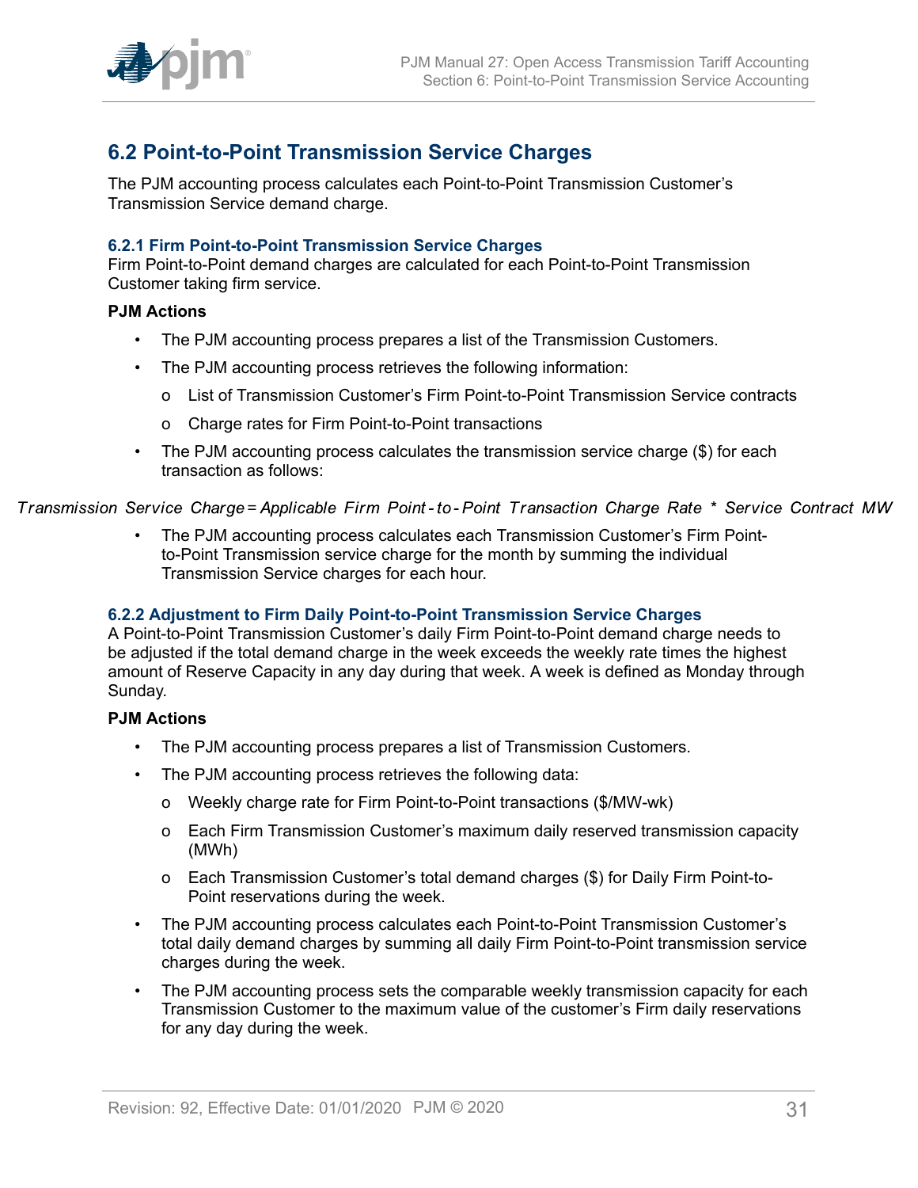## 6.2 Point-to-Point Transmission Service Charges

The PJM accounting process calculates each Point-to-Point Transmission Customer's Transmission Service demand charge.

### 6.2.1 Firm Point-to-Point Transmission Service Charges

Firm Point-to-Point demand charges are calculated for each Point-to-Point Transmission Customer taking firm service.

**PJM Actions**

- The PJM accounting process prepares a list of the Transmission Customers.
- The PJM accounting process retrieves the following information:
  - List of Transmission Customer's Firm Point-to-Point Transmission Service contracts
  - Charge rates for Firm Point-to-Point transactions
- The PJM accounting process calculates the transmission service charge ($) for each transaction as follows:

$$Transmission\ Service\ Charge = Applicable\ Firm\ Point\text{-}to\text{-}Point\ Transaction\ Charge\ Rate * Service\ Contract\ MW$$

- The PJM accounting process calculates each Transmission Customer's Firm Point-to-Point Transmission service charge for the month by summing the individual Transmission Service charges for each hour.

### 6.2.2 Adjustment to Firm Daily Point-to-Point Transmission Service Charges

A Point-to-Point Transmission Customer's daily Firm Point-to-Point demand charge needs to be adjusted if the total demand charge in the week exceeds the weekly rate times the highest amount of Reserve Capacity in any day during that week. A week is defined as Monday through Sunday.

**PJM Actions**

- The PJM accounting process prepares a list of Transmission Customers.
- The PJM accounting process retrieves the following data:
  - Weekly charge rate for Firm Point-to-Point transactions ($/MW-wk)
  - Each Firm Transmission Customer's maximum daily reserved transmission capacity (MWh)
  - Each Transmission Customer's total demand charges ($) for Daily Firm Point-to-Point reservations during the week.
- The PJM accounting process calculates each Point-to-Point Transmission Customer's total daily demand charges by summing all daily Firm Point-to-Point transmission service charges during the week.
- The PJM accounting process sets the comparable weekly transmission capacity for each Transmission Customer to the maximum value of the customer's Firm daily reservations for any day during the week.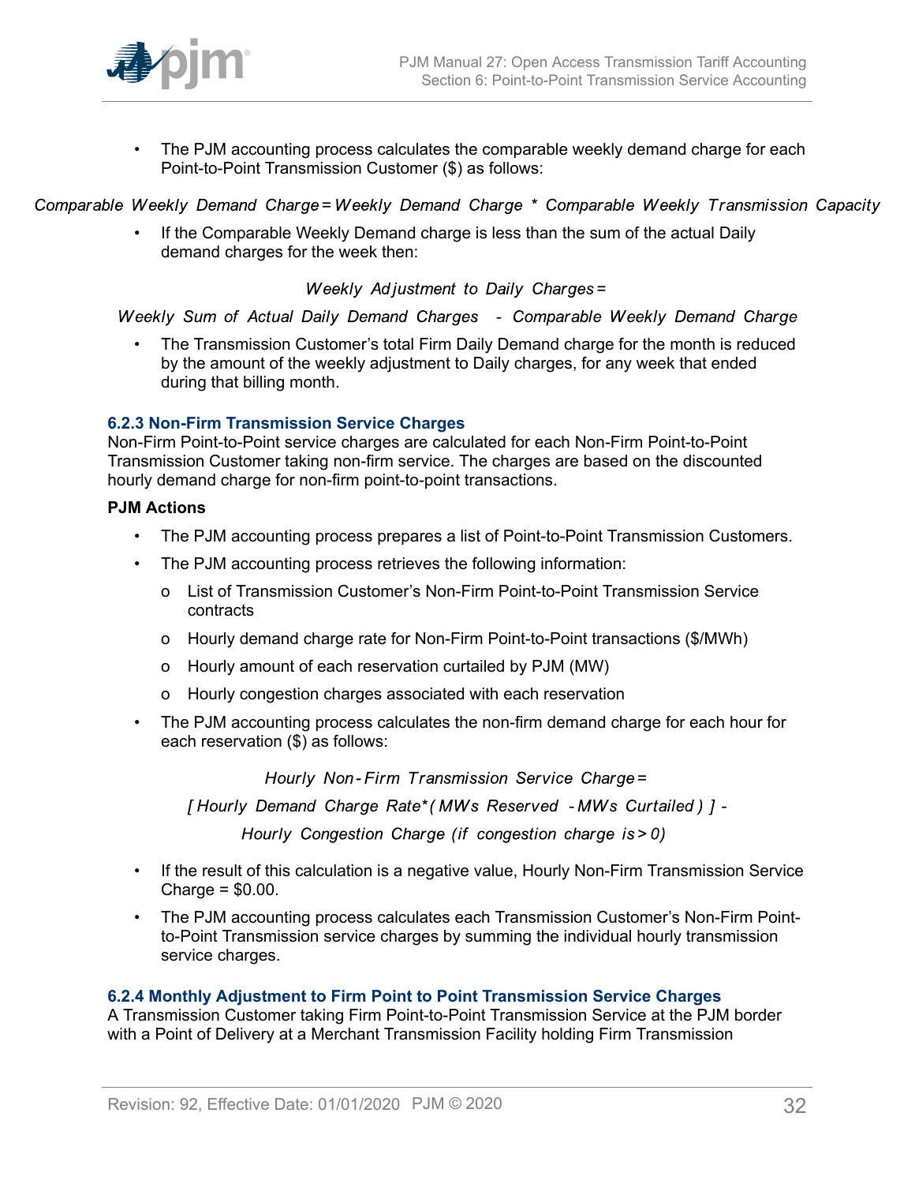- The PJM accounting process calculates the comparable weekly demand charge for each Point-to-Point Transmission Customer ($) as follows:

$$\text{Comparable Weekly Demand Charge} = \text{Weekly Demand Charge} * \text{Comparable Weekly Transmission Capacity}$$

- If the Comparable Weekly Demand charge is less than the sum of the actual Daily demand charges for the week then:

$$\text{Weekly Adjustment to Daily Charges} =$$
$$\text{Weekly Sum of Actual Daily Demand Charges} - \text{Comparable Weekly Demand Charge}$$

- The Transmission Customer's total Firm Daily Demand charge for the month is reduced by the amount of the weekly adjustment to Daily charges, for any week that ended during that billing month.

### 6.2.3 Non-Firm Transmission Service Charges

Non-Firm Point-to-Point service charges are calculated for each Non-Firm Point-to-Point Transmission Customer taking non-firm service. The charges are based on the discounted hourly demand charge for non-firm point-to-point transactions.

**PJM Actions**

- The PJM accounting process prepares a list of Point-to-Point Transmission Customers.
- The PJM accounting process retrieves the following information:
  - List of Transmission Customer's Non-Firm Point-to-Point Transmission Service contracts
  - Hourly demand charge rate for Non-Firm Point-to-Point transactions ($/MWh)
  - Hourly amount of each reservation curtailed by PJM (MW)
  - Hourly congestion charges associated with each reservation
- The PJM accounting process calculates the non-firm demand charge for each hour for each reservation ($) as follows:

$$\text{Hourly Non-Firm Transmission Service Charge} =$$
$$[\text{Hourly Demand Charge Rate} * (\text{MWs Reserved} - \text{MWs Curtailed})] -$$
$$\text{Hourly Congestion Charge (if congestion charge is} > 0)$$

- If the result of this calculation is a negative value, Hourly Non-Firm Transmission Service Charge = $0.00.
- The PJM accounting process calculates each Transmission Customer's Non-Firm Point-to-Point Transmission service charges by summing the individual hourly transmission service charges.

### 6.2.4 Monthly Adjustment to Firm Point to Point Transmission Service Charges

A Transmission Customer taking Firm Point-to-Point Transmission Service at the PJM border with a Point of Delivery at a Merchant Transmission Facility holding Firm Transmission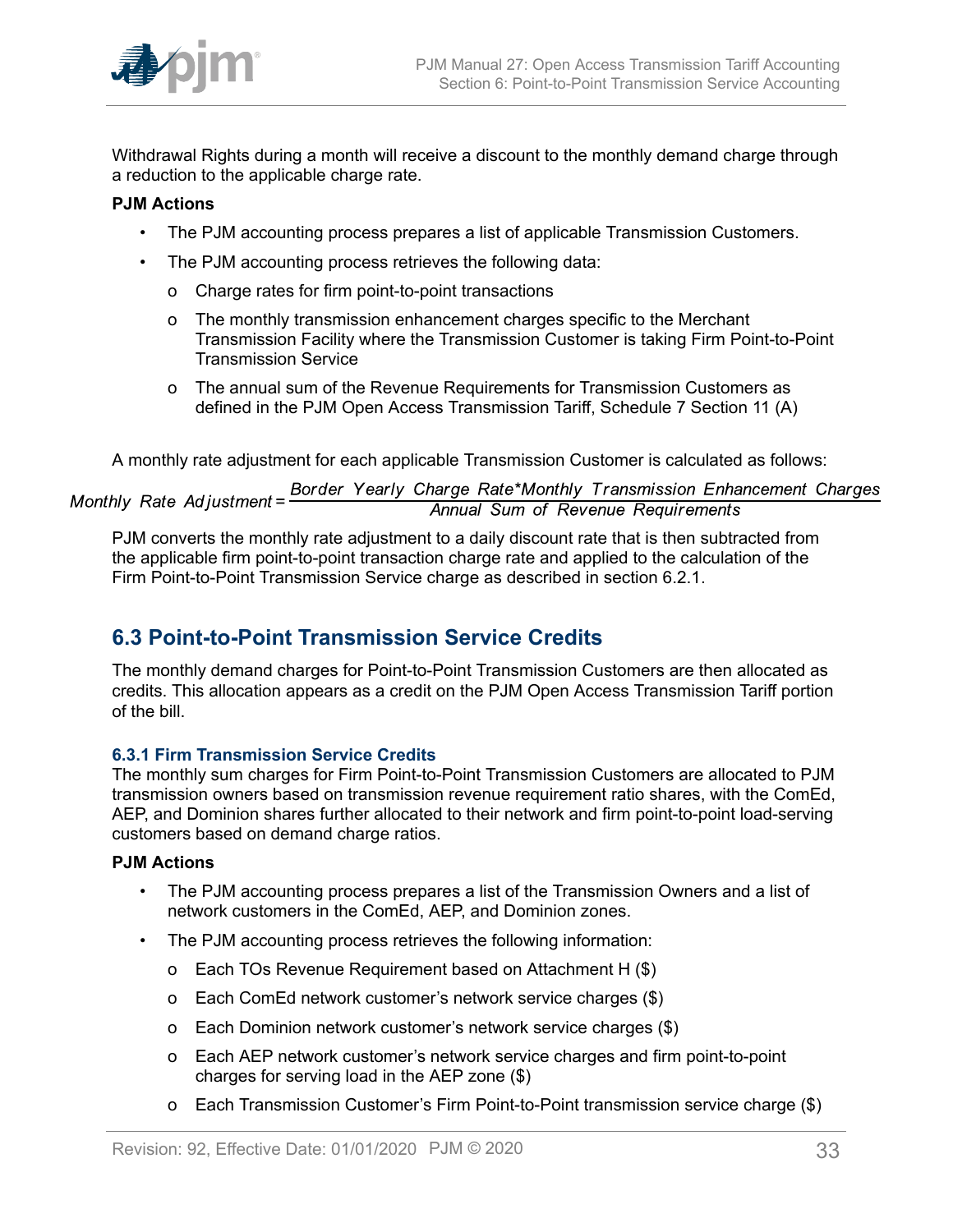Withdrawal Rights during a month will receive a discount to the monthly demand charge through a reduction to the applicable charge rate.

**PJM Actions**

- The PJM accounting process prepares a list of applicable Transmission Customers.
- The PJM accounting process retrieves the following data:
  - Charge rates for firm point-to-point transactions
  - The monthly transmission enhancement charges specific to the Merchant Transmission Facility where the Transmission Customer is taking Firm Point-to-Point Transmission Service
  - The annual sum of the Revenue Requirements for Transmission Customers as defined in the PJM Open Access Transmission Tariff, Schedule 7 Section 11 (A)

A monthly rate adjustment for each applicable Transmission Customer is calculated as follows:

$$Monthly\ Rate\ Adjustment = \frac{Border\ Yearly\ Charge\ Rate * Monthly\ Transmission\ Enhancement\ Charges}{Annual\ Sum\ of\ Revenue\ Requirements}$$

PJM converts the monthly rate adjustment to a daily discount rate that is then subtracted from the applicable firm point-to-point transaction charge rate and applied to the calculation of the Firm Point-to-Point Transmission Service charge as described in section 6.2.1.

## 6.3 Point-to-Point Transmission Service Credits

The monthly demand charges for Point-to-Point Transmission Customers are then allocated as credits. This allocation appears as a credit on the PJM Open Access Transmission Tariff portion of the bill.

### 6.3.1 Firm Transmission Service Credits

The monthly sum charges for Firm Point-to-Point Transmission Customers are allocated to PJM transmission owners based on transmission revenue requirement ratio shares, with the ComEd, AEP, and Dominion shares further allocated to their network and firm point-to-point load-serving customers based on demand charge ratios.

**PJM Actions**

- The PJM accounting process prepares a list of the Transmission Owners and a list of network customers in the ComEd, AEP, and Dominion zones.
- The PJM accounting process retrieves the following information:
  - Each TOs Revenue Requirement based on Attachment H ($)
  - Each ComEd network customer's network service charges ($)
  - Each Dominion network customer's network service charges ($)
  - Each AEP network customer's network service charges and firm point-to-point charges for serving load in the AEP zone ($)
  - Each Transmission Customer's Firm Point-to-Point transmission service charge ($)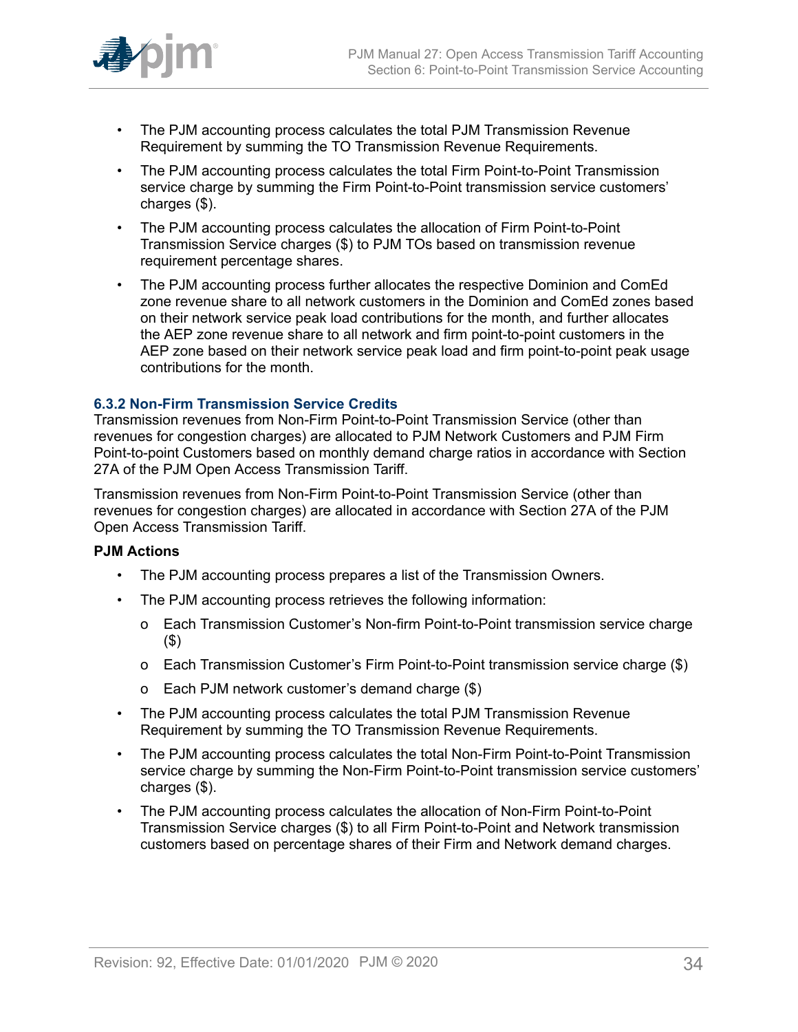- The PJM accounting process calculates the total PJM Transmission Revenue Requirement by summing the TO Transmission Revenue Requirements.
- The PJM accounting process calculates the total Firm Point-to-Point Transmission service charge by summing the Firm Point-to-Point transmission service customers' charges ($).
- The PJM accounting process calculates the allocation of Firm Point-to-Point Transmission Service charges ($) to PJM TOs based on transmission revenue requirement percentage shares.
- The PJM accounting process further allocates the respective Dominion and ComEd zone revenue share to all network customers in the Dominion and ComEd zones based on their network service peak load contributions for the month, and further allocates the AEP zone revenue share to all network and firm point-to-point customers in the AEP zone based on their network service peak load and firm point-to-point peak usage contributions for the month.

### 6.3.2 Non-Firm Transmission Service Credits

Transmission revenues from Non-Firm Point-to-Point Transmission Service (other than revenues for congestion charges) are allocated to PJM Network Customers and PJM Firm Point-to-point Customers based on monthly demand charge ratios in accordance with Section 27A of the PJM Open Access Transmission Tariff.

Transmission revenues from Non-Firm Point-to-Point Transmission Service (other than revenues for congestion charges) are allocated in accordance with Section 27A of the PJM Open Access Transmission Tariff.

**PJM Actions**

- The PJM accounting process prepares a list of the Transmission Owners.
- The PJM accounting process retrieves the following information:
  - Each Transmission Customer's Non-firm Point-to-Point transmission service charge ($)
  - Each Transmission Customer's Firm Point-to-Point transmission service charge ($)
  - Each PJM network customer's demand charge ($)
- The PJM accounting process calculates the total PJM Transmission Revenue Requirement by summing the TO Transmission Revenue Requirements.
- The PJM accounting process calculates the total Non-Firm Point-to-Point Transmission service charge by summing the Non-Firm Point-to-Point transmission service customers' charges ($).
- The PJM accounting process calculates the allocation of Non-Firm Point-to-Point Transmission Service charges ($) to all Firm Point-to-Point and Network transmission customers based on percentage shares of their Firm and Network demand charges.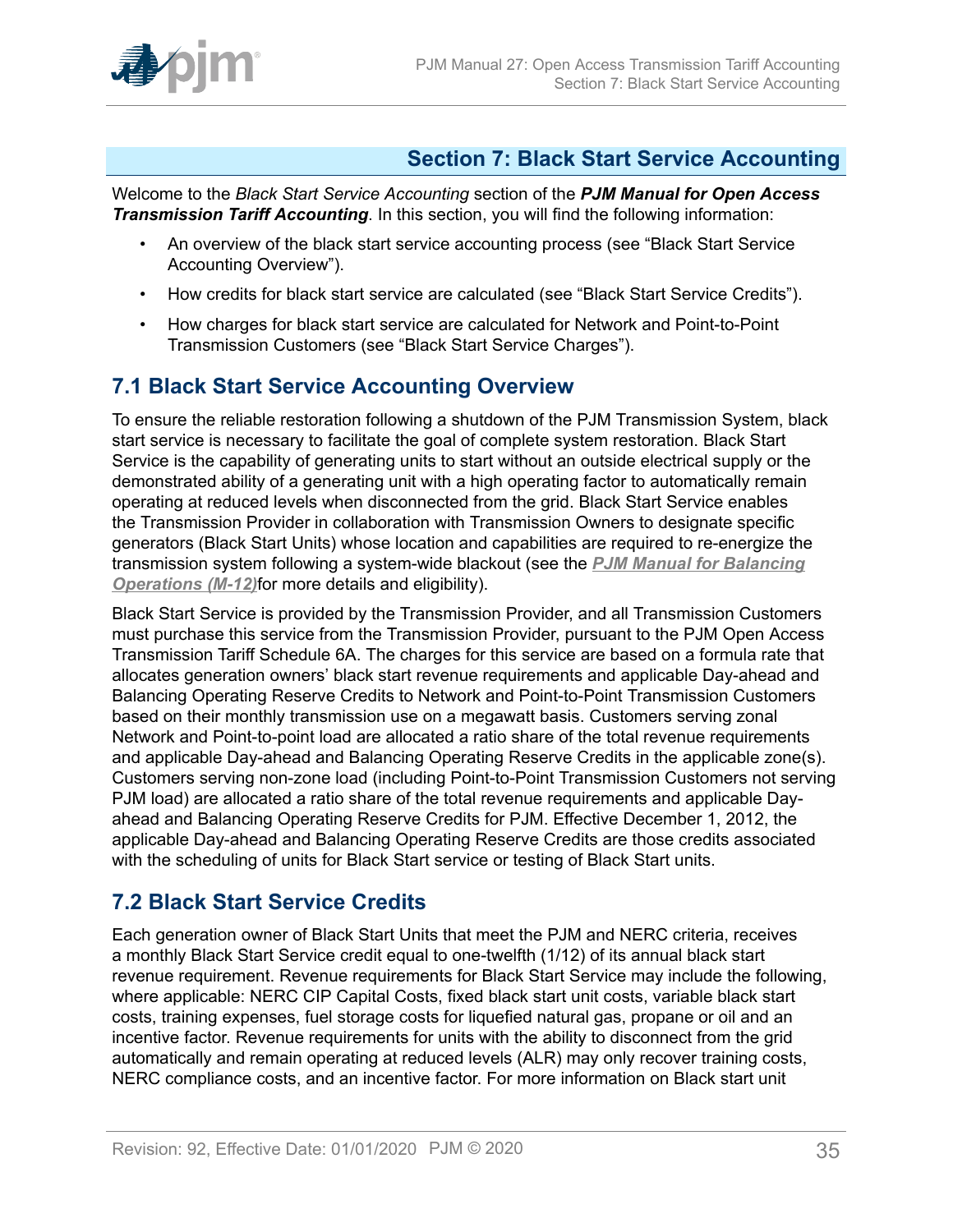## Section 7: Black Start Service Accounting

Welcome to the *Black Start Service Accounting* section of the ***PJM Manual for Open Access Transmission Tariff Accounting***. In this section, you will find the following information:

- An overview of the black start service accounting process (see "Black Start Service Accounting Overview").
- How credits for black start service are calculated (see "Black Start Service Credits").
- How charges for black start service are calculated for Network and Point-to-Point Transmission Customers (see "Black Start Service Charges").

### 7.1 Black Start Service Accounting Overview

To ensure the reliable restoration following a shutdown of the PJM Transmission System, black start service is necessary to facilitate the goal of complete system restoration. Black Start Service is the capability of generating units to start without an outside electrical supply or the demonstrated ability of a generating unit with a high operating factor to automatically remain operating at reduced levels when disconnected from the grid. Black Start Service enables the Transmission Provider in collaboration with Transmission Owners to designate specific generators (Black Start Units) whose location and capabilities are required to re-energize the transmission system following a system-wide blackout (see the ***PJM Manual for Balancing Operations (M-12)***for more details and eligibility).

Black Start Service is provided by the Transmission Provider, and all Transmission Customers must purchase this service from the Transmission Provider, pursuant to the PJM Open Access Transmission Tariff Schedule 6A. The charges for this service are based on a formula rate that allocates generation owners' black start revenue requirements and applicable Day-ahead and Balancing Operating Reserve Credits to Network and Point-to-Point Transmission Customers based on their monthly transmission use on a megawatt basis. Customers serving zonal Network and Point-to-point load are allocated a ratio share of the total revenue requirements and applicable Day-ahead and Balancing Operating Reserve Credits in the applicable zone(s). Customers serving non-zone load (including Point-to-Point Transmission Customers not serving PJM load) are allocated a ratio share of the total revenue requirements and applicable Day-ahead and Balancing Operating Reserve Credits for PJM. Effective December 1, 2012, the applicable Day-ahead and Balancing Operating Reserve Credits are those credits associated with the scheduling of units for Black Start service or testing of Black Start units.

### 7.2 Black Start Service Credits

Each generation owner of Black Start Units that meet the PJM and NERC criteria, receives a monthly Black Start Service credit equal to one-twelfth (1/12) of its annual black start revenue requirement. Revenue requirements for Black Start Service may include the following, where applicable: NERC CIP Capital Costs, fixed black start unit costs, variable black start costs, training expenses, fuel storage costs for liquefied natural gas, propane or oil and an incentive factor. Revenue requirements for units with the ability to disconnect from the grid automatically and remain operating at reduced levels (ALR) may only recover training costs, NERC compliance costs, and an incentive factor. For more information on Black start unit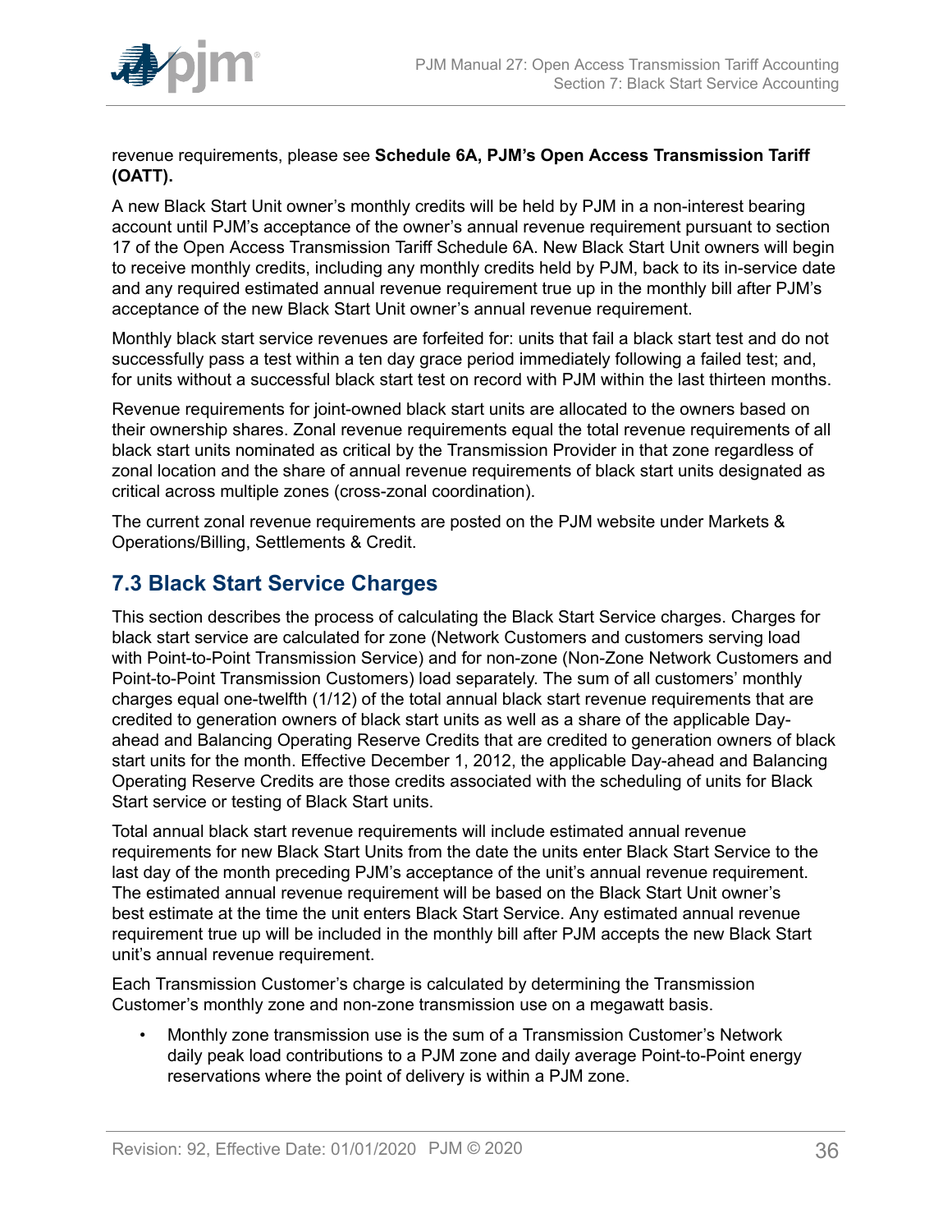revenue requirements, please see **Schedule 6A, PJM's Open Access Transmission Tariff (OATT).**

A new Black Start Unit owner's monthly credits will be held by PJM in a non-interest bearing account until PJM's acceptance of the owner's annual revenue requirement pursuant to section 17 of the Open Access Transmission Tariff Schedule 6A. New Black Start Unit owners will begin to receive monthly credits, including any monthly credits held by PJM, back to its in-service date and any required estimated annual revenue requirement true up in the monthly bill after PJM's acceptance of the new Black Start Unit owner's annual revenue requirement.

Monthly black start service revenues are forfeited for: units that fail a black start test and do not successfully pass a test within a ten day grace period immediately following a failed test; and, for units without a successful black start test on record with PJM within the last thirteen months.

Revenue requirements for joint-owned black start units are allocated to the owners based on their ownership shares. Zonal revenue requirements equal the total revenue requirements of all black start units nominated as critical by the Transmission Provider in that zone regardless of zonal location and the share of annual revenue requirements of black start units designated as critical across multiple zones (cross-zonal coordination).

The current zonal revenue requirements are posted on the PJM website under Markets & Operations/Billing, Settlements & Credit.

## 7.3 Black Start Service Charges

This section describes the process of calculating the Black Start Service charges. Charges for black start service are calculated for zone (Network Customers and customers serving load with Point-to-Point Transmission Service) and for non-zone (Non-Zone Network Customers and Point-to-Point Transmission Customers) load separately. The sum of all customers' monthly charges equal one-twelfth (1/12) of the total annual black start revenue requirements that are credited to generation owners of black start units as well as a share of the applicable Day-ahead and Balancing Operating Reserve Credits that are credited to generation owners of black start units for the month. Effective December 1, 2012, the applicable Day-ahead and Balancing Operating Reserve Credits are those credits associated with the scheduling of units for Black Start service or testing of Black Start units.

Total annual black start revenue requirements will include estimated annual revenue requirements for new Black Start Units from the date the units enter Black Start Service to the last day of the month preceding PJM's acceptance of the unit's annual revenue requirement. The estimated annual revenue requirement will be based on the Black Start Unit owner's best estimate at the time the unit enters Black Start Service. Any estimated annual revenue requirement true up will be included in the monthly bill after PJM accepts the new Black Start unit's annual revenue requirement.

Each Transmission Customer's charge is calculated by determining the Transmission Customer's monthly zone and non-zone transmission use on a megawatt basis.

- Monthly zone transmission use is the sum of a Transmission Customer's Network daily peak load contributions to a PJM zone and daily average Point-to-Point energy reservations where the point of delivery is within a PJM zone.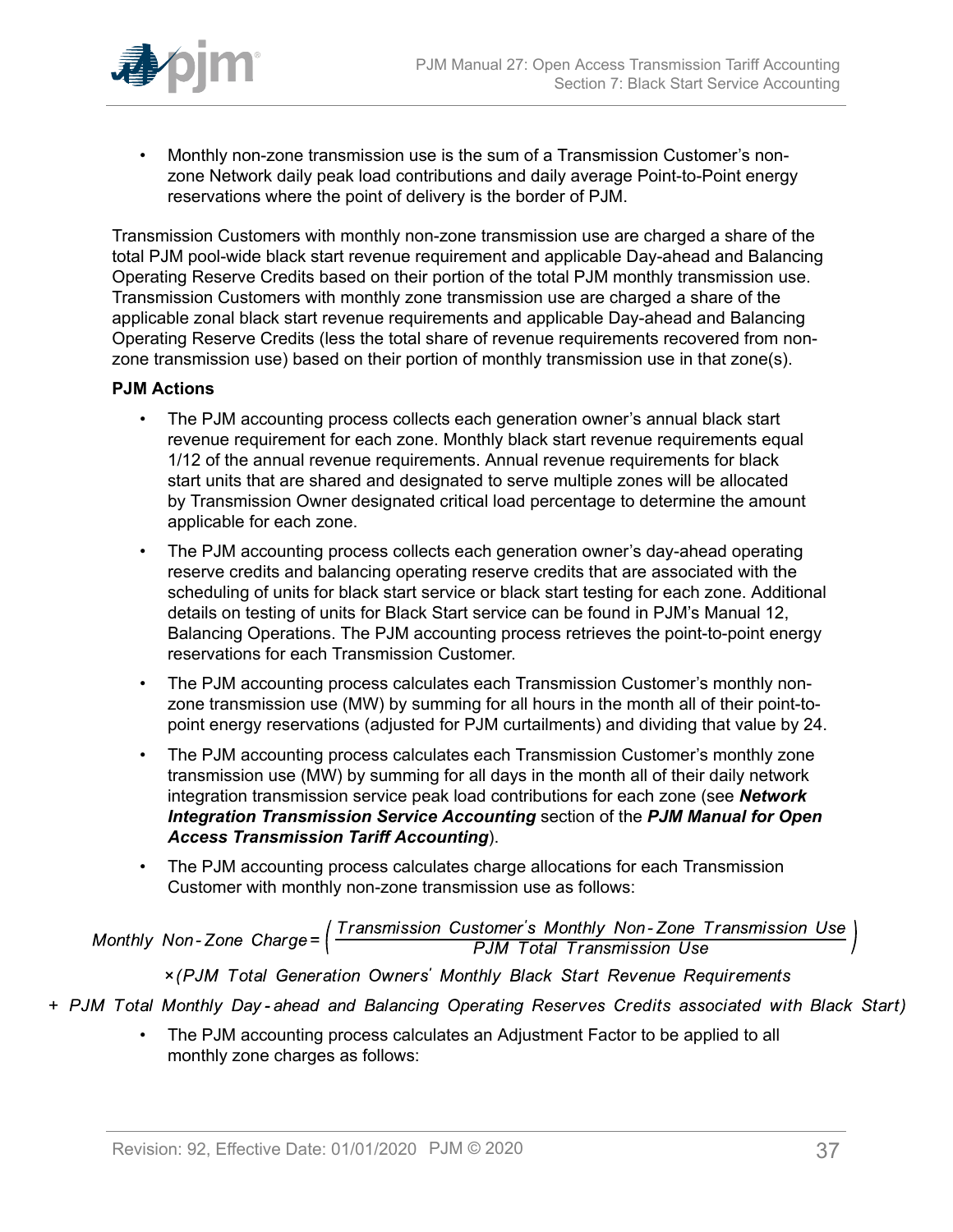- Monthly non-zone transmission use is the sum of a Transmission Customer's non-zone Network daily peak load contributions and daily average Point-to-Point energy reservations where the point of delivery is the border of PJM.

Transmission Customers with monthly non-zone transmission use are charged a share of the total PJM pool-wide black start revenue requirement and applicable Day-ahead and Balancing Operating Reserve Credits based on their portion of the total PJM monthly transmission use. Transmission Customers with monthly zone transmission use are charged a share of the applicable zonal black start revenue requirements and applicable Day-ahead and Balancing Operating Reserve Credits (less the total share of revenue requirements recovered from non-zone transmission use) based on their portion of monthly transmission use in that zone(s).

**PJM Actions**

- The PJM accounting process collects each generation owner's annual black start revenue requirement for each zone. Monthly black start revenue requirements equal 1/12 of the annual revenue requirements. Annual revenue requirements for black start units that are shared and designated to serve multiple zones will be allocated by Transmission Owner designated critical load percentage to determine the amount applicable for each zone.
- The PJM accounting process collects each generation owner's day-ahead operating reserve credits and balancing operating reserve credits that are associated with the scheduling of units for black start service or black start testing for each zone. Additional details on testing of units for Black Start service can be found in PJM's Manual 12, Balancing Operations. The PJM accounting process retrieves the point-to-point energy reservations for each Transmission Customer.
- The PJM accounting process calculates each Transmission Customer's monthly non-zone transmission use (MW) by summing for all hours in the month all of their point-to-point energy reservations (adjusted for PJM curtailments) and dividing that value by 24.
- The PJM accounting process calculates each Transmission Customer's monthly zone transmission use (MW) by summing for all days in the month all of their daily network integration transmission service peak load contributions for each zone (see ***Network Integration Transmission Service Accounting*** section of the ***PJM Manual for Open Access Transmission Tariff Accounting***).
- The PJM accounting process calculates charge allocations for each Transmission Customer with monthly non-zone transmission use as follows:

$$\text{Monthly Non-Zone Charge} = \left( \frac{\text{Transmission Customer's Monthly Non-Zone Transmission Use}}{\text{PJM Total Transmission Use}} \right) \times (\text{PJM Total Generation Owners' Monthly Black Start Revenue Requirements} + \text{PJM Total Monthly Day-ahead and Balancing Operating Reserves Credits associated with Black Start})$$

- The PJM accounting process calculates an Adjustment Factor to be applied to all monthly zone charges as follows: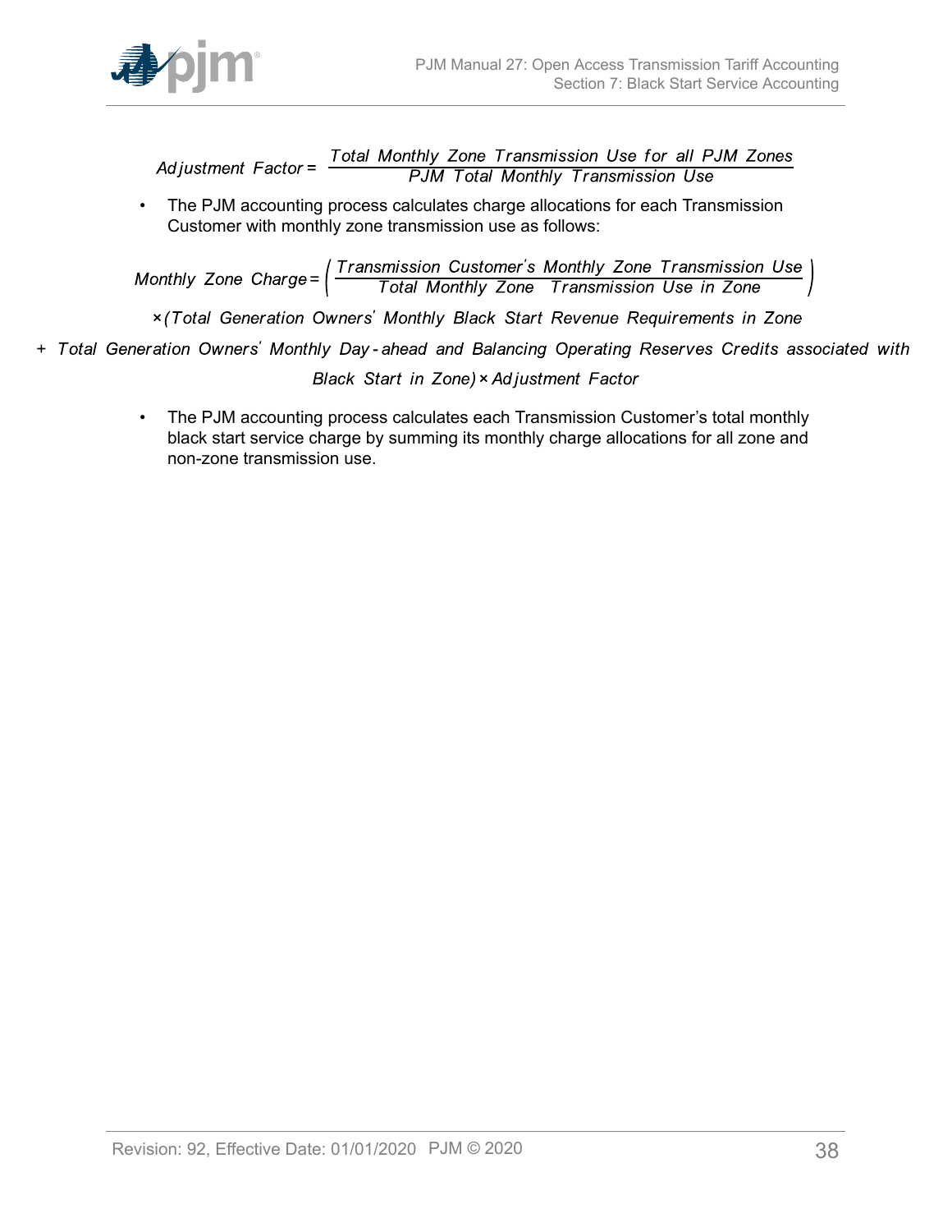$$Adjustment\ Factor = \frac{Total\ Monthly\ Zone\ Transmission\ Use\ for\ all\ PJM\ Zones}{PJM\ Total\ Monthly\ Transmission\ Use}$$

- The PJM accounting process calculates charge allocations for each Transmission Customer with monthly zone transmission use as follows:

$$Monthly\ Zone\ Charge = \left( \frac{Transmission\ Customer's\ Monthly\ Zone\ Transmission\ Use}{Total\ Monthly\ Zone\ \ Transmission\ Use\ in\ Zone} \right)$$

$$\times (Total\ Generation\ Owners'\ Monthly\ Black\ Start\ Revenue\ Requirements\ in\ Zone$$

$$+\ Total\ Generation\ Owners'\ Monthly\ Day\text{-}ahead\ and\ Balancing\ Operating\ Reserves\ Credits\ associated\ with$$

$$Black\ Start\ in\ Zone) \times Adjustment\ Factor$$

- The PJM accounting process calculates each Transmission Customer's total monthly black start service charge by summing its monthly charge allocations for all zone and non-zone transmission use.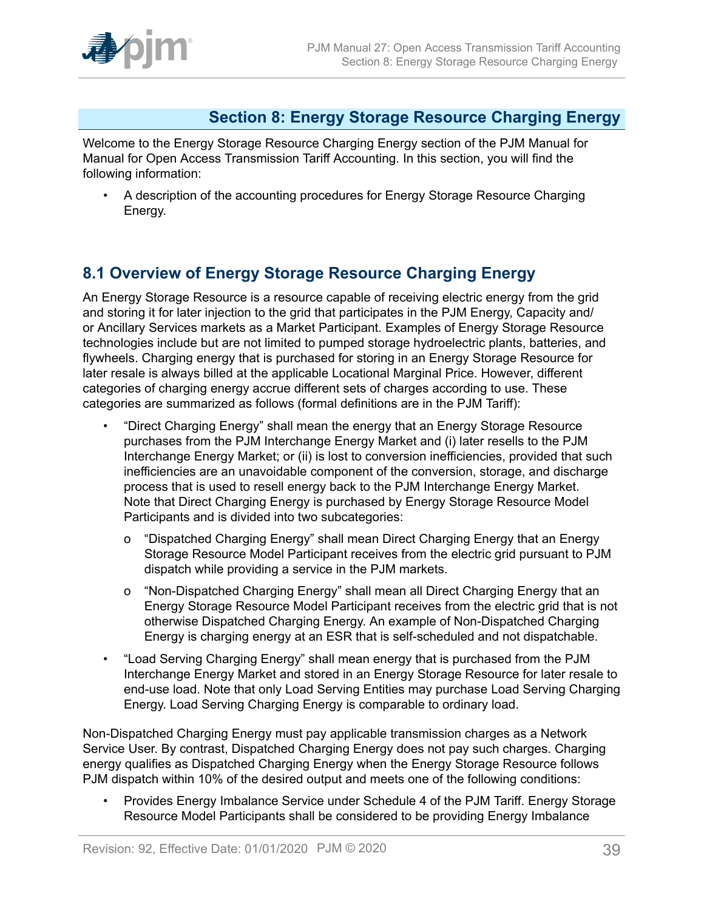## Section 8: Energy Storage Resource Charging Energy

Welcome to the Energy Storage Resource Charging Energy section of the PJM Manual for Manual for Open Access Transmission Tariff Accounting. In this section, you will find the following information:

- A description of the accounting procedures for Energy Storage Resource Charging Energy.

### 8.1 Overview of Energy Storage Resource Charging Energy

An Energy Storage Resource is a resource capable of receiving electric energy from the grid and storing it for later injection to the grid that participates in the PJM Energy, Capacity and/ or Ancillary Services markets as a Market Participant. Examples of Energy Storage Resource technologies include but are not limited to pumped storage hydroelectric plants, batteries, and flywheels. Charging energy that is purchased for storing in an Energy Storage Resource for later resale is always billed at the applicable Locational Marginal Price. However, different categories of charging energy accrue different sets of charges according to use. These categories are summarized as follows (formal definitions are in the PJM Tariff):

- "Direct Charging Energy" shall mean the energy that an Energy Storage Resource purchases from the PJM Interchange Energy Market and (i) later resells to the PJM Interchange Energy Market; or (ii) is lost to conversion inefficiencies, provided that such inefficiencies are an unavoidable component of the conversion, storage, and discharge process that is used to resell energy back to the PJM Interchange Energy Market. Note that Direct Charging Energy is purchased by Energy Storage Resource Model Participants and is divided into two subcategories:
  - "Dispatched Charging Energy" shall mean Direct Charging Energy that an Energy Storage Resource Model Participant receives from the electric grid pursuant to PJM dispatch while providing a service in the PJM markets.
  - "Non-Dispatched Charging Energy" shall mean all Direct Charging Energy that an Energy Storage Resource Model Participant receives from the electric grid that is not otherwise Dispatched Charging Energy. An example of Non-Dispatched Charging Energy is charging energy at an ESR that is self-scheduled and not dispatchable.
- "Load Serving Charging Energy" shall mean energy that is purchased from the PJM Interchange Energy Market and stored in an Energy Storage Resource for later resale to end-use load. Note that only Load Serving Entities may purchase Load Serving Charging Energy. Load Serving Charging Energy is comparable to ordinary load.

Non-Dispatched Charging Energy must pay applicable transmission charges as a Network Service User. By contrast, Dispatched Charging Energy does not pay such charges. Charging energy qualifies as Dispatched Charging Energy when the Energy Storage Resource follows PJM dispatch within 10% of the desired output and meets one of the following conditions:

- Provides Energy Imbalance Service under Schedule 4 of the PJM Tariff. Energy Storage Resource Model Participants shall be considered to be providing Energy Imbalance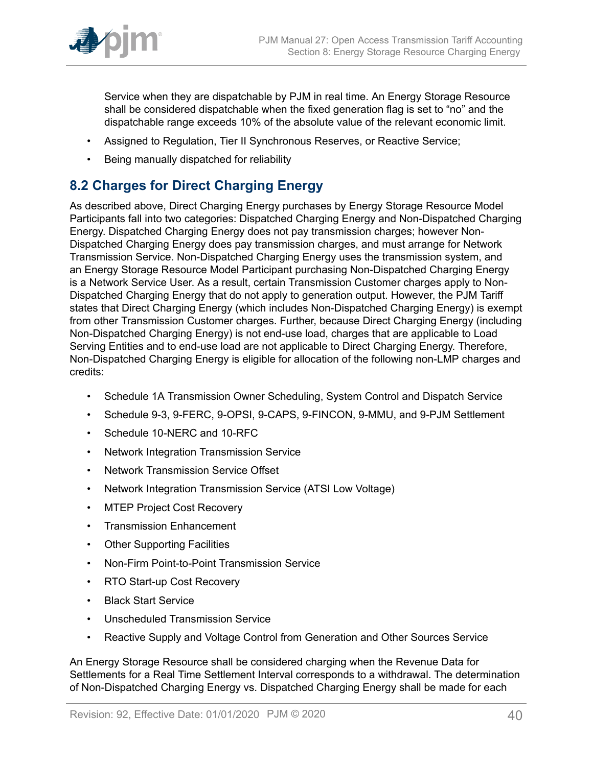Service when they are dispatchable by PJM in real time. An Energy Storage Resource shall be considered dispatchable when the fixed generation flag is set to "no" and the dispatchable range exceeds 10% of the absolute value of the relevant economic limit.

- Assigned to Regulation, Tier II Synchronous Reserves, or Reactive Service;
- Being manually dispatched for reliability

## 8.2 Charges for Direct Charging Energy

As described above, Direct Charging Energy purchases by Energy Storage Resource Model Participants fall into two categories: Dispatched Charging Energy and Non-Dispatched Charging Energy. Dispatched Charging Energy does not pay transmission charges; however Non-Dispatched Charging Energy does pay transmission charges, and must arrange for Network Transmission Service. Non-Dispatched Charging Energy uses the transmission system, and an Energy Storage Resource Model Participant purchasing Non-Dispatched Charging Energy is a Network Service User. As a result, certain Transmission Customer charges apply to Non-Dispatched Charging Energy that do not apply to generation output. However, the PJM Tariff states that Direct Charging Energy (which includes Non-Dispatched Charging Energy) is exempt from other Transmission Customer charges. Further, because Direct Charging Energy (including Non-Dispatched Charging Energy) is not end-use load, charges that are applicable to Load Serving Entities and to end-use load are not applicable to Direct Charging Energy. Therefore, Non-Dispatched Charging Energy is eligible for allocation of the following non-LMP charges and credits:

- Schedule 1A Transmission Owner Scheduling, System Control and Dispatch Service
- Schedule 9-3, 9-FERC, 9-OPSI, 9-CAPS, 9-FINCON, 9-MMU, and 9-PJM Settlement
- Schedule 10-NERC and 10-RFC
- Network Integration Transmission Service
- Network Transmission Service Offset
- Network Integration Transmission Service (ATSI Low Voltage)
- MTEP Project Cost Recovery
- Transmission Enhancement
- Other Supporting Facilities
- Non-Firm Point-to-Point Transmission Service
- RTO Start-up Cost Recovery
- Black Start Service
- Unscheduled Transmission Service
- Reactive Supply and Voltage Control from Generation and Other Sources Service

An Energy Storage Resource shall be considered charging when the Revenue Data for Settlements for a Real Time Settlement Interval corresponds to a withdrawal. The determination of Non-Dispatched Charging Energy vs. Dispatched Charging Energy shall be made for each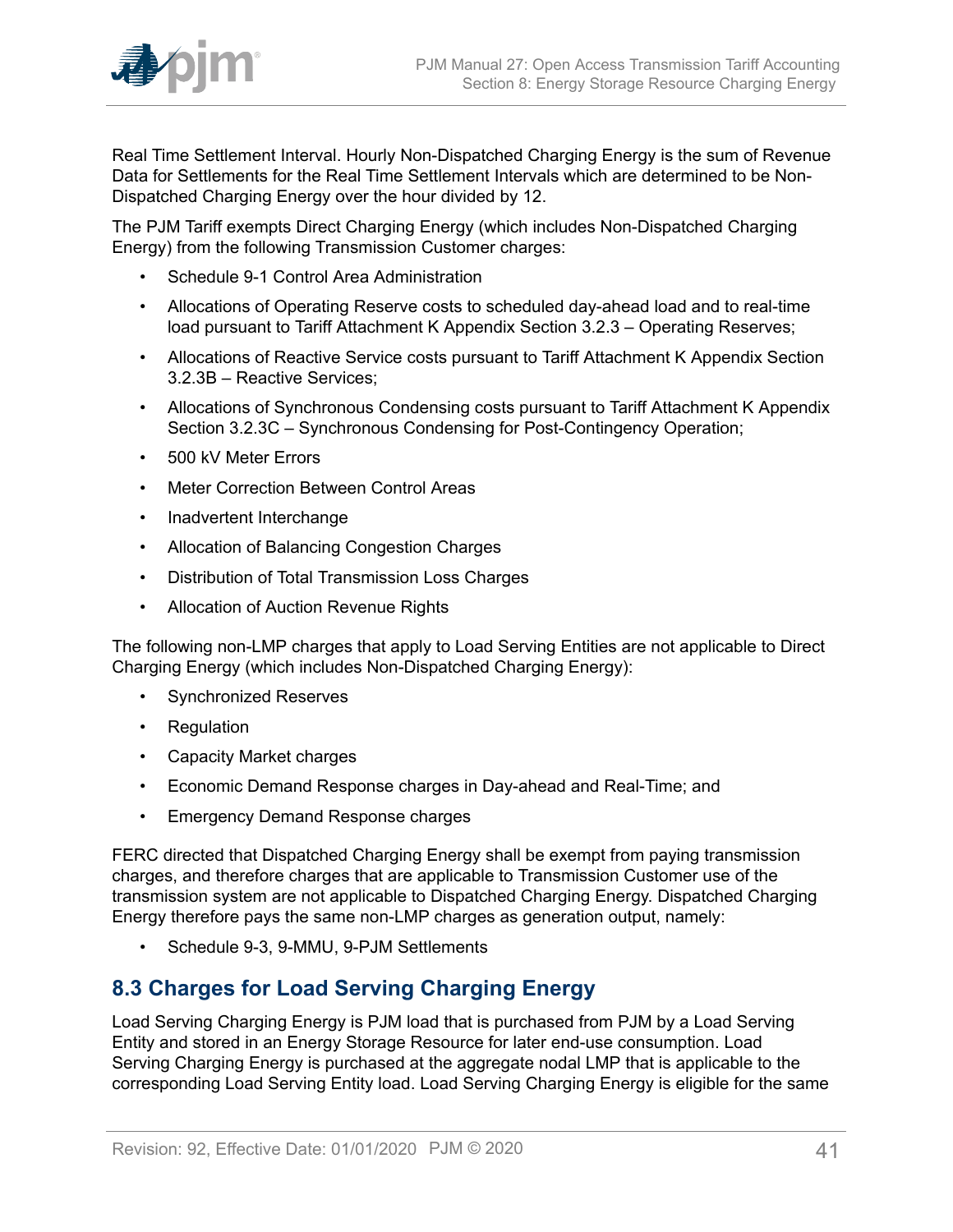Real Time Settlement Interval. Hourly Non-Dispatched Charging Energy is the sum of Revenue Data for Settlements for the Real Time Settlement Intervals which are determined to be Non-Dispatched Charging Energy over the hour divided by 12.

The PJM Tariff exempts Direct Charging Energy (which includes Non-Dispatched Charging Energy) from the following Transmission Customer charges:

- Schedule 9-1 Control Area Administration
- Allocations of Operating Reserve costs to scheduled day-ahead load and to real-time load pursuant to Tariff Attachment K Appendix Section 3.2.3 – Operating Reserves;
- Allocations of Reactive Service costs pursuant to Tariff Attachment K Appendix Section 3.2.3B – Reactive Services;
- Allocations of Synchronous Condensing costs pursuant to Tariff Attachment K Appendix Section 3.2.3C – Synchronous Condensing for Post-Contingency Operation;
- 500 kV Meter Errors
- Meter Correction Between Control Areas
- Inadvertent Interchange
- Allocation of Balancing Congestion Charges
- Distribution of Total Transmission Loss Charges
- Allocation of Auction Revenue Rights

The following non-LMP charges that apply to Load Serving Entities are not applicable to Direct Charging Energy (which includes Non-Dispatched Charging Energy):

- Synchronized Reserves
- Regulation
- Capacity Market charges
- Economic Demand Response charges in Day-ahead and Real-Time; and
- Emergency Demand Response charges

FERC directed that Dispatched Charging Energy shall be exempt from paying transmission charges, and therefore charges that are applicable to Transmission Customer use of the transmission system are not applicable to Dispatched Charging Energy. Dispatched Charging Energy therefore pays the same non-LMP charges as generation output, namely:

- Schedule 9-3, 9-MMU, 9-PJM Settlements

## 8.3 Charges for Load Serving Charging Energy

Load Serving Charging Energy is PJM load that is purchased from PJM by a Load Serving Entity and stored in an Energy Storage Resource for later end-use consumption. Load Serving Charging Energy is purchased at the aggregate nodal LMP that is applicable to the corresponding Load Serving Entity load. Load Serving Charging Energy is eligible for the same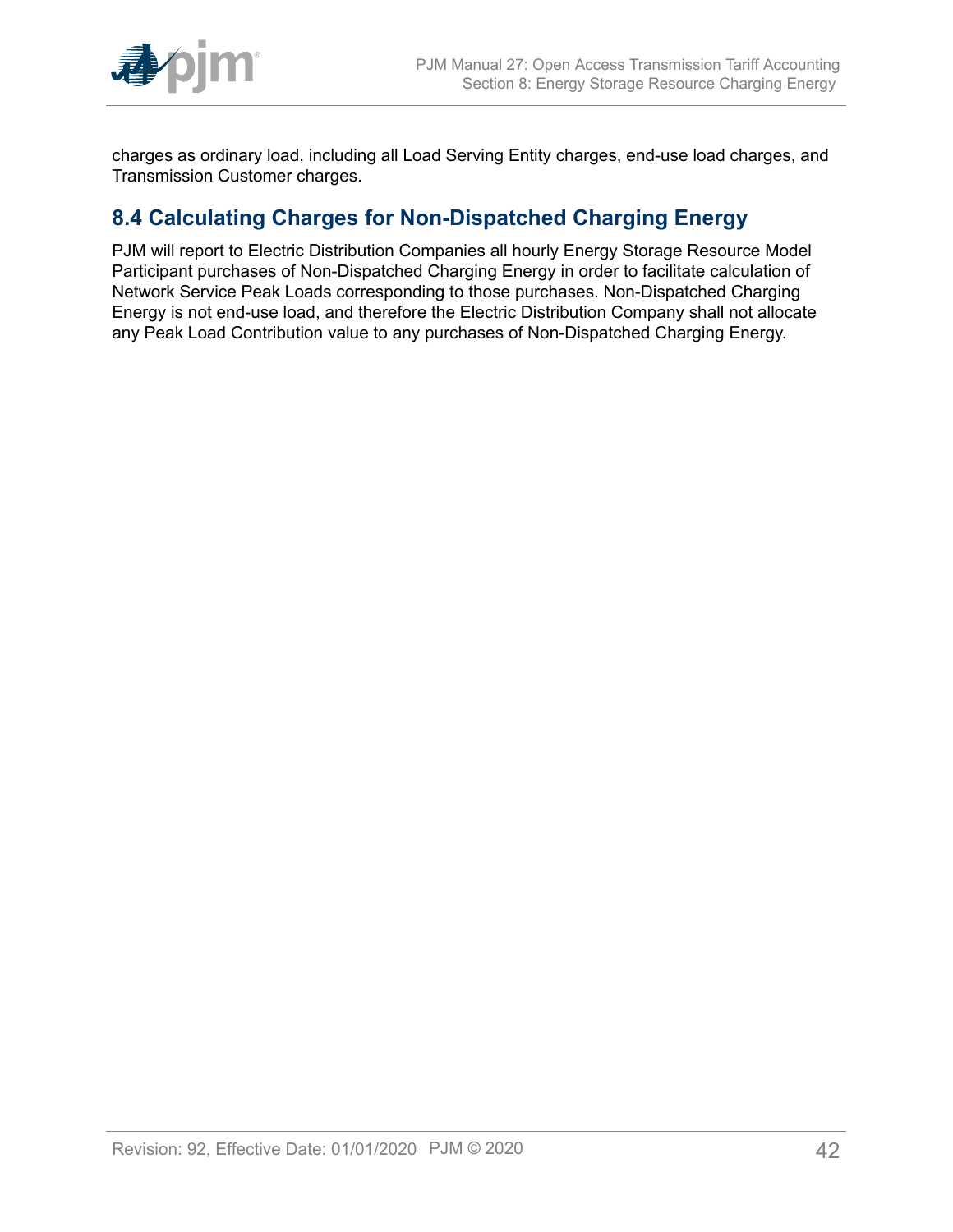charges as ordinary load, including all Load Serving Entity charges, end-use load charges, and Transmission Customer charges.

## 8.4 Calculating Charges for Non-Dispatched Charging Energy

PJM will report to Electric Distribution Companies all hourly Energy Storage Resource Model Participant purchases of Non-Dispatched Charging Energy in order to facilitate calculation of Network Service Peak Loads corresponding to those purchases. Non-Dispatched Charging Energy is not end-use load, and therefore the Electric Distribution Company shall not allocate any Peak Load Contribution value to any purchases of Non-Dispatched Charging Energy.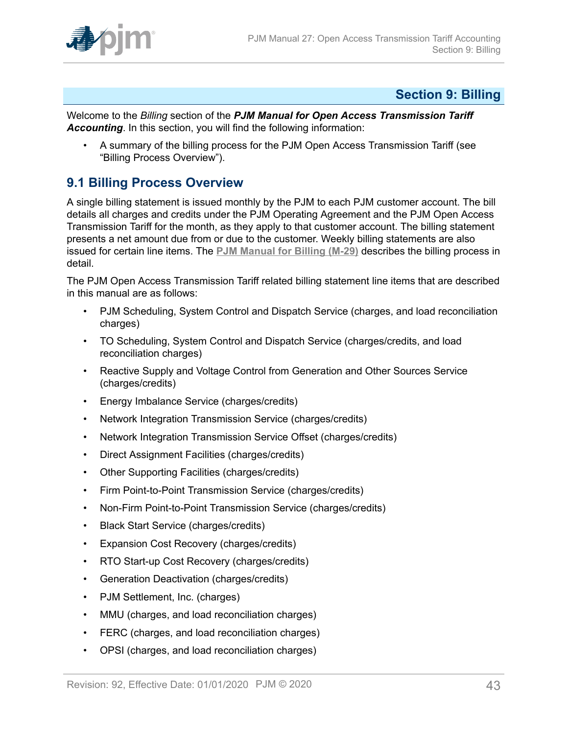# Section 9: Billing

Welcome to the *Billing* section of the ***PJM Manual for Open Access Transmission Tariff Accounting***. In this section, you will find the following information:

- A summary of the billing process for the PJM Open Access Transmission Tariff (see "Billing Process Overview").

## 9.1 Billing Process Overview

A single billing statement is issued monthly by the PJM to each PJM customer account. The bill details all charges and credits under the PJM Operating Agreement and the PJM Open Access Transmission Tariff for the month, as they apply to that customer account. The billing statement presents a net amount due from or due to the customer. Weekly billing statements are also issued for certain line items. The **PJM Manual for Billing (M-29)** describes the billing process in detail.

The PJM Open Access Transmission Tariff related billing statement line items that are described in this manual are as follows:

- PJM Scheduling, System Control and Dispatch Service (charges, and load reconciliation charges)
- TO Scheduling, System Control and Dispatch Service (charges/credits, and load reconciliation charges)
- Reactive Supply and Voltage Control from Generation and Other Sources Service (charges/credits)
- Energy Imbalance Service (charges/credits)
- Network Integration Transmission Service (charges/credits)
- Network Integration Transmission Service Offset (charges/credits)
- Direct Assignment Facilities (charges/credits)
- Other Supporting Facilities (charges/credits)
- Firm Point-to-Point Transmission Service (charges/credits)
- Non-Firm Point-to-Point Transmission Service (charges/credits)
- Black Start Service (charges/credits)
- Expansion Cost Recovery (charges/credits)
- RTO Start-up Cost Recovery (charges/credits)
- Generation Deactivation (charges/credits)
- PJM Settlement, Inc. (charges)
- MMU (charges, and load reconciliation charges)
- FERC (charges, and load reconciliation charges)
- OPSI (charges, and load reconciliation charges)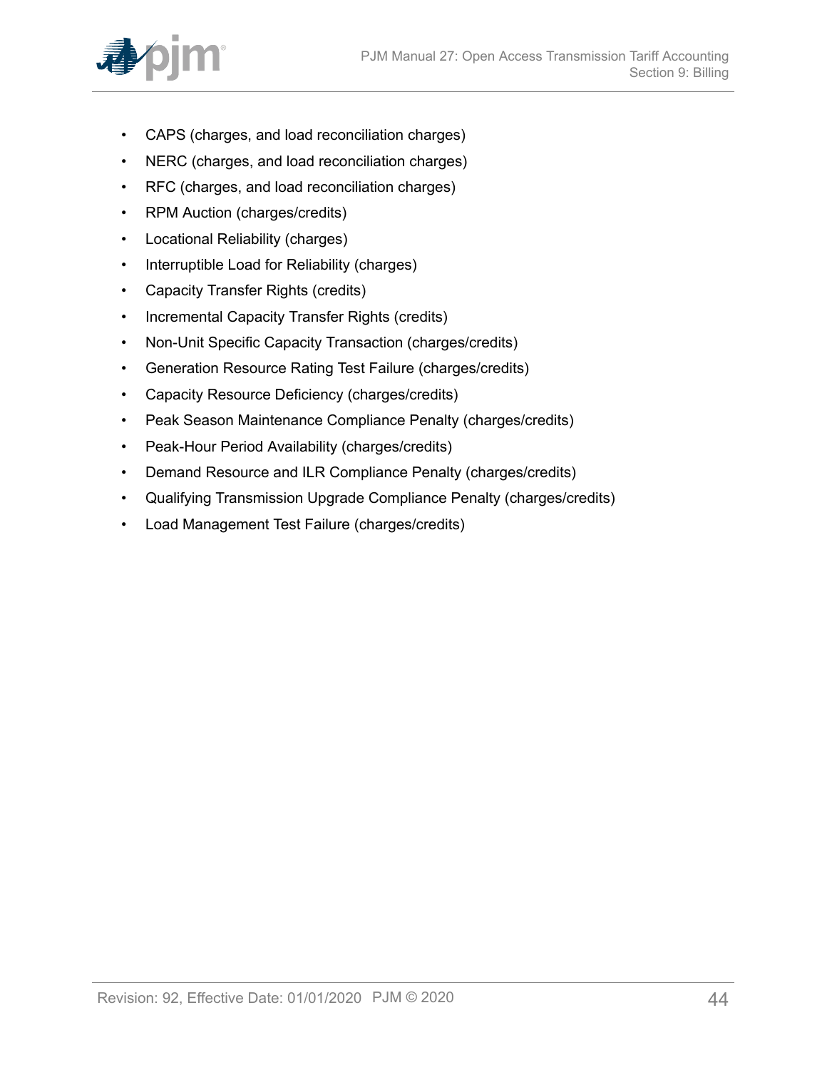- CAPS (charges, and load reconciliation charges)
- NERC (charges, and load reconciliation charges)
- RFC (charges, and load reconciliation charges)
- RPM Auction (charges/credits)
- Locational Reliability (charges)
- Interruptible Load for Reliability (charges)
- Capacity Transfer Rights (credits)
- Incremental Capacity Transfer Rights (credits)
- Non-Unit Specific Capacity Transaction (charges/credits)
- Generation Resource Rating Test Failure (charges/credits)
- Capacity Resource Deficiency (charges/credits)
- Peak Season Maintenance Compliance Penalty (charges/credits)
- Peak-Hour Period Availability (charges/credits)
- Demand Resource and ILR Compliance Penalty (charges/credits)
- Qualifying Transmission Upgrade Compliance Penalty (charges/credits)
- Load Management Test Failure (charges/credits)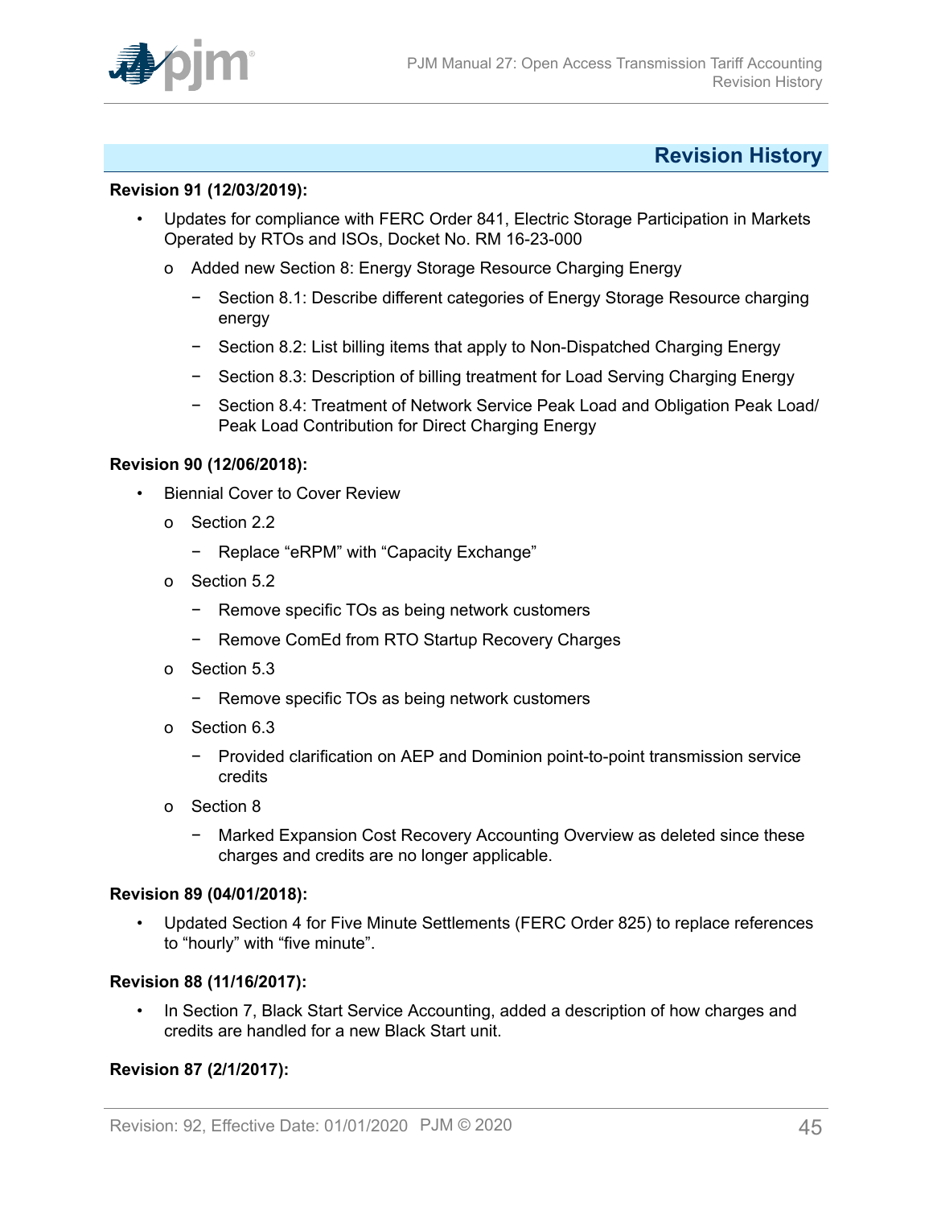## Revision History

**Revision 91 (12/03/2019):**

- Updates for compliance with FERC Order 841, Electric Storage Participation in Markets Operated by RTOs and ISOs, Docket No. RM 16-23-000
  - Added new Section 8: Energy Storage Resource Charging Energy
    - Section 8.1: Describe different categories of Energy Storage Resource charging energy
    - Section 8.2: List billing items that apply to Non-Dispatched Charging Energy
    - Section 8.3: Description of billing treatment for Load Serving Charging Energy
    - Section 8.4: Treatment of Network Service Peak Load and Obligation Peak Load/ Peak Load Contribution for Direct Charging Energy

**Revision 90 (12/06/2018):**

- Biennial Cover to Cover Review
  - Section 2.2
    - Replace "eRPM" with "Capacity Exchange"
  - Section 5.2
    - Remove specific TOs as being network customers
    - Remove ComEd from RTO Startup Recovery Charges
  - Section 5.3
    - Remove specific TOs as being network customers
  - Section 6.3
    - Provided clarification on AEP and Dominion point-to-point transmission service credits
  - Section 8
    - Marked Expansion Cost Recovery Accounting Overview as deleted since these charges and credits are no longer applicable.

**Revision 89 (04/01/2018):**

- Updated Section 4 for Five Minute Settlements (FERC Order 825) to replace references to "hourly" with "five minute".

**Revision 88 (11/16/2017):**

- In Section 7, Black Start Service Accounting, added a description of how charges and credits are handled for a new Black Start unit.

**Revision 87 (2/1/2017):**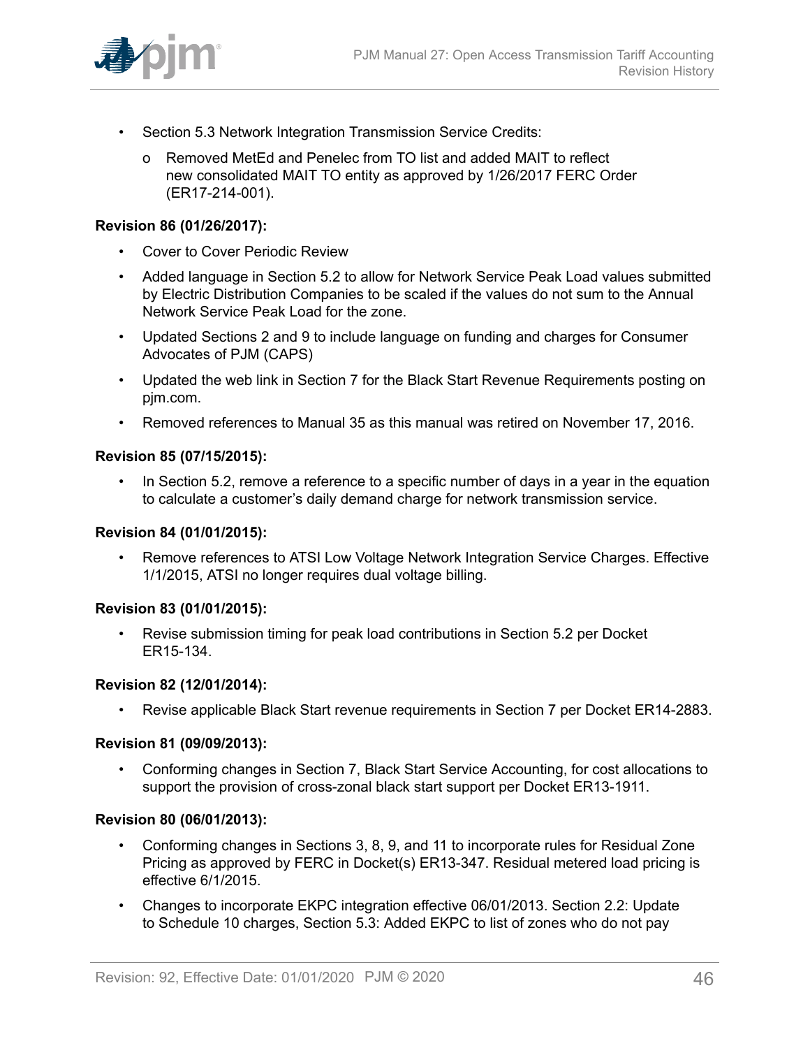- Section 5.3 Network Integration Transmission Service Credits:
  - o Removed MetEd and Penelec from TO list and added MAIT to reflect new consolidated MAIT TO entity as approved by 1/26/2017 FERC Order (ER17-214-001).

**Revision 86 (01/26/2017):**

- Cover to Cover Periodic Review
- Added language in Section 5.2 to allow for Network Service Peak Load values submitted by Electric Distribution Companies to be scaled if the values do not sum to the Annual Network Service Peak Load for the zone.
- Updated Sections 2 and 9 to include language on funding and charges for Consumer Advocates of PJM (CAPS)
- Updated the web link in Section 7 for the Black Start Revenue Requirements posting on pjm.com.
- Removed references to Manual 35 as this manual was retired on November 17, 2016.

**Revision 85 (07/15/2015):**

- In Section 5.2, remove a reference to a specific number of days in a year in the equation to calculate a customer's daily demand charge for network transmission service.

**Revision 84 (01/01/2015):**

- Remove references to ATSI Low Voltage Network Integration Service Charges. Effective 1/1/2015, ATSI no longer requires dual voltage billing.

**Revision 83 (01/01/2015):**

- Revise submission timing for peak load contributions in Section 5.2 per Docket ER15-134.

**Revision 82 (12/01/2014):**

- Revise applicable Black Start revenue requirements in Section 7 per Docket ER14-2883.

**Revision 81 (09/09/2013):**

- Conforming changes in Section 7, Black Start Service Accounting, for cost allocations to support the provision of cross-zonal black start support per Docket ER13-1911.

**Revision 80 (06/01/2013):**

- Conforming changes in Sections 3, 8, 9, and 11 to incorporate rules for Residual Zone Pricing as approved by FERC in Docket(s) ER13-347. Residual metered load pricing is effective 6/1/2015.
- Changes to incorporate EKPC integration effective 06/01/2013. Section 2.2: Update to Schedule 10 charges, Section 5.3: Added EKPC to list of zones who do not pay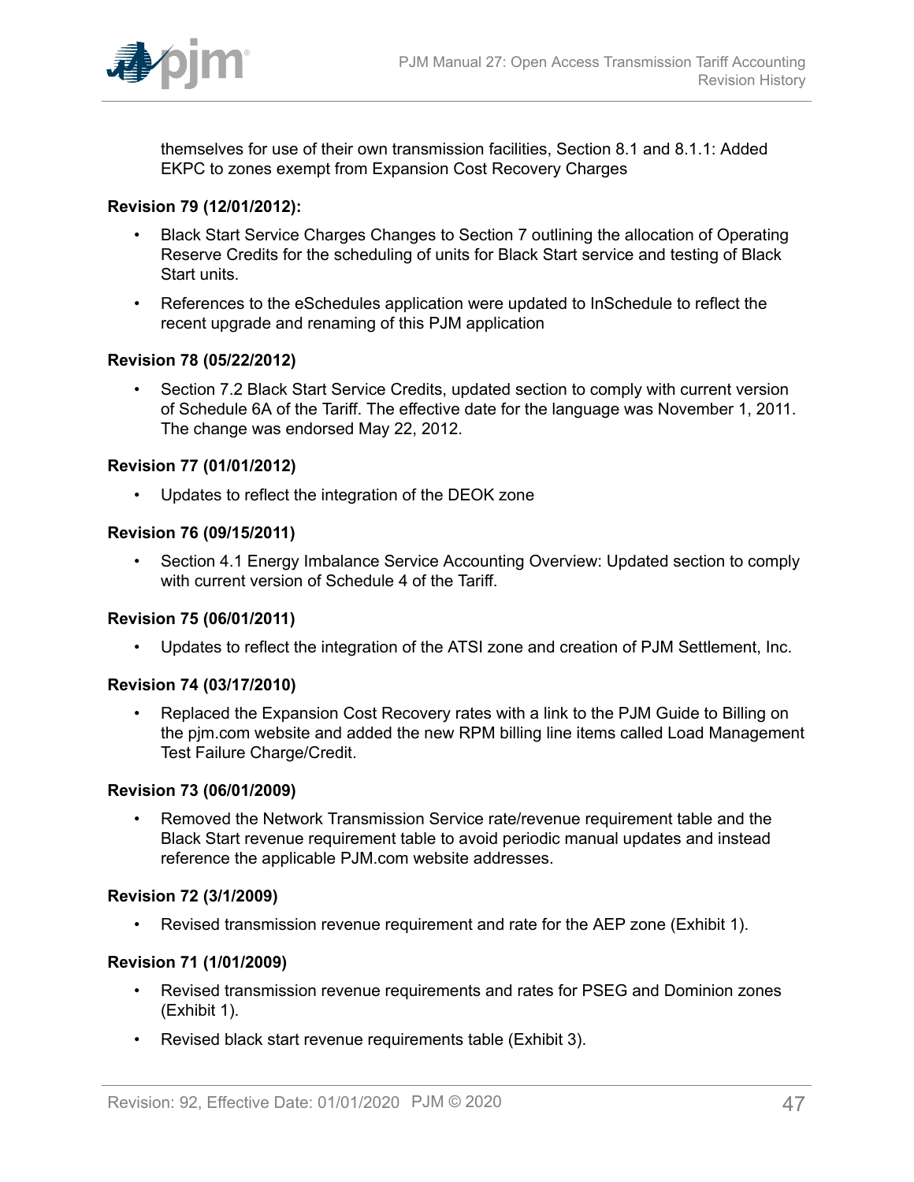themselves for use of their own transmission facilities, Section 8.1 and 8.1.1: Added EKPC to zones exempt from Expansion Cost Recovery Charges

**Revision 79 (12/01/2012):**

- Black Start Service Charges Changes to Section 7 outlining the allocation of Operating Reserve Credits for the scheduling of units for Black Start service and testing of Black Start units.
- References to the eSchedules application were updated to InSchedule to reflect the recent upgrade and renaming of this PJM application

**Revision 78 (05/22/2012)**

- Section 7.2 Black Start Service Credits, updated section to comply with current version of Schedule 6A of the Tariff. The effective date for the language was November 1, 2011. The change was endorsed May 22, 2012.

**Revision 77 (01/01/2012)**

- Updates to reflect the integration of the DEOK zone

**Revision 76 (09/15/2011)**

- Section 4.1 Energy Imbalance Service Accounting Overview: Updated section to comply with current version of Schedule 4 of the Tariff.

**Revision 75 (06/01/2011)**

- Updates to reflect the integration of the ATSI zone and creation of PJM Settlement, Inc.

**Revision 74 (03/17/2010)**

- Replaced the Expansion Cost Recovery rates with a link to the PJM Guide to Billing on the pjm.com website and added the new RPM billing line items called Load Management Test Failure Charge/Credit.

**Revision 73 (06/01/2009)**

- Removed the Network Transmission Service rate/revenue requirement table and the Black Start revenue requirement table to avoid periodic manual updates and instead reference the applicable PJM.com website addresses.

**Revision 72 (3/1/2009)**

- Revised transmission revenue requirement and rate for the AEP zone (Exhibit 1).

**Revision 71 (1/01/2009)**

- Revised transmission revenue requirements and rates for PSEG and Dominion zones (Exhibit 1).
- Revised black start revenue requirements table (Exhibit 3).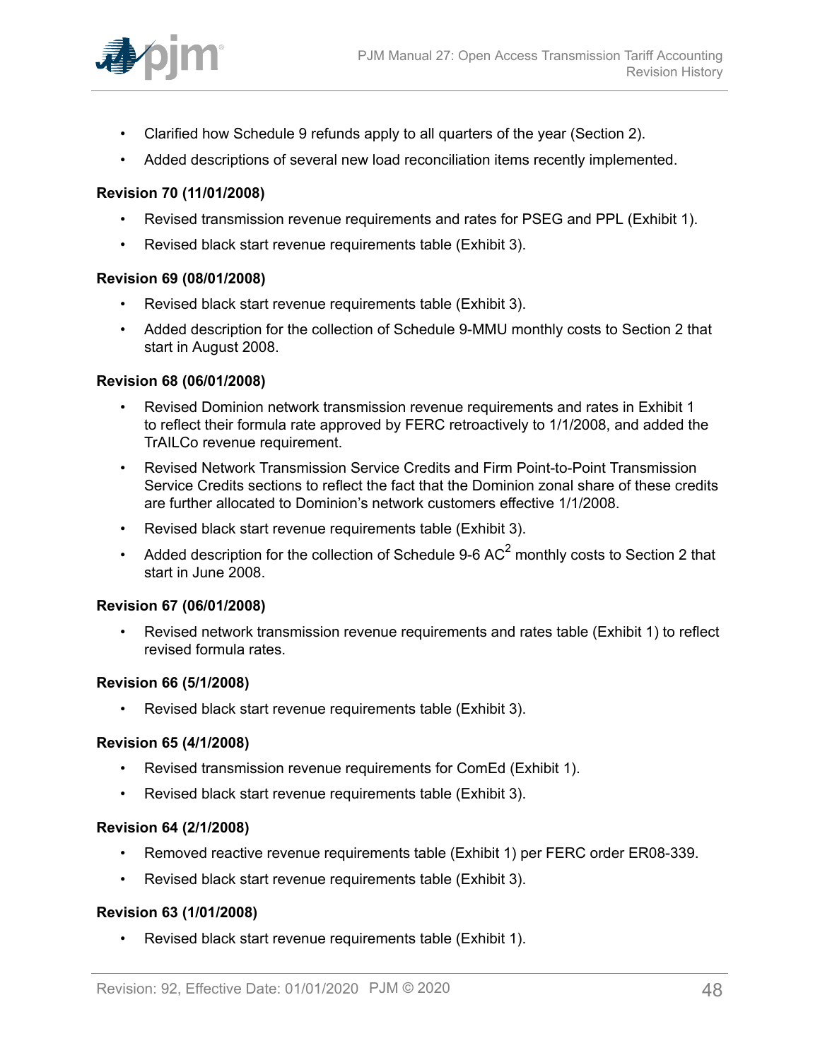- Clarified how Schedule 9 refunds apply to all quarters of the year (Section 2).
- Added descriptions of several new load reconciliation items recently implemented.

**Revision 70 (11/01/2008)**

- Revised transmission revenue requirements and rates for PSEG and PPL (Exhibit 1).
- Revised black start revenue requirements table (Exhibit 3).

**Revision 69 (08/01/2008)**

- Revised black start revenue requirements table (Exhibit 3).
- Added description for the collection of Schedule 9-MMU monthly costs to Section 2 that start in August 2008.

**Revision 68 (06/01/2008)**

- Revised Dominion network transmission revenue requirements and rates in Exhibit 1 to reflect their formula rate approved by FERC retroactively to 1/1/2008, and added the TrAILCo revenue requirement.
- Revised Network Transmission Service Credits and Firm Point-to-Point Transmission Service Credits sections to reflect the fact that the Dominion zonal share of these credits are further allocated to Dominion's network customers effective 1/1/2008.
- Revised black start revenue requirements table (Exhibit 3).
- Added description for the collection of Schedule 9-6 $AC^2$ monthly costs to Section 2 that start in June 2008.

**Revision 67 (06/01/2008)**

- Revised network transmission revenue requirements and rates table (Exhibit 1) to reflect revised formula rates.

**Revision 66 (5/1/2008)**

- Revised black start revenue requirements table (Exhibit 3).

**Revision 65 (4/1/2008)**

- Revised transmission revenue requirements for ComEd (Exhibit 1).
- Revised black start revenue requirements table (Exhibit 3).

**Revision 64 (2/1/2008)**

- Removed reactive revenue requirements table (Exhibit 1) per FERC order ER08-339.
- Revised black start revenue requirements table (Exhibit 3).

**Revision 63 (1/01/2008)**

- Revised black start revenue requirements table (Exhibit 1).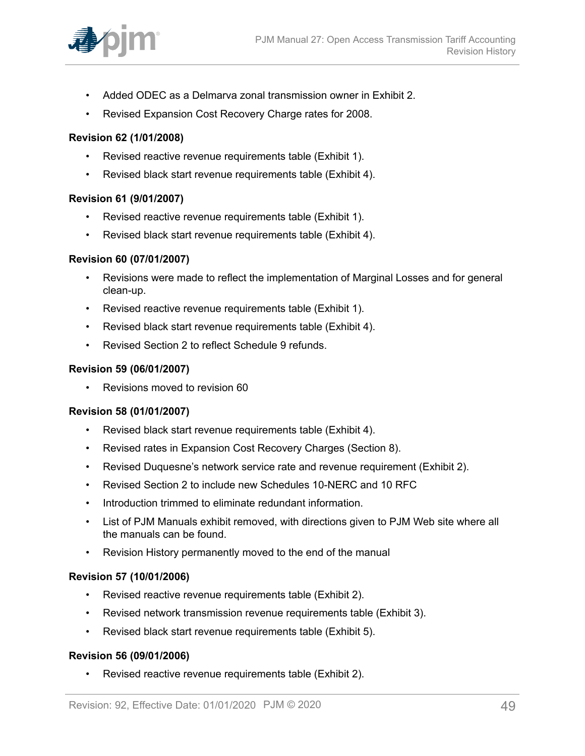- Added ODEC as a Delmarva zonal transmission owner in Exhibit 2.
- Revised Expansion Cost Recovery Charge rates for 2008.

**Revision 62 (1/01/2008)**

- Revised reactive revenue requirements table (Exhibit 1).
- Revised black start revenue requirements table (Exhibit 4).

**Revision 61 (9/01/2007)**

- Revised reactive revenue requirements table (Exhibit 1).
- Revised black start revenue requirements table (Exhibit 4).

**Revision 60 (07/01/2007)**

- Revisions were made to reflect the implementation of Marginal Losses and for general clean-up.
- Revised reactive revenue requirements table (Exhibit 1).
- Revised black start revenue requirements table (Exhibit 4).
- Revised Section 2 to reflect Schedule 9 refunds.

**Revision 59 (06/01/2007)**

- Revisions moved to revision 60

**Revision 58 (01/01/2007)**

- Revised black start revenue requirements table (Exhibit 4).
- Revised rates in Expansion Cost Recovery Charges (Section 8).
- Revised Duquesne's network service rate and revenue requirement (Exhibit 2).
- Revised Section 2 to include new Schedules 10-NERC and 10 RFC
- Introduction trimmed to eliminate redundant information.
- List of PJM Manuals exhibit removed, with directions given to PJM Web site where all the manuals can be found.
- Revision History permanently moved to the end of the manual

**Revision 57 (10/01/2006)**

- Revised reactive revenue requirements table (Exhibit 2).
- Revised network transmission revenue requirements table (Exhibit 3).
- Revised black start revenue requirements table (Exhibit 5).

**Revision 56 (09/01/2006)**

- Revised reactive revenue requirements table (Exhibit 2).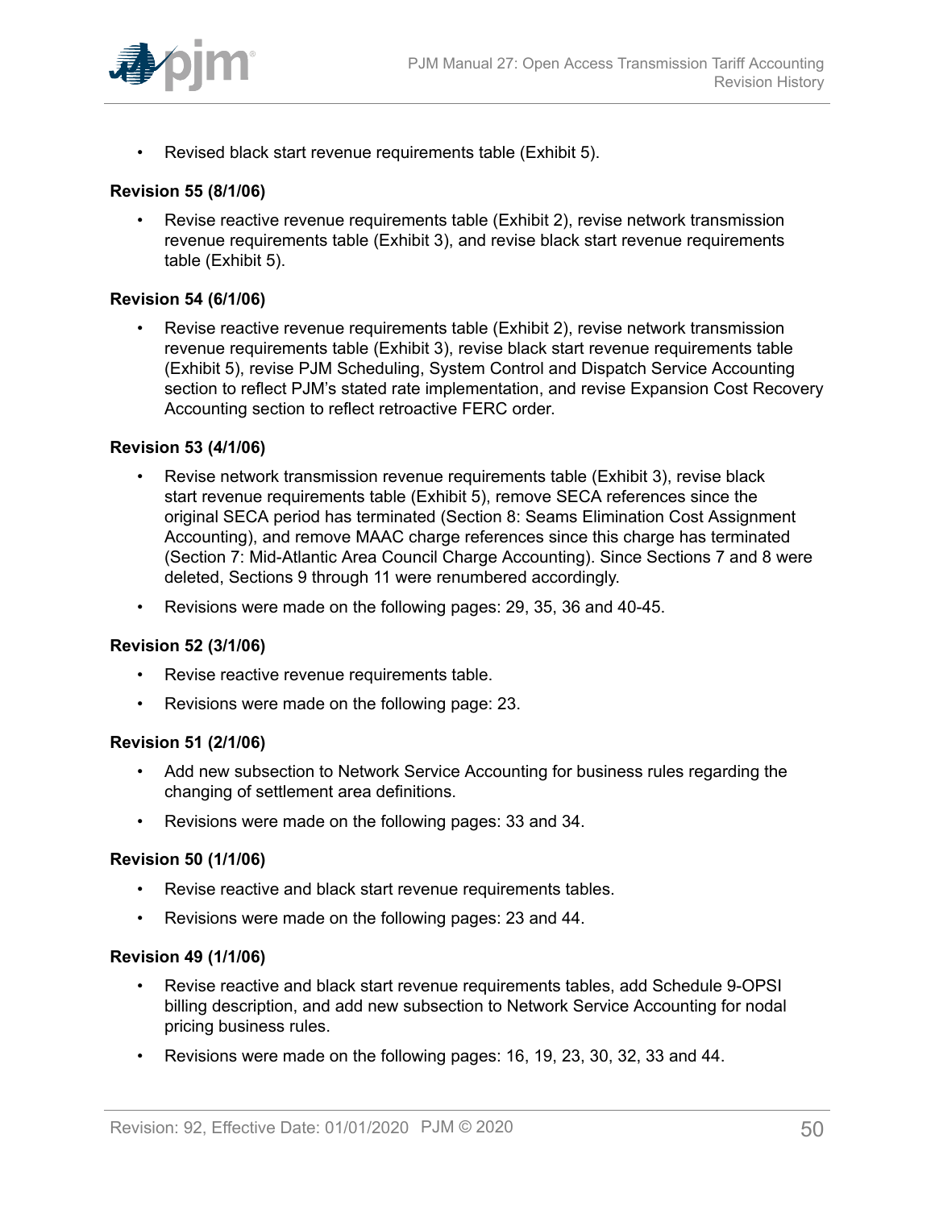- Revised black start revenue requirements table (Exhibit 5).

**Revision 55 (8/1/06)**

- Revise reactive revenue requirements table (Exhibit 2), revise network transmission revenue requirements table (Exhibit 3), and revise black start revenue requirements table (Exhibit 5).

**Revision 54 (6/1/06)**

- Revise reactive revenue requirements table (Exhibit 2), revise network transmission revenue requirements table (Exhibit 3), revise black start revenue requirements table (Exhibit 5), revise PJM Scheduling, System Control and Dispatch Service Accounting section to reflect PJM's stated rate implementation, and revise Expansion Cost Recovery Accounting section to reflect retroactive FERC order.

**Revision 53 (4/1/06)**

- Revise network transmission revenue requirements table (Exhibit 3), revise black start revenue requirements table (Exhibit 5), remove SECA references since the original SECA period has terminated (Section 8: Seams Elimination Cost Assignment Accounting), and remove MAAC charge references since this charge has terminated (Section 7: Mid-Atlantic Area Council Charge Accounting). Since Sections 7 and 8 were deleted, Sections 9 through 11 were renumbered accordingly.
- Revisions were made on the following pages: 29, 35, 36 and 40-45.

**Revision 52 (3/1/06)**

- Revise reactive revenue requirements table.
- Revisions were made on the following page: 23.

**Revision 51 (2/1/06)**

- Add new subsection to Network Service Accounting for business rules regarding the changing of settlement area definitions.
- Revisions were made on the following pages: 33 and 34.

**Revision 50 (1/1/06)**

- Revise reactive and black start revenue requirements tables.
- Revisions were made on the following pages: 23 and 44.

**Revision 49 (1/1/06)**

- Revise reactive and black start revenue requirements tables, add Schedule 9-OPSI billing description, and add new subsection to Network Service Accounting for nodal pricing business rules.
- Revisions were made on the following pages: 16, 19, 23, 30, 32, 33 and 44.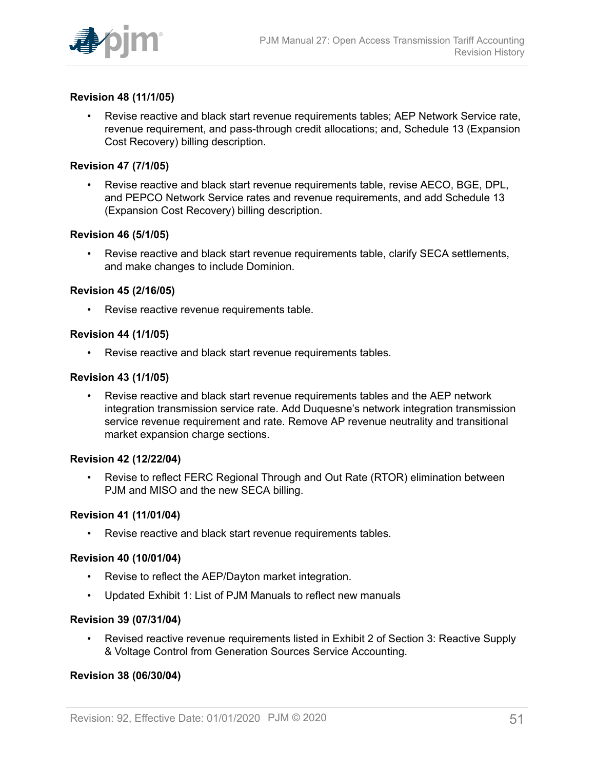**Revision 48 (11/1/05)**

- Revise reactive and black start revenue requirements tables; AEP Network Service rate, revenue requirement, and pass-through credit allocations; and, Schedule 13 (Expansion Cost Recovery) billing description.

**Revision 47 (7/1/05)**

- Revise reactive and black start revenue requirements table, revise AECO, BGE, DPL, and PEPCO Network Service rates and revenue requirements, and add Schedule 13 (Expansion Cost Recovery) billing description.

**Revision 46 (5/1/05)**

- Revise reactive and black start revenue requirements table, clarify SECA settlements, and make changes to include Dominion.

**Revision 45 (2/16/05)**

- Revise reactive revenue requirements table.

**Revision 44 (1/1/05)**

- Revise reactive and black start revenue requirements tables.

**Revision 43 (1/1/05)**

- Revise reactive and black start revenue requirements tables and the AEP network integration transmission service rate. Add Duquesne's network integration transmission service revenue requirement and rate. Remove AP revenue neutrality and transitional market expansion charge sections.

**Revision 42 (12/22/04)**

- Revise to reflect FERC Regional Through and Out Rate (RTOR) elimination between PJM and MISO and the new SECA billing.

**Revision 41 (11/01/04)**

- Revise reactive and black start revenue requirements tables.

**Revision 40 (10/01/04)**

- Revise to reflect the AEP/Dayton market integration.
- Updated Exhibit 1: List of PJM Manuals to reflect new manuals

**Revision 39 (07/31/04)**

- Revised reactive revenue requirements listed in Exhibit 2 of Section 3: Reactive Supply & Voltage Control from Generation Sources Service Accounting.

**Revision 38 (06/30/04)**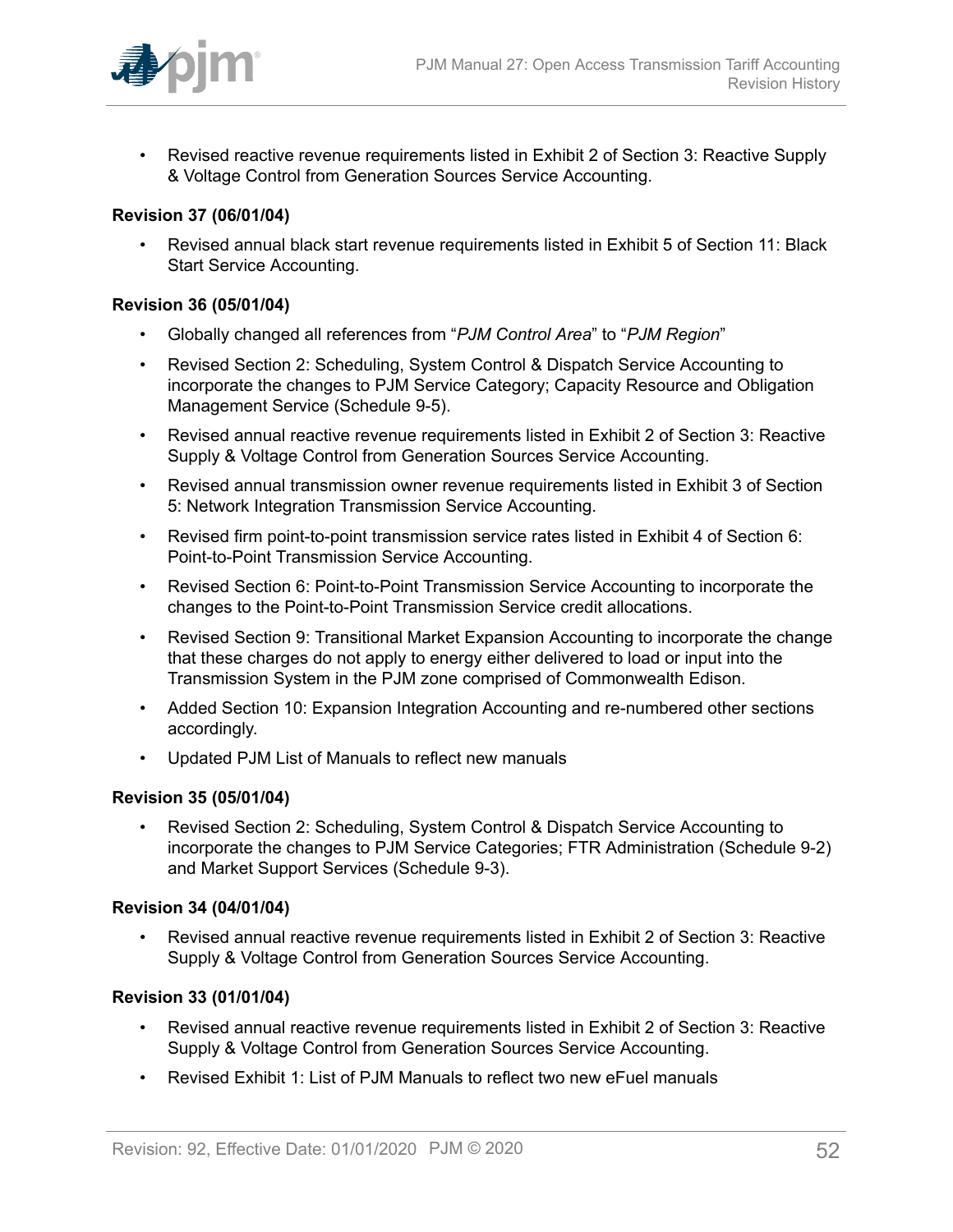- Revised reactive revenue requirements listed in Exhibit 2 of Section 3: Reactive Supply & Voltage Control from Generation Sources Service Accounting.

**Revision 37 (06/01/04)**

- Revised annual black start revenue requirements listed in Exhibit 5 of Section 11: Black Start Service Accounting.

**Revision 36 (05/01/04)**

- Globally changed all references from "*PJM Control Area*" to "*PJM Region*"
- Revised Section 2: Scheduling, System Control & Dispatch Service Accounting to incorporate the changes to PJM Service Category; Capacity Resource and Obligation Management Service (Schedule 9-5).
- Revised annual reactive revenue requirements listed in Exhibit 2 of Section 3: Reactive Supply & Voltage Control from Generation Sources Service Accounting.
- Revised annual transmission owner revenue requirements listed in Exhibit 3 of Section 5: Network Integration Transmission Service Accounting.
- Revised firm point-to-point transmission service rates listed in Exhibit 4 of Section 6: Point-to-Point Transmission Service Accounting.
- Revised Section 6: Point-to-Point Transmission Service Accounting to incorporate the changes to the Point-to-Point Transmission Service credit allocations.
- Revised Section 9: Transitional Market Expansion Accounting to incorporate the change that these charges do not apply to energy either delivered to load or input into the Transmission System in the PJM zone comprised of Commonwealth Edison.
- Added Section 10: Expansion Integration Accounting and re-numbered other sections accordingly.
- Updated PJM List of Manuals to reflect new manuals

**Revision 35 (05/01/04)**

- Revised Section 2: Scheduling, System Control & Dispatch Service Accounting to incorporate the changes to PJM Service Categories; FTR Administration (Schedule 9-2) and Market Support Services (Schedule 9-3).

**Revision 34 (04/01/04)**

- Revised annual reactive revenue requirements listed in Exhibit 2 of Section 3: Reactive Supply & Voltage Control from Generation Sources Service Accounting.

**Revision 33 (01/01/04)**

- Revised annual reactive revenue requirements listed in Exhibit 2 of Section 3: Reactive Supply & Voltage Control from Generation Sources Service Accounting.
- Revised Exhibit 1: List of PJM Manuals to reflect two new eFuel manuals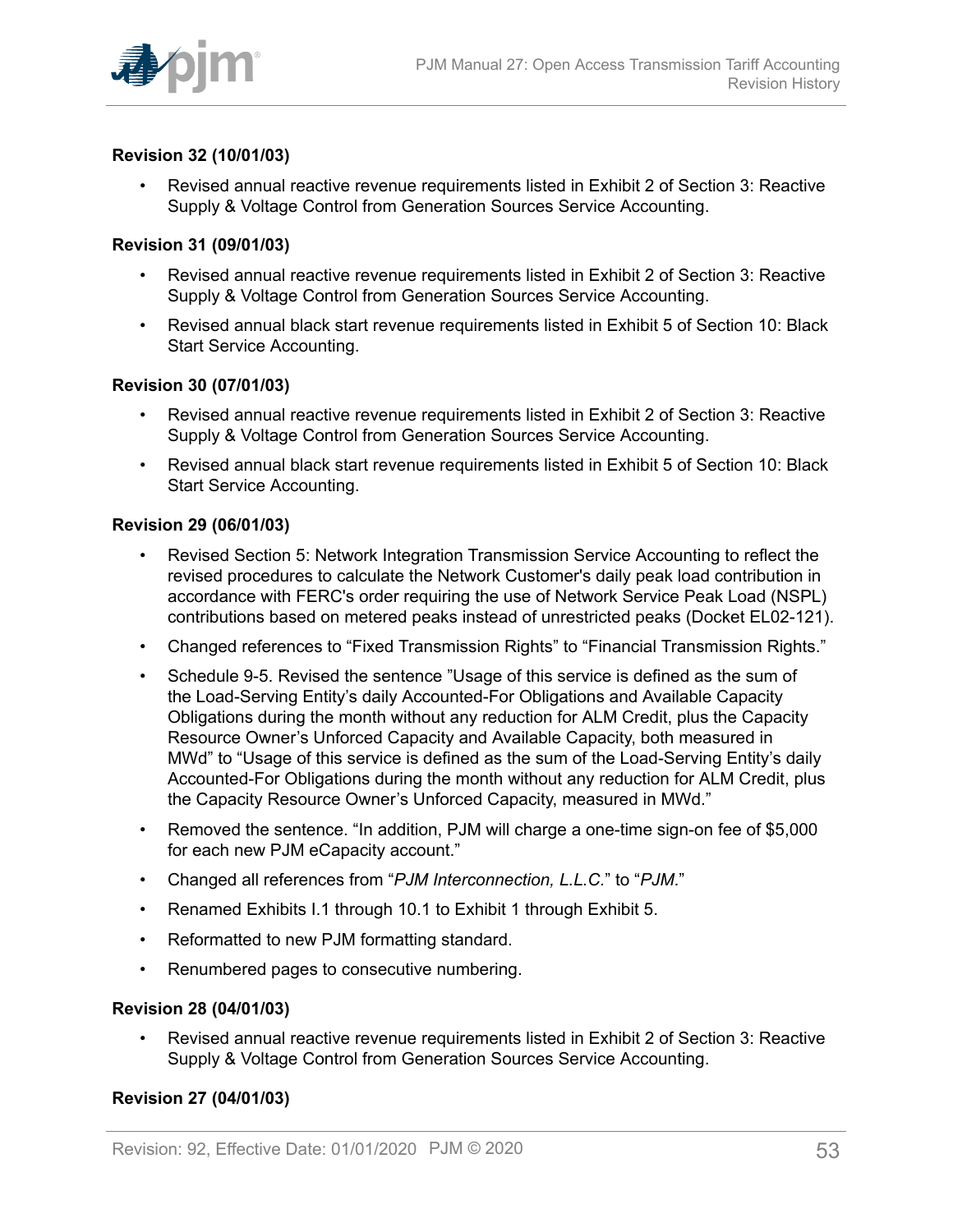**Revision 32 (10/01/03)**

- Revised annual reactive revenue requirements listed in Exhibit 2 of Section 3: Reactive Supply & Voltage Control from Generation Sources Service Accounting.

**Revision 31 (09/01/03)**

- Revised annual reactive revenue requirements listed in Exhibit 2 of Section 3: Reactive Supply & Voltage Control from Generation Sources Service Accounting.
- Revised annual black start revenue requirements listed in Exhibit 5 of Section 10: Black Start Service Accounting.

**Revision 30 (07/01/03)**

- Revised annual reactive revenue requirements listed in Exhibit 2 of Section 3: Reactive Supply & Voltage Control from Generation Sources Service Accounting.
- Revised annual black start revenue requirements listed in Exhibit 5 of Section 10: Black Start Service Accounting.

**Revision 29 (06/01/03)**

- Revised Section 5: Network Integration Transmission Service Accounting to reflect the revised procedures to calculate the Network Customer's daily peak load contribution in accordance with FERC's order requiring the use of Network Service Peak Load (NSPL) contributions based on metered peaks instead of unrestricted peaks (Docket EL02-121).
- Changed references to "Fixed Transmission Rights" to "Financial Transmission Rights."
- Schedule 9-5. Revised the sentence "Usage of this service is defined as the sum of the Load-Serving Entity's daily Accounted-For Obligations and Available Capacity Obligations during the month without any reduction for ALM Credit, plus the Capacity Resource Owner's Unforced Capacity and Available Capacity, both measured in MWd" to "Usage of this service is defined as the sum of the Load-Serving Entity's daily Accounted-For Obligations during the month without any reduction for ALM Credit, plus the Capacity Resource Owner's Unforced Capacity, measured in MWd."
- Removed the sentence. "In addition, PJM will charge a one-time sign-on fee of $5,000 for each new PJM eCapacity account."
- Changed all references from "*PJM Interconnection, L.L.C.*" to "*PJM*."
- Renamed Exhibits I.1 through 10.1 to Exhibit 1 through Exhibit 5.
- Reformatted to new PJM formatting standard.
- Renumbered pages to consecutive numbering.

**Revision 28 (04/01/03)**

- Revised annual reactive revenue requirements listed in Exhibit 2 of Section 3: Reactive Supply & Voltage Control from Generation Sources Service Accounting.

**Revision 27 (04/01/03)**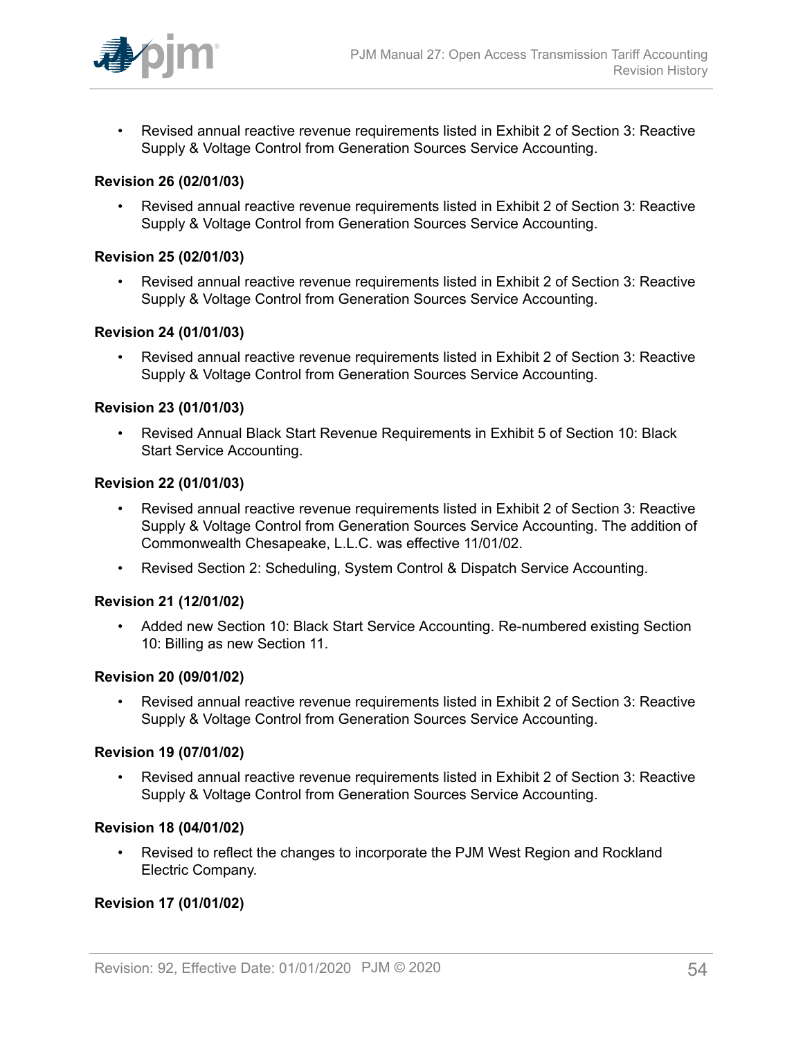- Revised annual reactive revenue requirements listed in Exhibit 2 of Section 3: Reactive Supply & Voltage Control from Generation Sources Service Accounting.

**Revision 26 (02/01/03)**

- Revised annual reactive revenue requirements listed in Exhibit 2 of Section 3: Reactive Supply & Voltage Control from Generation Sources Service Accounting.

**Revision 25 (02/01/03)**

- Revised annual reactive revenue requirements listed in Exhibit 2 of Section 3: Reactive Supply & Voltage Control from Generation Sources Service Accounting.

**Revision 24 (01/01/03)**

- Revised annual reactive revenue requirements listed in Exhibit 2 of Section 3: Reactive Supply & Voltage Control from Generation Sources Service Accounting.

**Revision 23 (01/01/03)**

- Revised Annual Black Start Revenue Requirements in Exhibit 5 of Section 10: Black Start Service Accounting.

**Revision 22 (01/01/03)**

- Revised annual reactive revenue requirements listed in Exhibit 2 of Section 3: Reactive Supply & Voltage Control from Generation Sources Service Accounting. The addition of Commonwealth Chesapeake, L.L.C. was effective 11/01/02.
- Revised Section 2: Scheduling, System Control & Dispatch Service Accounting.

**Revision 21 (12/01/02)**

- Added new Section 10: Black Start Service Accounting. Re-numbered existing Section 10: Billing as new Section 11.

**Revision 20 (09/01/02)**

- Revised annual reactive revenue requirements listed in Exhibit 2 of Section 3: Reactive Supply & Voltage Control from Generation Sources Service Accounting.

**Revision 19 (07/01/02)**

- Revised annual reactive revenue requirements listed in Exhibit 2 of Section 3: Reactive Supply & Voltage Control from Generation Sources Service Accounting.

**Revision 18 (04/01/02)**

- Revised to reflect the changes to incorporate the PJM West Region and Rockland Electric Company.

**Revision 17 (01/01/02)**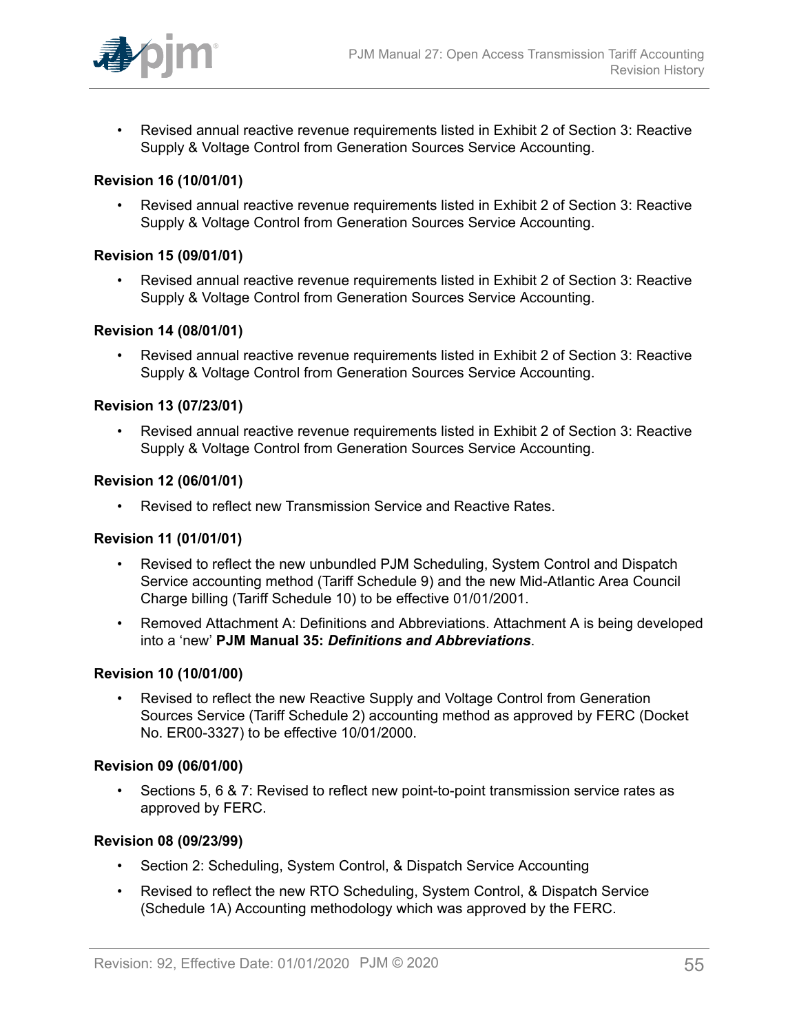- Revised annual reactive revenue requirements listed in Exhibit 2 of Section 3: Reactive Supply & Voltage Control from Generation Sources Service Accounting.

**Revision 16 (10/01/01)**

- Revised annual reactive revenue requirements listed in Exhibit 2 of Section 3: Reactive Supply & Voltage Control from Generation Sources Service Accounting.

**Revision 15 (09/01/01)**

- Revised annual reactive revenue requirements listed in Exhibit 2 of Section 3: Reactive Supply & Voltage Control from Generation Sources Service Accounting.

**Revision 14 (08/01/01)**

- Revised annual reactive revenue requirements listed in Exhibit 2 of Section 3: Reactive Supply & Voltage Control from Generation Sources Service Accounting.

**Revision 13 (07/23/01)**

- Revised annual reactive revenue requirements listed in Exhibit 2 of Section 3: Reactive Supply & Voltage Control from Generation Sources Service Accounting.

**Revision 12 (06/01/01)**

- Revised to reflect new Transmission Service and Reactive Rates.

**Revision 11 (01/01/01)**

- Revised to reflect the new unbundled PJM Scheduling, System Control and Dispatch Service accounting method (Tariff Schedule 9) and the new Mid-Atlantic Area Council Charge billing (Tariff Schedule 10) to be effective 01/01/2001.
- Removed Attachment A: Definitions and Abbreviations. Attachment A is being developed into a 'new' **PJM Manual 35:** ***Definitions and Abbreviations***.

**Revision 10 (10/01/00)**

- Revised to reflect the new Reactive Supply and Voltage Control from Generation Sources Service (Tariff Schedule 2) accounting method as approved by FERC (Docket No. ER00-3327) to be effective 10/01/2000.

**Revision 09 (06/01/00)**

- Sections 5, 6 & 7: Revised to reflect new point-to-point transmission service rates as approved by FERC.

**Revision 08 (09/23/99)**

- Section 2: Scheduling, System Control, & Dispatch Service Accounting
- Revised to reflect the new RTO Scheduling, System Control, & Dispatch Service (Schedule 1A) Accounting methodology which was approved by the FERC.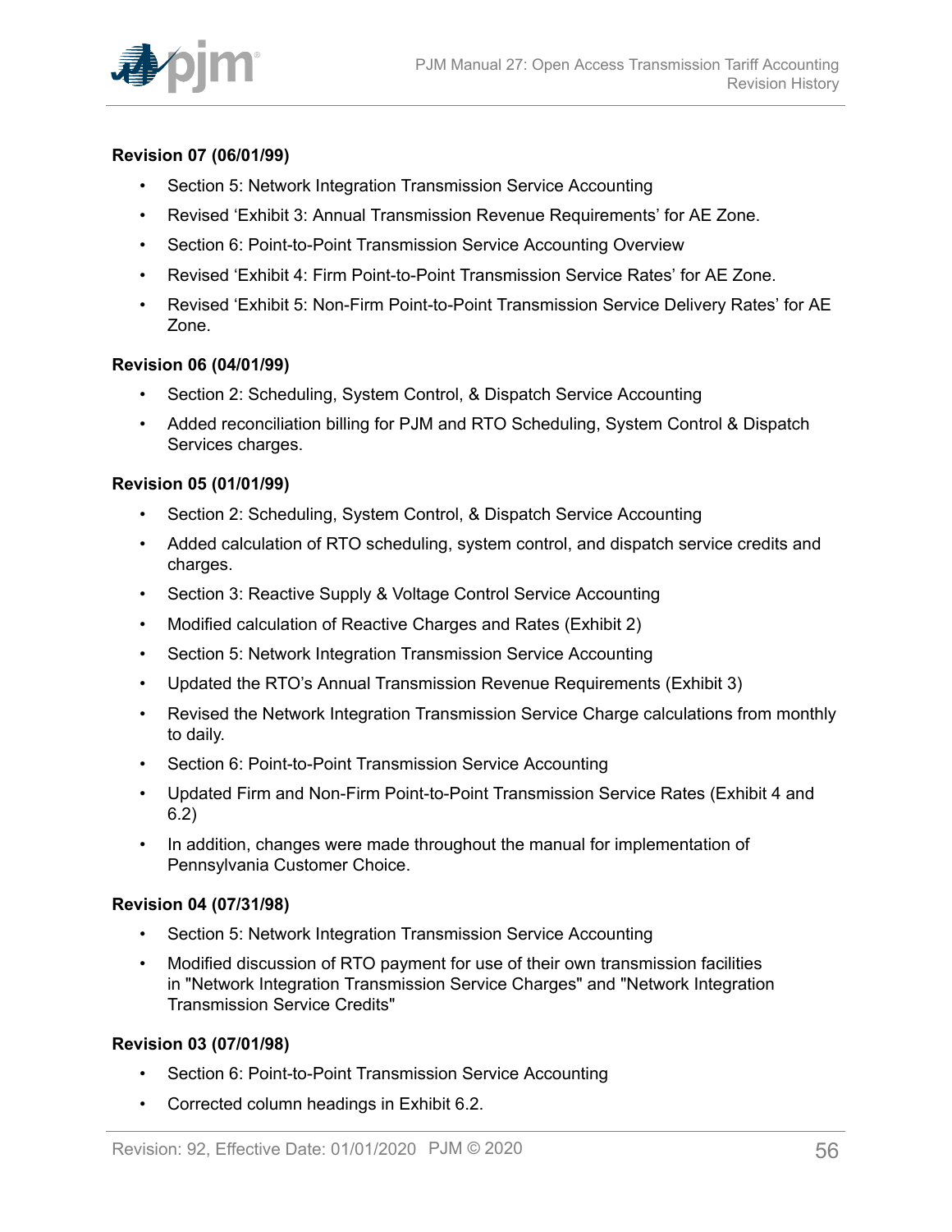**Revision 07 (06/01/99)**

- Section 5: Network Integration Transmission Service Accounting
- Revised 'Exhibit 3: Annual Transmission Revenue Requirements' for AE Zone.
- Section 6: Point-to-Point Transmission Service Accounting Overview
- Revised 'Exhibit 4: Firm Point-to-Point Transmission Service Rates' for AE Zone.
- Revised 'Exhibit 5: Non-Firm Point-to-Point Transmission Service Delivery Rates' for AE Zone.

**Revision 06 (04/01/99)**

- Section 2: Scheduling, System Control, & Dispatch Service Accounting
- Added reconciliation billing for PJM and RTO Scheduling, System Control & Dispatch Services charges.

**Revision 05 (01/01/99)**

- Section 2: Scheduling, System Control, & Dispatch Service Accounting
- Added calculation of RTO scheduling, system control, and dispatch service credits and charges.
- Section 3: Reactive Supply & Voltage Control Service Accounting
- Modified calculation of Reactive Charges and Rates (Exhibit 2)
- Section 5: Network Integration Transmission Service Accounting
- Updated the RTO's Annual Transmission Revenue Requirements (Exhibit 3)
- Revised the Network Integration Transmission Service Charge calculations from monthly to daily.
- Section 6: Point-to-Point Transmission Service Accounting
- Updated Firm and Non-Firm Point-to-Point Transmission Service Rates (Exhibit 4 and 6.2)
- In addition, changes were made throughout the manual for implementation of Pennsylvania Customer Choice.

**Revision 04 (07/31/98)**

- Section 5: Network Integration Transmission Service Accounting
- Modified discussion of RTO payment for use of their own transmission facilities in "Network Integration Transmission Service Charges" and "Network Integration Transmission Service Credits"

**Revision 03 (07/01/98)**

- Section 6: Point-to-Point Transmission Service Accounting
- Corrected column headings in Exhibit 6.2.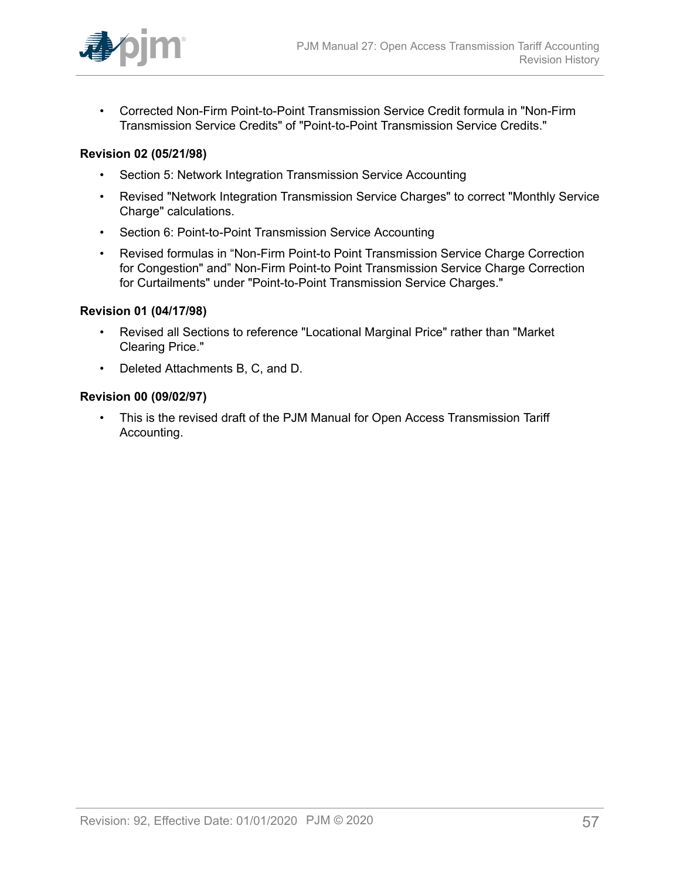- Corrected Non-Firm Point-to-Point Transmission Service Credit formula in "Non-Firm Transmission Service Credits" of "Point-to-Point Transmission Service Credits."

**Revision 02 (05/21/98)**

- Section 5: Network Integration Transmission Service Accounting
- Revised "Network Integration Transmission Service Charges" to correct "Monthly Service Charge" calculations.
- Section 6: Point-to-Point Transmission Service Accounting
- Revised formulas in "Non-Firm Point-to Point Transmission Service Charge Correction for Congestion" and" Non-Firm Point-to Point Transmission Service Charge Correction for Curtailments" under "Point-to-Point Transmission Service Charges."

**Revision 01 (04/17/98)**

- Revised all Sections to reference "Locational Marginal Price" rather than "Market Clearing Price."
- Deleted Attachments B, C, and D.

**Revision 00 (09/02/97)**

- This is the revised draft of the PJM Manual for Open Access Transmission Tariff Accounting.